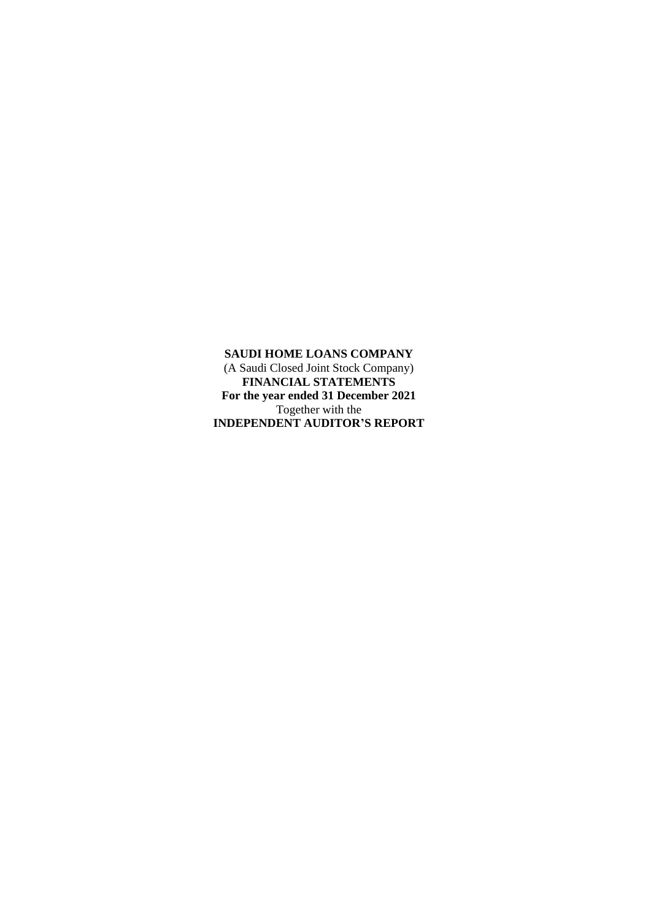**SAUDI HOME LOANS COMPANY**
(A Saudi Closed Joint Stock Company)
**FINANCIAL STATEMENTS**
**For the year ended 31 December 2021**
Together with the
**INDEPENDENT AUDITOR'S REPORT**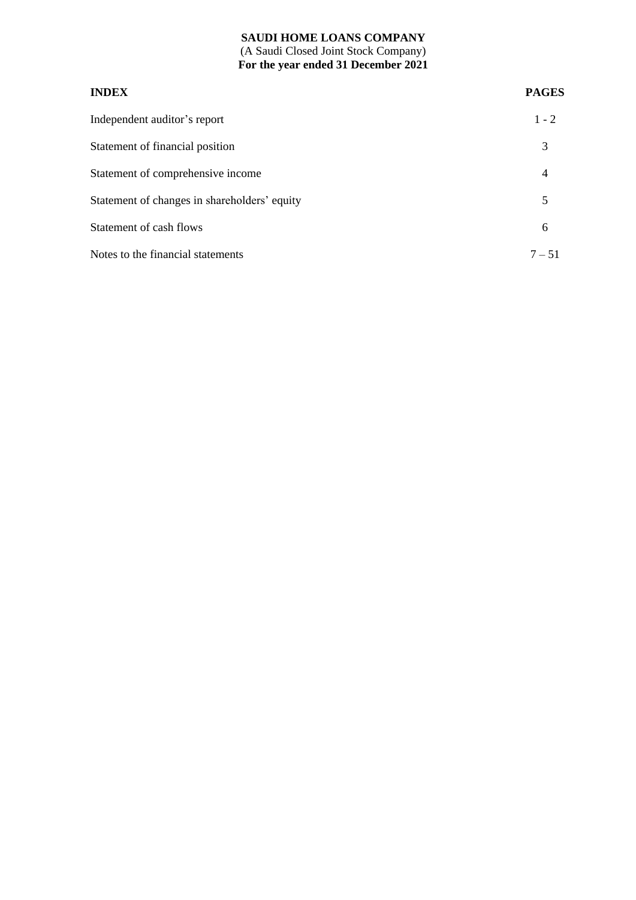**SAUDI HOME LOANS COMPANY**
(A Saudi Closed Joint Stock Company)
**For the year ended 31 December 2021**

| **INDEX** | **PAGES** |
|---|---|
| Independent auditor's report | 1 - 2 |
| Statement of financial position | 3 |
| Statement of comprehensive income | 4 |
| Statement of changes in shareholders' equity | 5 |
| Statement of cash flows | 6 |
| Notes to the financial statements | 7 – 51 |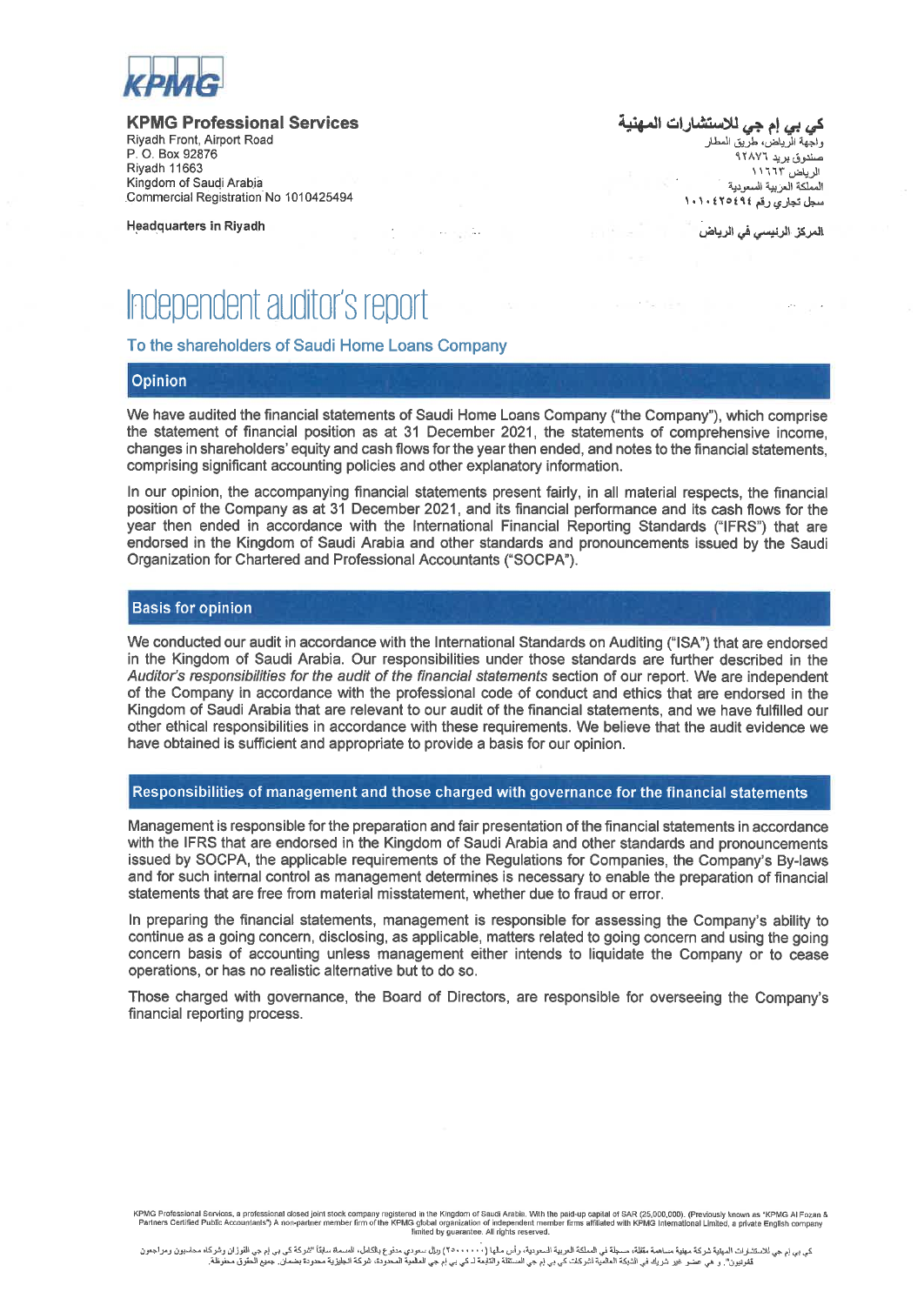**KPMG Professional Services**
Riyadh Front, Airport Road
P. O. Box 92876
Riyadh 11663
Kingdom of Saudi Arabia
Commercial Registration No 1010425494

**Headquarters in Riyadh**

**كي بي إم جي للاستشارات المهنية**
واجهة الرياض، طريق المطار
صندوق بريد ٩٢٨٧٦
الرياض ١١٦٦٣
المملكة العربية السعودية
سجل تجاري رقم ١٠١٠٤٢٥٤٩٤

**المركز الرئيسي في الرياض**

# Independent auditor's report

## To the shareholders of Saudi Home Loans Company

### Opinion

We have audited the financial statements of Saudi Home Loans Company ("the Company"), which comprise the statement of financial position as at 31 December 2021, the statements of comprehensive income, changes in shareholders' equity and cash flows for the year then ended, and notes to the financial statements, comprising significant accounting policies and other explanatory information.

In our opinion, the accompanying financial statements present fairly, in all material respects, the financial position of the Company as at 31 December 2021, and its financial performance and its cash flows for the year then ended in accordance with the International Financial Reporting Standards ("IFRS") that are endorsed in the Kingdom of Saudi Arabia and other standards and pronouncements issued by the Saudi Organization for Chartered and Professional Accountants ("SOCPA").

### Basis for opinion

We conducted our audit in accordance with the International Standards on Auditing ("ISA") that are endorsed in the Kingdom of Saudi Arabia. Our responsibilities under those standards are further described in the *Auditor's responsibilities for the audit of the financial statements* section of our report. We are independent of the Company in accordance with the professional code of conduct and ethics that are endorsed in the Kingdom of Saudi Arabia that are relevant to our audit of the financial statements, and we have fulfilled our other ethical responsibilities in accordance with these requirements. We believe that the audit evidence we have obtained is sufficient and appropriate to provide a basis for our opinion.

### Responsibilities of management and those charged with governance for the financial statements

Management is responsible for the preparation and fair presentation of the financial statements in accordance with the IFRS that are endorsed in the Kingdom of Saudi Arabia and other standards and pronouncements issued by SOCPA, the applicable requirements of the Regulations for Companies, the Company's By-laws and for such internal control as management determines is necessary to enable the preparation of financial statements that are free from material misstatement, whether due to fraud or error.

In preparing the financial statements, management is responsible for assessing the Company's ability to continue as a going concern, disclosing, as applicable, matters related to going concern and using the going concern basis of accounting unless management either intends to liquidate the Company or to cease operations, or has no realistic alternative but to do so.

Those charged with governance, the Board of Directors, are responsible for overseeing the Company's financial reporting process.

KPMG Professional Services, a professional closed joint stock company registered in the Kingdom of Saudi Arabia. With the paid-up capital of SAR (25,000,000). (Previously known as "KPMG Al Fozan & Partners Certified Public Accountants") A non-partner member firm of the KPMG global organization of independent member firms affiliated with KPMG International Limited, a private English company limited by guarantee. All rights reserved.

كي بي إم جي للاستشارات المهنية شركة مهنية مساهمة مقفلة، مسجلة في المملكة العربية السعودية، رأس مالها (٢٥،٠٠٠،٠٠٠) ريال سعودي مدفوع بالكامل، المسماة سابقاً "شركة كي بي إم جي الفوزان وشركاه محاسبون ومراجعون قانونيون". و هي عضو غير شريك في الشبكة العالمية لشركات كي بي إم جي المستقلة والتابعة لـ كي بي إم جي العالمية المحدودة، شركة انجليزية محدودة بضمان. جميع الحقوق محفوظة.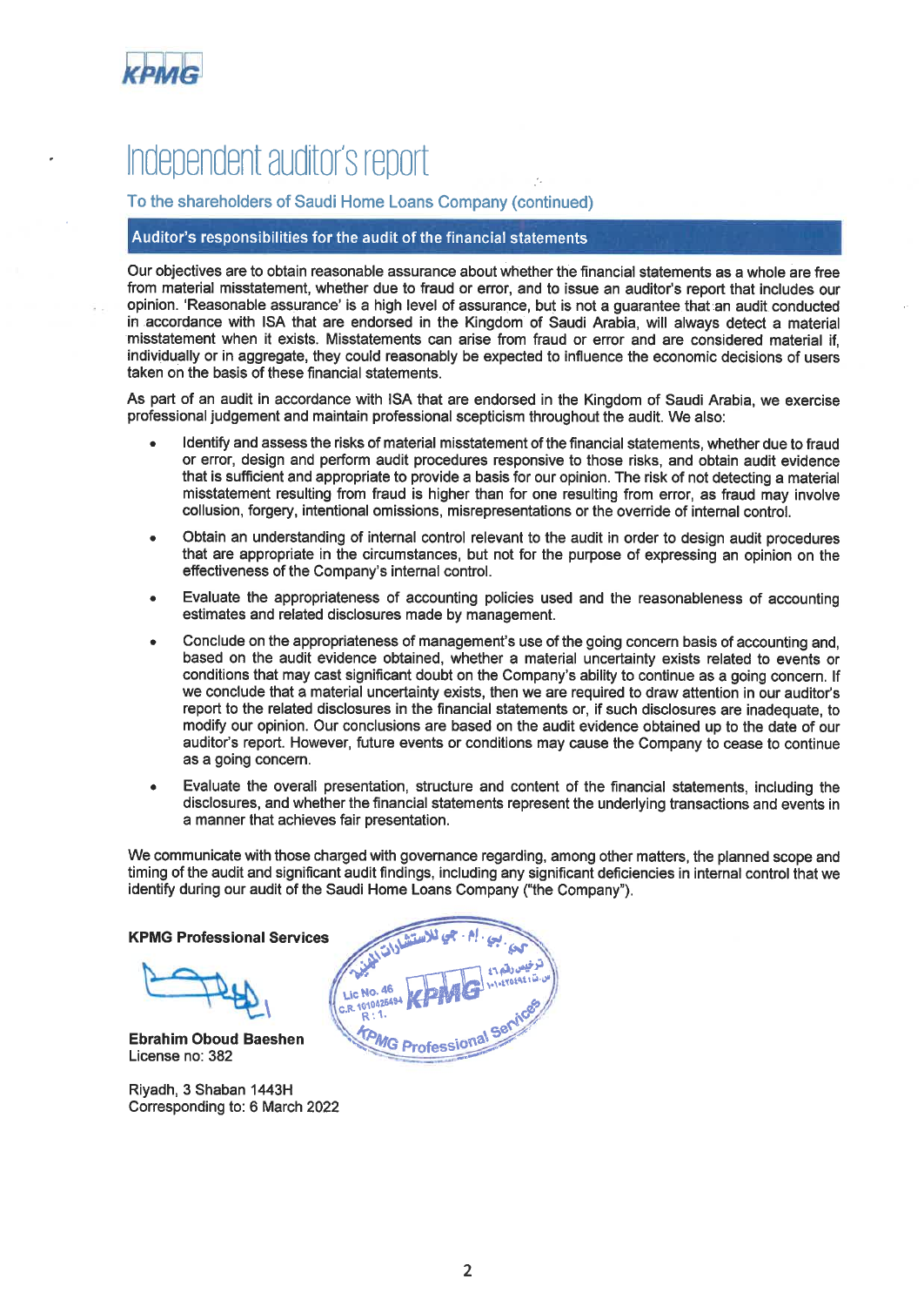# Independent auditor's report

To the shareholders of Saudi Home Loans Company (continued)

## Auditor's responsibilities for the audit of the financial statements

Our objectives are to obtain reasonable assurance about whether the financial statements as a whole are free from material misstatement, whether due to fraud or error, and to issue an auditor's report that includes our opinion. 'Reasonable assurance' is a high level of assurance, but is not a guarantee that an audit conducted in accordance with ISA that are endorsed in the Kingdom of Saudi Arabia, will always detect a material misstatement when it exists. Misstatements can arise from fraud or error and are considered material if, individually or in aggregate, they could reasonably be expected to influence the economic decisions of users taken on the basis of these financial statements.

As part of an audit in accordance with ISA that are endorsed in the Kingdom of Saudi Arabia, we exercise professional judgement and maintain professional scepticism throughout the audit. We also:

- Identify and assess the risks of material misstatement of the financial statements, whether due to fraud or error, design and perform audit procedures responsive to those risks, and obtain audit evidence that is sufficient and appropriate to provide a basis for our opinion. The risk of not detecting a material misstatement resulting from fraud is higher than for one resulting from error, as fraud may involve collusion, forgery, intentional omissions, misrepresentations or the override of internal control.
- Obtain an understanding of internal control relevant to the audit in order to design audit procedures that are appropriate in the circumstances, but not for the purpose of expressing an opinion on the effectiveness of the Company's internal control.
- Evaluate the appropriateness of accounting policies used and the reasonableness of accounting estimates and related disclosures made by management.
- Conclude on the appropriateness of management's use of the going concern basis of accounting and, based on the audit evidence obtained, whether a material uncertainty exists related to events or conditions that may cast significant doubt on the Company's ability to continue as a going concern. If we conclude that a material uncertainty exists, then we are required to draw attention in our auditor's report to the related disclosures in the financial statements or, if such disclosures are inadequate, to modify our opinion. Our conclusions are based on the audit evidence obtained up to the date of our auditor's report. However, future events or conditions may cause the Company to cease to continue as a going concern.
- Evaluate the overall presentation, structure and content of the financial statements, including the disclosures, and whether the financial statements represent the underlying transactions and events in a manner that achieves fair presentation.

We communicate with those charged with governance regarding, among other matters, the planned scope and timing of the audit and significant audit findings, including any significant deficiencies in internal control that we identify during our audit of the Saudi Home Loans Company ("the Company").

**KPMG Professional Services**

**Ebrahim Oboud Baeshen**
License no: 382

Riyadh, 3 Shaban 1443H
Corresponding to: 6 March 2022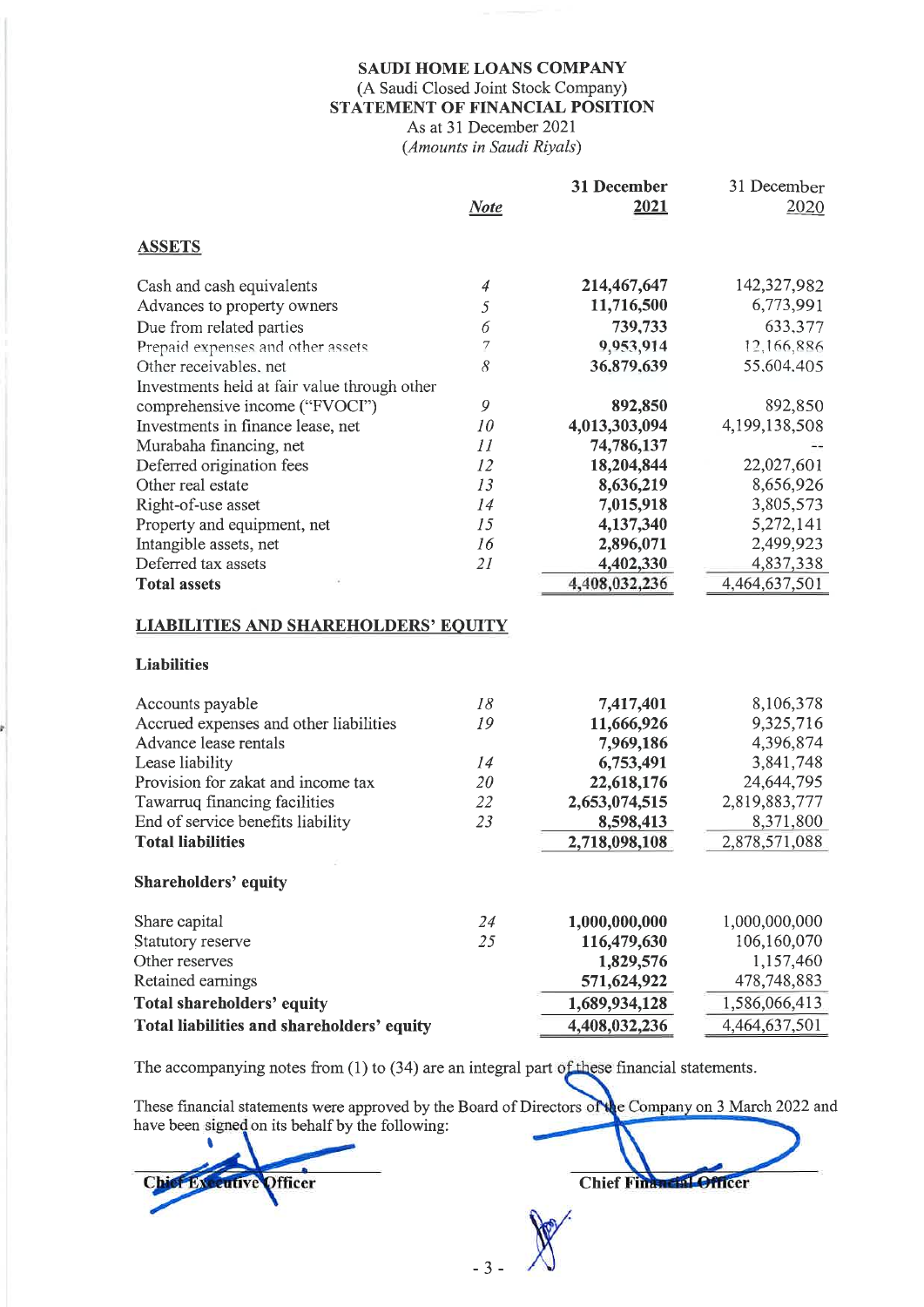# SAUDI HOME LOANS COMPANY

(A Saudi Closed Joint Stock Company)

**STATEMENT OF FINANCIAL POSITION**

As at 31 December 2021

*(Amounts in Saudi Riyals)*

| | *Note* | **31 December 2021** | 31 December 2020 |
|---|---|---|---|
| **ASSETS** | | | |
| Cash and cash equivalents | *4* | **214,467,647** | 142,327,982 |
| Advances to property owners | *5* | **11,716,500** | 6,773,991 |
| Due from related parties | *6* | **739,733** | 633,377 |
| Prepaid expenses and other assets | *7* | **9,953,914** | 12,166,886 |
| Other receivables, net | *8* | **36,879,639** | 55,604,405 |
| Investments held at fair value through other comprehensive income ("FVOCI") | *9* | **892,850** | 892,850 |
| Investments in finance lease, net | *10* | **4,013,303,094** | 4,199,138,508 |
| Murabaha financing, net | *11* | **74,786,137** | -- |
| Deferred origination fees | *12* | **18,204,844** | 22,027,601 |
| Other real estate | *13* | **8,636,219** | 8,656,926 |
| Right-of-use asset | *14* | **7,015,918** | 3,805,573 |
| Property and equipment, net | *15* | **4,137,340** | 5,272,141 |
| Intangible assets, net | *16* | **2,896,071** | 2,499,923 |
| Deferred tax assets | *21* | **4,402,330** | 4,837,338 |
| **Total assets** | | **4,408,032,236** | 4,464,637,501 |
| **LIABILITIES AND SHAREHOLDERS' EQUITY** | | | |
| **Liabilities** | | | |
| Accounts payable | *18* | **7,417,401** | 8,106,378 |
| Accrued expenses and other liabilities | *19* | **11,666,926** | 9,325,716 |
| Advance lease rentals | | **7,969,186** | 4,396,874 |
| Lease liability | *14* | **6,753,491** | 3,841,748 |
| Provision for zakat and income tax | *20* | **22,618,176** | 24,644,795 |
| Tawarruq financing facilities | *22* | **2,653,074,515** | 2,819,883,777 |
| End of service benefits liability | *23* | **8,598,413** | 8,371,800 |
| **Total liabilities** | | **2,718,098,108** | 2,878,571,088 |
| **Shareholders' equity** | | | |
| Share capital | *24* | **1,000,000,000** | 1,000,000,000 |
| Statutory reserve | *25* | **116,479,630** | 106,160,070 |
| Other reserves | | **1,829,576** | 1,157,460 |
| Retained earnings | | **571,624,922** | 478,748,883 |
| **Total shareholders' equity** | | **1,689,934,128** | 1,586,066,413 |
| **Total liabilities and shareholders' equity** | | **4,408,032,236** | 4,464,637,501 |

The accompanying notes from (1) to (34) are an integral part of these financial statements.

These financial statements were approved by the Board of Directors of the Company on 3 March 2022 and have been signed on its behalf by the following:

**Chief Executive Officer** **Chief Financial Officer**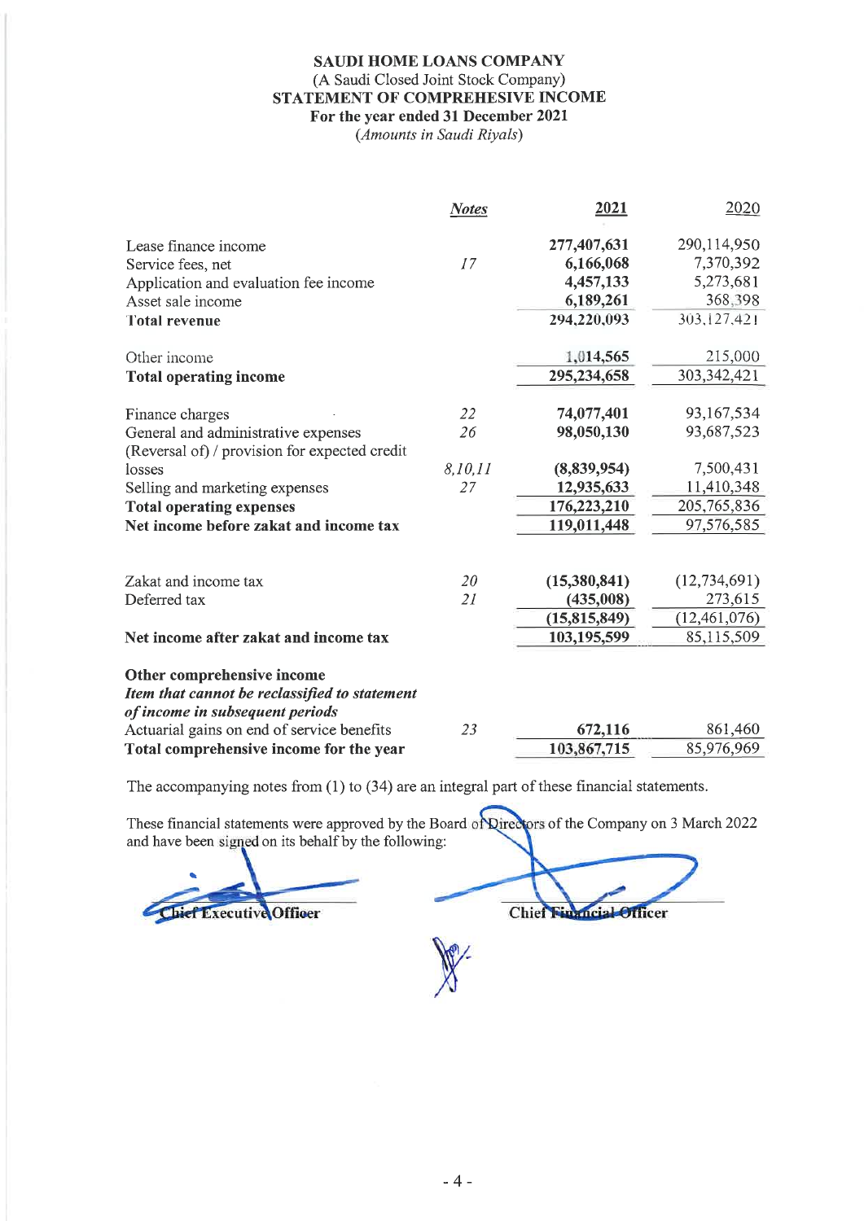**SAUDI HOME LOANS COMPANY**
(A Saudi Closed Joint Stock Company)
**STATEMENT OF COMPREHESIVE INCOME**
**For the year ended 31 December 2021**
*(Amounts in Saudi Riyals)*

| | *Notes* | 2021 | 2020 |
|---|---|---|---|
| Lease finance income | | **277,407,631** | 290,114,950 |
| Service fees, net | *17* | **6,166,068** | 7,370,392 |
| Application and evaluation fee income | | **4,457,133** | 5,273,681 |
| Asset sale income | | **6,189,261** | 368,398 |
| **Total revenue** | | **294,220,093** | 303,127,421 |
| | | | |
| Other income | | **1,014,565** | 215,000 |
| **Total operating income** | | **295,234,658** | 303,342,421 |
| | | | |
| Finance charges | *22* | **74,077,401** | 93,167,534 |
| General and administrative expenses | *26* | **98,050,130** | 93,687,523 |
| (Reversal of) / provision for expected credit losses | *8,10,11* | **(8,839,954)** | 7,500,431 |
| Selling and marketing expenses | *27* | **12,935,633** | 11,410,348 |
| **Total operating expenses** | | **176,223,210** | 205,765,836 |
| **Net income before zakat and income tax** | | **119,011,448** | 97,576,585 |
| | | | |
| Zakat and income tax | *20* | **(15,380,841)** | (12,734,691) |
| Deferred tax | *21* | **(435,008)** | 273,615 |
| | | **(15,815,849)** | (12,461,076) |
| **Net income after zakat and income tax** | | **103,195,599** | 85,115,509 |
| | | | |
| **Other comprehensive income** | | | |
| ***Item that cannot be reclassified to statement of income in subsequent periods*** | | | |
| Actuarial gains on end of service benefits | *23* | **672,116** | 861,460 |
| **Total comprehensive income for the year** | | **103,867,715** | 85,976,969 |

The accompanying notes from (1) to (34) are an integral part of these financial statements.

These financial statements were approved by the Board of Directors of the Company on 3 March 2022 and have been signed on its behalf by the following:

Chief Executive Officer

Chief Financial Officer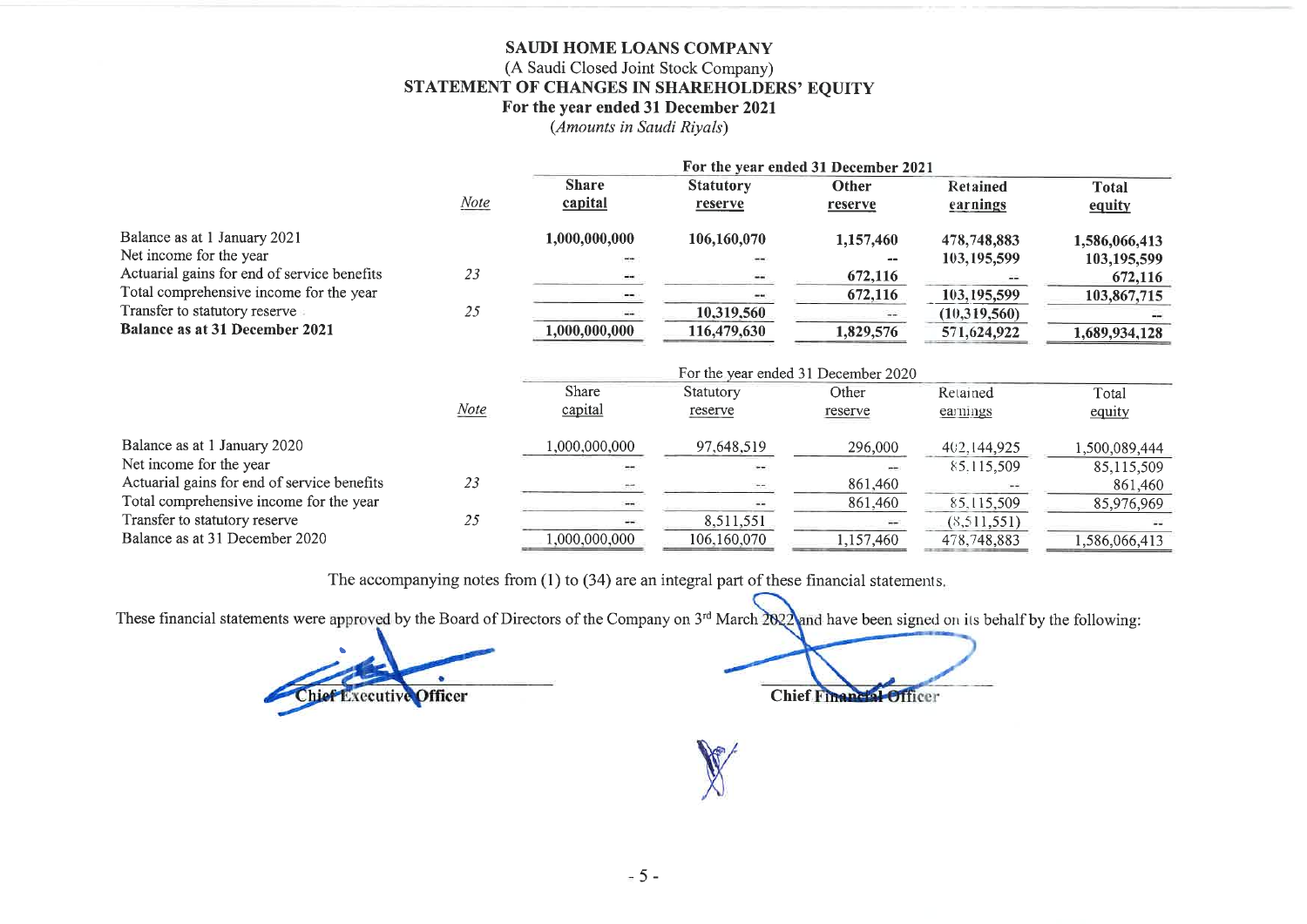# SAUDI HOME LOANS COMPANY

(A Saudi Closed Joint Stock Company)

## STATEMENT OF CHANGES IN SHAREHOLDERS' EQUITY

### For the year ended 31 December 2021

*(Amounts in Saudi Riyals)*

| | Note | Share capital | Statutory reserve | Other reserve | Retained earnings | Total equity |
|---|---|---|---|---|---|---|
| | | **For the year ended 31 December 2021** | | | | |
| Balance as at 1 January 2021 | | 1,000,000,000 | 106,160,070 | 1,157,460 | 478,748,883 | 1,586,066,413 |
| Net income for the year | | -- | -- | -- | 103,195,599 | 103,195,599 |
| Actuarial gains for end of service benefits | 23 | -- | -- | 672,116 | -- | 672,116 |
| Total comprehensive income for the year | | -- | -- | 672,116 | 103,195,599 | 103,867,715 |
| Transfer to statutory reserve | 25 | -- | 10,319,560 | -- | (10,319,560) | -- |
| **Balance as at 31 December 2021** | | **1,000,000,000** | **116,479,630** | **1,829,576** | **571,624,922** | **1,689,934,128** |

| | Note | Share capital | Statutory reserve | Other reserve | Retained earnings | Total equity |
|---|---|---|---|---|---|---|
| | | For the year ended 31 December 2020 | | | | |
| Balance as at 1 January 2020 | | 1,000,000,000 | 97,648,519 | 296,000 | 402,144,925 | 1,500,089,444 |
| Net income for the year | | -- | -- | -- | 85,115,509 | 85,115,509 |
| Actuarial gains for end of service benefits | 23 | -- | -- | 861,460 | -- | 861,460 |
| Total comprehensive income for the year | | -- | -- | 861,460 | 85,115,509 | 85,976,969 |
| Transfer to statutory reserve | 25 | -- | 8,511,551 | -- | (8,511,551) | -- |
| Balance as at 31 December 2020 | | 1,000,000,000 | 106,160,070 | 1,157,460 | 478,748,883 | 1,586,066,413 |

The accompanying notes from (1) to (34) are an integral part of these financial statements.

These financial statements were approved by the Board of Directors of the Company on 3rd March 2022 and have been signed on its behalf by the following:

**Chief Executive Officer** | **Chief Financial Officer**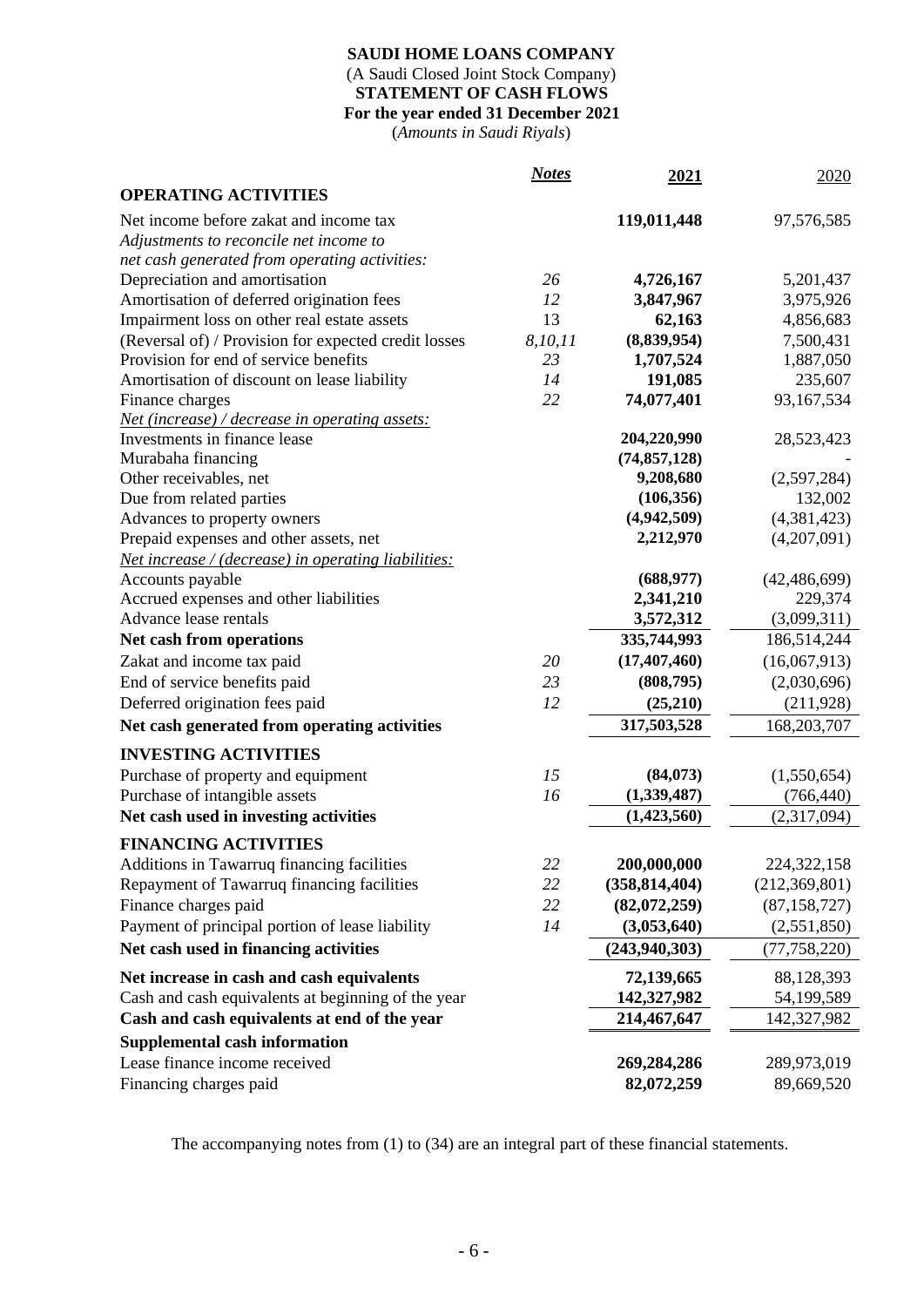**SAUDI HOME LOANS COMPANY**
(A Saudi Closed Joint Stock Company)
**STATEMENT OF CASH FLOWS**
**For the year ended 31 December 2021**
(*Amounts in Saudi Riyals*)

| | *Notes* | 2021 | 2020 |
|---|---|---|---|
| **OPERATING ACTIVITIES** | | | |
| Net income before zakat and income tax | | **119,011,448** | 97,576,585 |
| *Adjustments to reconcile net income to net cash generated from operating activities:* | | | |
| Depreciation and amortisation | *26* | **4,726,167** | 5,201,437 |
| Amortisation of deferred origination fees | *12* | **3,847,967** | 3,975,926 |
| Impairment loss on other real estate assets | 13 | **62,163** | 4,856,683 |
| (Reversal of) / Provision for expected credit losses | *8,10,11* | **(8,839,954)** | 7,500,431 |
| Provision for end of service benefits | *23* | **1,707,524** | 1,887,050 |
| Amortisation of discount on lease liability | *14* | **191,085** | 235,607 |
| Finance charges | *22* | **74,077,401** | 93,167,534 |
| *Net (increase) / decrease in operating assets:* | | | |
| Investments in finance lease | | **204,220,990** | 28,523,423 |
| Murabaha financing | | **(74,857,128)** | - |
| Other receivables, net | | **9,208,680** | (2,597,284) |
| Due from related parties | | **(106,356)** | 132,002 |
| Advances to property owners | | **(4,942,509)** | (4,381,423) |
| Prepaid expenses and other assets, net | | **2,212,970** | (4,207,091) |
| *Net increase / (decrease) in operating liabilities:* | | | |
| Accounts payable | | **(688,977)** | (42,486,699) |
| Accrued expenses and other liabilities | | **2,341,210** | 229,374 |
| Advance lease rentals | | **3,572,312** | (3,099,311) |
| **Net cash from operations** | | **335,744,993** | 186,514,244 |
| Zakat and income tax paid | *20* | **(17,407,460)** | (16,067,913) |
| End of service benefits paid | *23* | **(808,795)** | (2,030,696) |
| Deferred origination fees paid | *12* | **(25,210)** | (211,928) |
| **Net cash generated from operating activities** | | **317,503,528** | 168,203,707 |
| **INVESTING ACTIVITIES** | | | |
| Purchase of property and equipment | *15* | **(84,073)** | (1,550,654) |
| Purchase of intangible assets | *16* | **(1,339,487)** | (766,440) |
| **Net cash used in investing activities** | | **(1,423,560)** | (2,317,094) |
| **FINANCING ACTIVITIES** | | | |
| Additions in Tawarruq financing facilities | *22* | **200,000,000** | 224,322,158 |
| Repayment of Tawarruq financing facilities | *22* | **(358,814,404)** | (212,369,801) |
| Finance charges paid | *22* | **(82,072,259)** | (87,158,727) |
| Payment of principal portion of lease liability | *14* | **(3,053,640)** | (2,551,850) |
| **Net cash used in financing activities** | | **(243,940,303)** | (77,758,220) |
| **Net increase in cash and cash equivalents** | | **72,139,665** | 88,128,393 |
| Cash and cash equivalents at beginning of the year | | **142,327,982** | 54,199,589 |
| **Cash and cash equivalents at end of the year** | | **214,467,647** | 142,327,982 |
| **Supplemental cash information** | | | |
| Lease finance income received | | **269,284,286** | 289,973,019 |
| Financing charges paid | | **82,072,259** | 89,669,520 |

The accompanying notes from (1) to (34) are an integral part of these financial statements.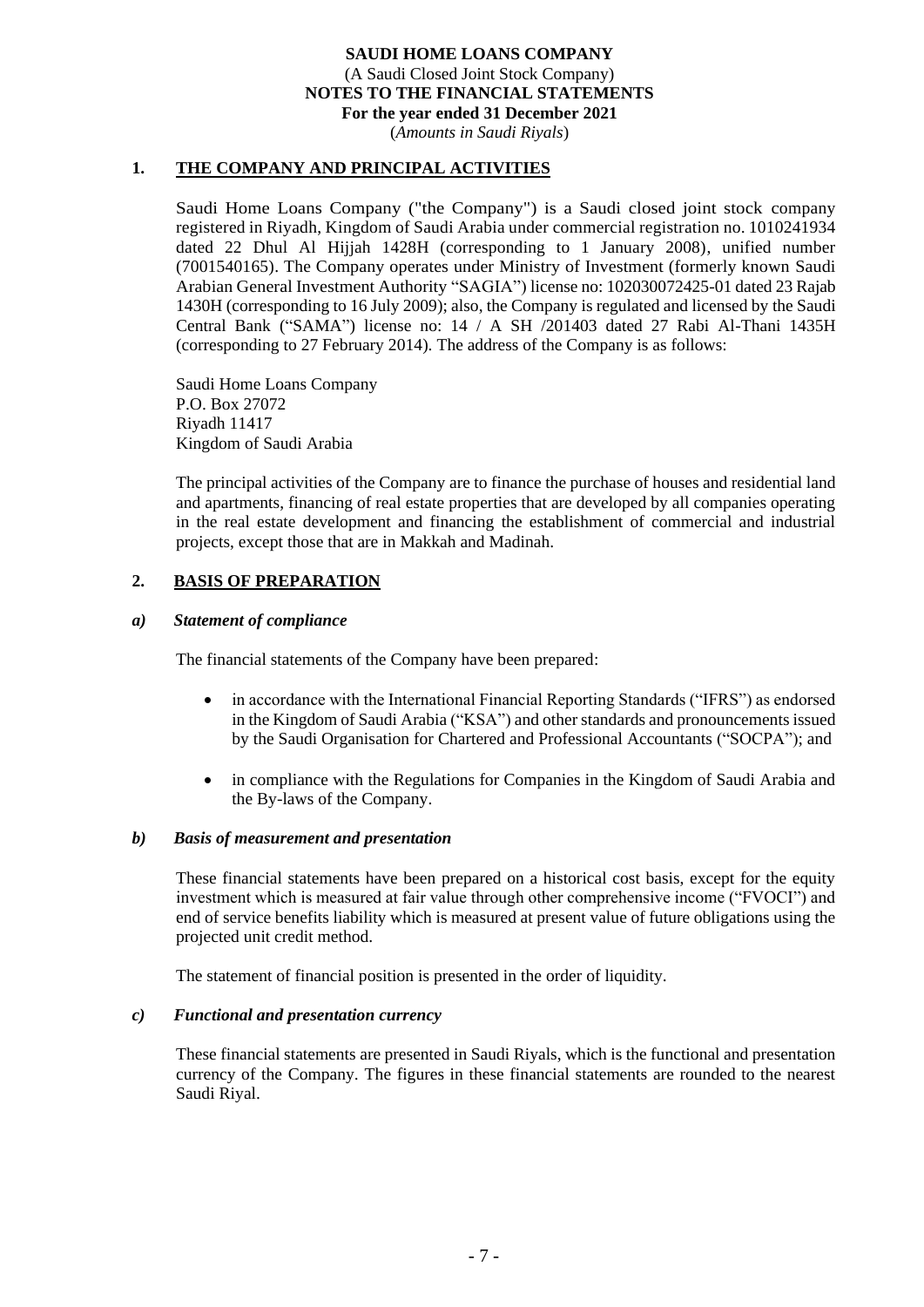**SAUDI HOME LOANS COMPANY**
(A Saudi Closed Joint Stock Company)
**NOTES TO THE FINANCIAL STATEMENTS**
**For the year ended 31 December 2021**
(*Amounts in Saudi Riyals*)

## 1. THE COMPANY AND PRINCIPAL ACTIVITIES

Saudi Home Loans Company ("the Company") is a Saudi closed joint stock company registered in Riyadh, Kingdom of Saudi Arabia under commercial registration no. 1010241934 dated 22 Dhul Al Hijjah 1428H (corresponding to 1 January 2008), unified number (7001540165). The Company operates under Ministry of Investment (formerly known Saudi Arabian General Investment Authority "SAGIA") license no: 102030072425-01 dated 23 Rajab 1430H (corresponding to 16 July 2009); also, the Company is regulated and licensed by the Saudi Central Bank ("SAMA") license no: 14 / A SH /201403 dated 27 Rabi Al-Thani 1435H (corresponding to 27 February 2014). The address of the Company is as follows:

Saudi Home Loans Company
P.O. Box 27072
Riyadh 11417
Kingdom of Saudi Arabia

The principal activities of the Company are to finance the purchase of houses and residential land and apartments, financing of real estate properties that are developed by all companies operating in the real estate development and financing the establishment of commercial and industrial projects, except those that are in Makkah and Madinah.

## 2. BASIS OF PREPARATION

### *a) Statement of compliance*

The financial statements of the Company have been prepared:

- in accordance with the International Financial Reporting Standards ("IFRS") as endorsed in the Kingdom of Saudi Arabia ("KSA") and other standards and pronouncements issued by the Saudi Organisation for Chartered and Professional Accountants ("SOCPA"); and
- in compliance with the Regulations for Companies in the Kingdom of Saudi Arabia and the By-laws of the Company.

### *b) Basis of measurement and presentation*

These financial statements have been prepared on a historical cost basis, except for the equity investment which is measured at fair value through other comprehensive income ("FVOCI") and end of service benefits liability which is measured at present value of future obligations using the projected unit credit method.

The statement of financial position is presented in the order of liquidity.

### *c) Functional and presentation currency*

These financial statements are presented in Saudi Riyals, which is the functional and presentation currency of the Company. The figures in these financial statements are rounded to the nearest Saudi Riyal.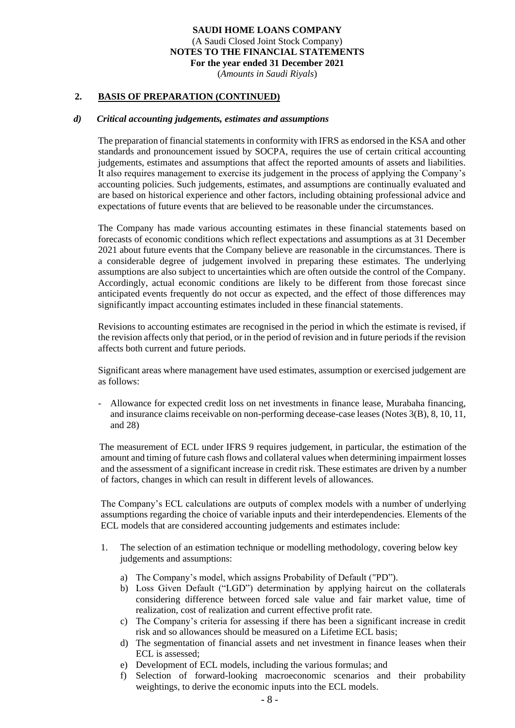## 2. BASIS OF PREPARATION (CONTINUED)

### *d) Critical accounting judgements, estimates and assumptions*

The preparation of financial statements in conformity with IFRS as endorsed in the KSA and other standards and pronouncement issued by SOCPA, requires the use of certain critical accounting judgements, estimates and assumptions that affect the reported amounts of assets and liabilities. It also requires management to exercise its judgement in the process of applying the Company's accounting policies. Such judgements, estimates, and assumptions are continually evaluated and are based on historical experience and other factors, including obtaining professional advice and expectations of future events that are believed to be reasonable under the circumstances.

The Company has made various accounting estimates in these financial statements based on forecasts of economic conditions which reflect expectations and assumptions as at 31 December 2021 about future events that the Company believe are reasonable in the circumstances. There is a considerable degree of judgement involved in preparing these estimates. The underlying assumptions are also subject to uncertainties which are often outside the control of the Company. Accordingly, actual economic conditions are likely to be different from those forecast since anticipated events frequently do not occur as expected, and the effect of those differences may significantly impact accounting estimates included in these financial statements.

Revisions to accounting estimates are recognised in the period in which the estimate is revised, if the revision affects only that period, or in the period of revision and in future periods if the revision affects both current and future periods.

Significant areas where management have used estimates, assumption or exercised judgement are as follows:

- Allowance for expected credit loss on net investments in finance lease, Murabaha financing, and insurance claims receivable on non-performing decease-case leases (Notes 3(B), 8, 10, 11, and 28)

The measurement of ECL under IFRS 9 requires judgement, in particular, the estimation of the amount and timing of future cash flows and collateral values when determining impairment losses and the assessment of a significant increase in credit risk. These estimates are driven by a number of factors, changes in which can result in different levels of allowances.

The Company's ECL calculations are outputs of complex models with a number of underlying assumptions regarding the choice of variable inputs and their interdependencies. Elements of the ECL models that are considered accounting judgements and estimates include:

1. The selection of an estimation technique or modelling methodology, covering below key judgements and assumptions:

   a) The Company's model, which assigns Probability of Default ("PD").
   b) Loss Given Default ("LGD") determination by applying haircut on the collaterals considering difference between forced sale value and fair market value, time of realization, cost of realization and current effective profit rate.
   c) The Company's criteria for assessing if there has been a significant increase in credit risk and so allowances should be measured on a Lifetime ECL basis;
   d) The segmentation of financial assets and net investment in finance leases when their ECL is assessed;
   e) Development of ECL models, including the various formulas; and
   f) Selection of forward-looking macroeconomic scenarios and their probability weightings, to derive the economic inputs into the ECL models.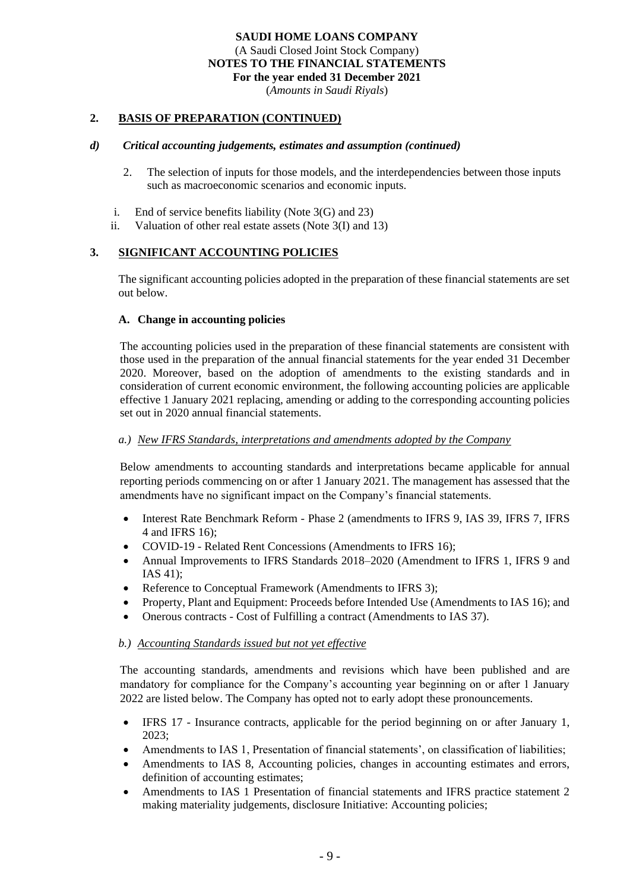## 2. BASIS OF PREPARATION (CONTINUED)

### *d) Critical accounting judgements, estimates and assumption (continued)*

2. The selection of inputs for those models, and the interdependencies between those inputs such as macroeconomic scenarios and economic inputs.

i. End of service benefits liability (Note 3(G) and 23)
ii. Valuation of other real estate assets (Note 3(I) and 13)

## 3. SIGNIFICANT ACCOUNTING POLICIES

The significant accounting policies adopted in the preparation of these financial statements are set out below.

### A. Change in accounting policies

The accounting policies used in the preparation of these financial statements are consistent with those used in the preparation of the annual financial statements for the year ended 31 December 2020. Moreover, based on the adoption of amendments to the existing standards and in consideration of current economic environment, the following accounting policies are applicable effective 1 January 2021 replacing, amending or adding to the corresponding accounting policies set out in 2020 annual financial statements.

#### *a.) New IFRS Standards, interpretations and amendments adopted by the Company*

Below amendments to accounting standards and interpretations became applicable for annual reporting periods commencing on or after 1 January 2021. The management has assessed that the amendments have no significant impact on the Company's financial statements.

- Interest Rate Benchmark Reform - Phase 2 (amendments to IFRS 9, IAS 39, IFRS 7, IFRS 4 and IFRS 16);
- COVID-19 - Related Rent Concessions (Amendments to IFRS 16);
- Annual Improvements to IFRS Standards 2018–2020 (Amendment to IFRS 1, IFRS 9 and IAS 41);
- Reference to Conceptual Framework (Amendments to IFRS 3);
- Property, Plant and Equipment: Proceeds before Intended Use (Amendments to IAS 16); and
- Onerous contracts - Cost of Fulfilling a contract (Amendments to IAS 37).

#### *b.) Accounting Standards issued but not yet effective*

The accounting standards, amendments and revisions which have been published and are mandatory for compliance for the Company's accounting year beginning on or after 1 January 2022 are listed below. The Company has opted not to early adopt these pronouncements.

- IFRS 17 - Insurance contracts, applicable for the period beginning on or after January 1, 2023;
- Amendments to IAS 1, Presentation of financial statements', on classification of liabilities;
- Amendments to IAS 8, Accounting policies, changes in accounting estimates and errors, definition of accounting estimates;
- Amendments to IAS 1 Presentation of financial statements and IFRS practice statement 2 making materiality judgements, disclosure Initiative: Accounting policies;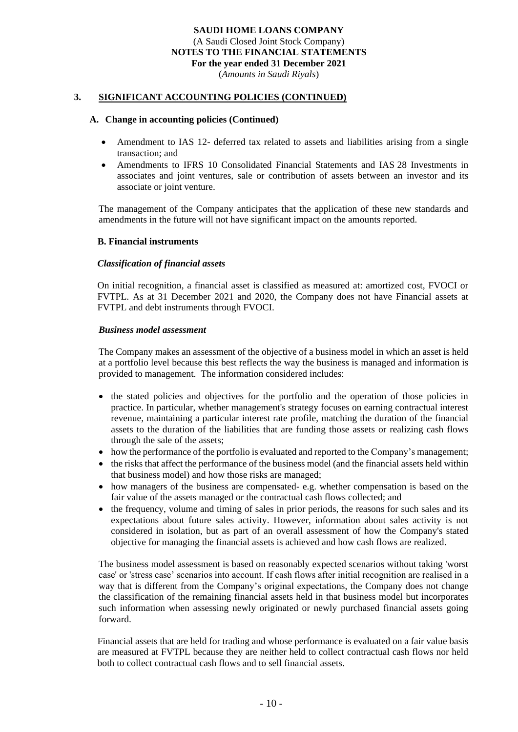## 3. SIGNIFICANT ACCOUNTING POLICIES (CONTINUED)

### A. Change in accounting policies (Continued)

- Amendment to IAS 12- deferred tax related to assets and liabilities arising from a single transaction; and
- Amendments to IFRS 10 Consolidated Financial Statements and IAS 28 Investments in associates and joint ventures, sale or contribution of assets between an investor and its associate or joint venture.

The management of the Company anticipates that the application of these new standards and amendments in the future will not have significant impact on the amounts reported.

### B. Financial instruments

***Classification of financial assets***

On initial recognition, a financial asset is classified as measured at: amortized cost, FVOCI or FVTPL. As at 31 December 2021 and 2020, the Company does not have Financial assets at FVTPL and debt instruments through FVOCI.

***Business model assessment***

The Company makes an assessment of the objective of a business model in which an asset is held at a portfolio level because this best reflects the way the business is managed and information is provided to management. The information considered includes:

- the stated policies and objectives for the portfolio and the operation of those policies in practice. In particular, whether management's strategy focuses on earning contractual interest revenue, maintaining a particular interest rate profile, matching the duration of the financial assets to the duration of the liabilities that are funding those assets or realizing cash flows through the sale of the assets;
- how the performance of the portfolio is evaluated and reported to the Company's management;
- the risks that affect the performance of the business model (and the financial assets held within that business model) and how those risks are managed;
- how managers of the business are compensated- e.g. whether compensation is based on the fair value of the assets managed or the contractual cash flows collected; and
- the frequency, volume and timing of sales in prior periods, the reasons for such sales and its expectations about future sales activity. However, information about sales activity is not considered in isolation, but as part of an overall assessment of how the Company's stated objective for managing the financial assets is achieved and how cash flows are realized.

The business model assessment is based on reasonably expected scenarios without taking 'worst case' or 'stress case' scenarios into account. If cash flows after initial recognition are realised in a way that is different from the Company's original expectations, the Company does not change the classification of the remaining financial assets held in that business model but incorporates such information when assessing newly originated or newly purchased financial assets going forward.

Financial assets that are held for trading and whose performance is evaluated on a fair value basis are measured at FVTPL because they are neither held to collect contractual cash flows nor held both to collect contractual cash flows and to sell financial assets.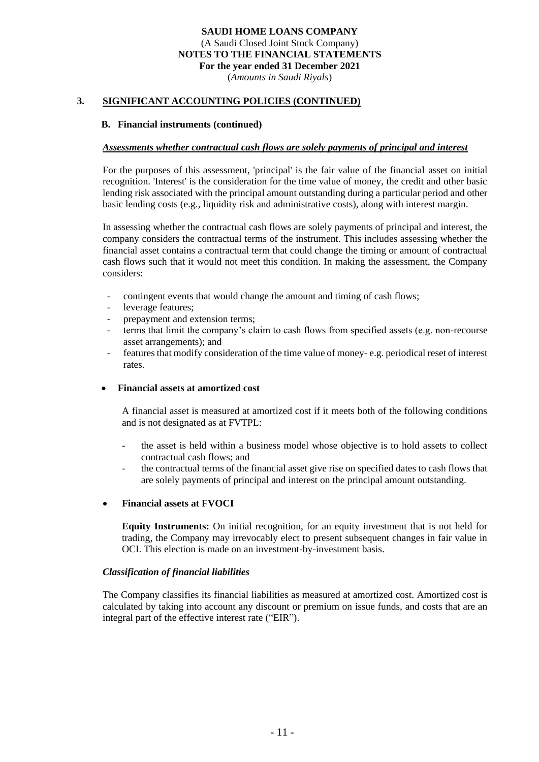## 3. SIGNIFICANT ACCOUNTING POLICIES (CONTINUED)

### B. Financial instruments (continued)

***Assessments whether contractual cash flows are solely payments of principal and interest***

For the purposes of this assessment, 'principal' is the fair value of the financial asset on initial recognition. 'Interest' is the consideration for the time value of money, the credit and other basic lending risk associated with the principal amount outstanding during a particular period and other basic lending costs (e.g., liquidity risk and administrative costs), along with interest margin.

In assessing whether the contractual cash flows are solely payments of principal and interest, the company considers the contractual terms of the instrument. This includes assessing whether the financial asset contains a contractual term that could change the timing or amount of contractual cash flows such that it would not meet this condition. In making the assessment, the Company considers:

- contingent events that would change the amount and timing of cash flows;
- leverage features;
- prepayment and extension terms;
- terms that limit the company's claim to cash flows from specified assets (e.g. non-recourse asset arrangements); and
- features that modify consideration of the time value of money- e.g. periodical reset of interest rates.

- **Financial assets at amortized cost**

  A financial asset is measured at amortized cost if it meets both of the following conditions and is not designated as at FVTPL:

  - the asset is held within a business model whose objective is to hold assets to collect contractual cash flows; and
  - the contractual terms of the financial asset give rise on specified dates to cash flows that are solely payments of principal and interest on the principal amount outstanding.

- **Financial assets at FVOCI**

  **Equity Instruments:** On initial recognition, for an equity investment that is not held for trading, the Company may irrevocably elect to present subsequent changes in fair value in OCI. This election is made on an investment-by-investment basis.

***Classification of financial liabilities***

The Company classifies its financial liabilities as measured at amortized cost. Amortized cost is calculated by taking into account any discount or premium on issue funds, and costs that are an integral part of the effective interest rate ("EIR").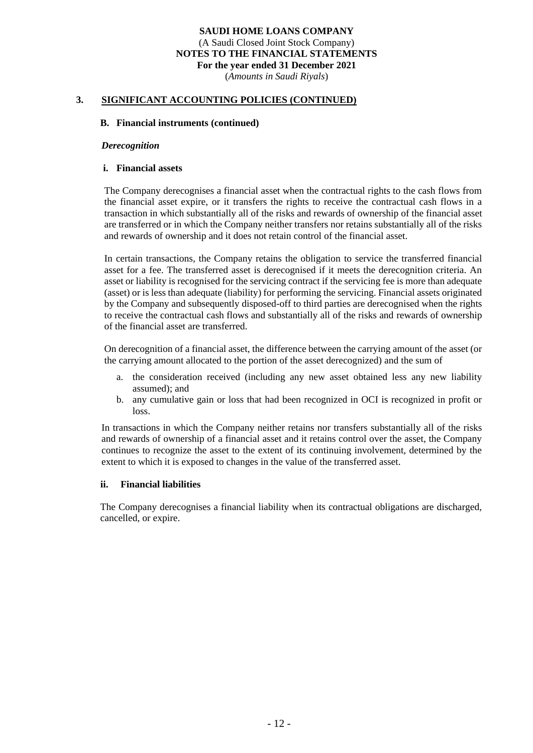SAUDI HOME LOANS COMPANY
(A Saudi Closed Joint Stock Company)
NOTES TO THE FINANCIAL STATEMENTS
For the year ended 31 December 2021
(*Amounts in Saudi Riyals*)

## 3. SIGNIFICANT ACCOUNTING POLICIES (CONTINUED)

### B. Financial instruments (continued)

***Derecognition***

#### i. Financial assets

The Company derecognises a financial asset when the contractual rights to the cash flows from the financial asset expire, or it transfers the rights to receive the contractual cash flows in a transaction in which substantially all of the risks and rewards of ownership of the financial asset are transferred or in which the Company neither transfers nor retains substantially all of the risks and rewards of ownership and it does not retain control of the financial asset.

In certain transactions, the Company retains the obligation to service the transferred financial asset for a fee. The transferred asset is derecognised if it meets the derecognition criteria. An asset or liability is recognised for the servicing contract if the servicing fee is more than adequate (asset) or is less than adequate (liability) for performing the servicing. Financial assets originated by the Company and subsequently disposed-off to third parties are derecognised when the rights to receive the contractual cash flows and substantially all of the risks and rewards of ownership of the financial asset are transferred.

On derecognition of a financial asset, the difference between the carrying amount of the asset (or the carrying amount allocated to the portion of the asset derecognized) and the sum of

a. the consideration received (including any new asset obtained less any new liability assumed); and
b. any cumulative gain or loss that had been recognized in OCI is recognized in profit or loss.

In transactions in which the Company neither retains nor transfers substantially all of the risks and rewards of ownership of a financial asset and it retains control over the asset, the Company continues to recognize the asset to the extent of its continuing involvement, determined by the extent to which it is exposed to changes in the value of the transferred asset.

#### ii. Financial liabilities

The Company derecognises a financial liability when its contractual obligations are discharged, cancelled, or expire.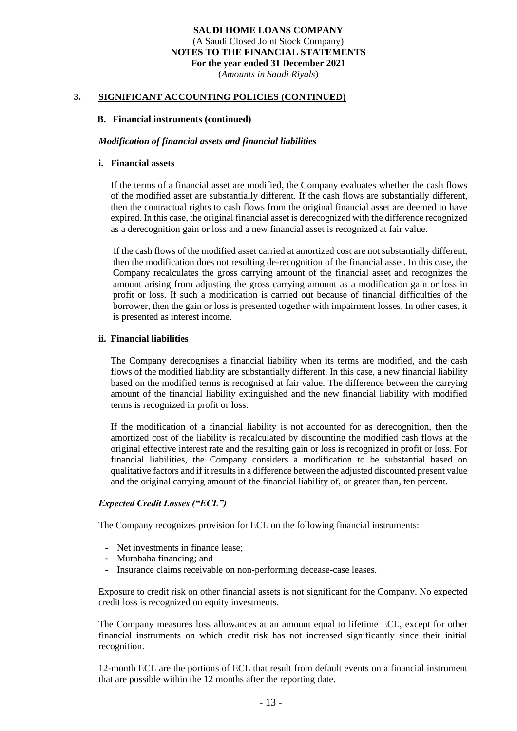## 3. SIGNIFICANT ACCOUNTING POLICIES (CONTINUED)

### B. Financial instruments (continued)

***Modification of financial assets and financial liabilities***

**i. Financial assets**

If the terms of a financial asset are modified, the Company evaluates whether the cash flows of the modified asset are substantially different. If the cash flows are substantially different, then the contractual rights to cash flows from the original financial asset are deemed to have expired. In this case, the original financial asset is derecognized with the difference recognized as a derecognition gain or loss and a new financial asset is recognized at fair value.

If the cash flows of the modified asset carried at amortized cost are not substantially different, then the modification does not resulting de-recognition of the financial asset. In this case, the Company recalculates the gross carrying amount of the financial asset and recognizes the amount arising from adjusting the gross carrying amount as a modification gain or loss in profit or loss. If such a modification is carried out because of financial difficulties of the borrower, then the gain or loss is presented together with impairment losses. In other cases, it is presented as interest income.

**ii. Financial liabilities**

The Company derecognises a financial liability when its terms are modified, and the cash flows of the modified liability are substantially different. In this case, a new financial liability based on the modified terms is recognised at fair value. The difference between the carrying amount of the financial liability extinguished and the new financial liability with modified terms is recognized in profit or loss.

If the modification of a financial liability is not accounted for as derecognition, then the amortized cost of the liability is recalculated by discounting the modified cash flows at the original effective interest rate and the resulting gain or loss is recognized in profit or loss. For financial liabilities, the Company considers a modification to be substantial based on qualitative factors and if it results in a difference between the adjusted discounted present value and the original carrying amount of the financial liability of, or greater than, ten percent.

***Expected Credit Losses ("ECL")***

The Company recognizes provision for ECL on the following financial instruments:

- Net investments in finance lease;
- Murabaha financing; and
- Insurance claims receivable on non-performing decease-case leases.

Exposure to credit risk on other financial assets is not significant for the Company. No expected credit loss is recognized on equity investments.

The Company measures loss allowances at an amount equal to lifetime ECL, except for other financial instruments on which credit risk has not increased significantly since their initial recognition.

12-month ECL are the portions of ECL that result from default events on a financial instrument that are possible within the 12 months after the reporting date.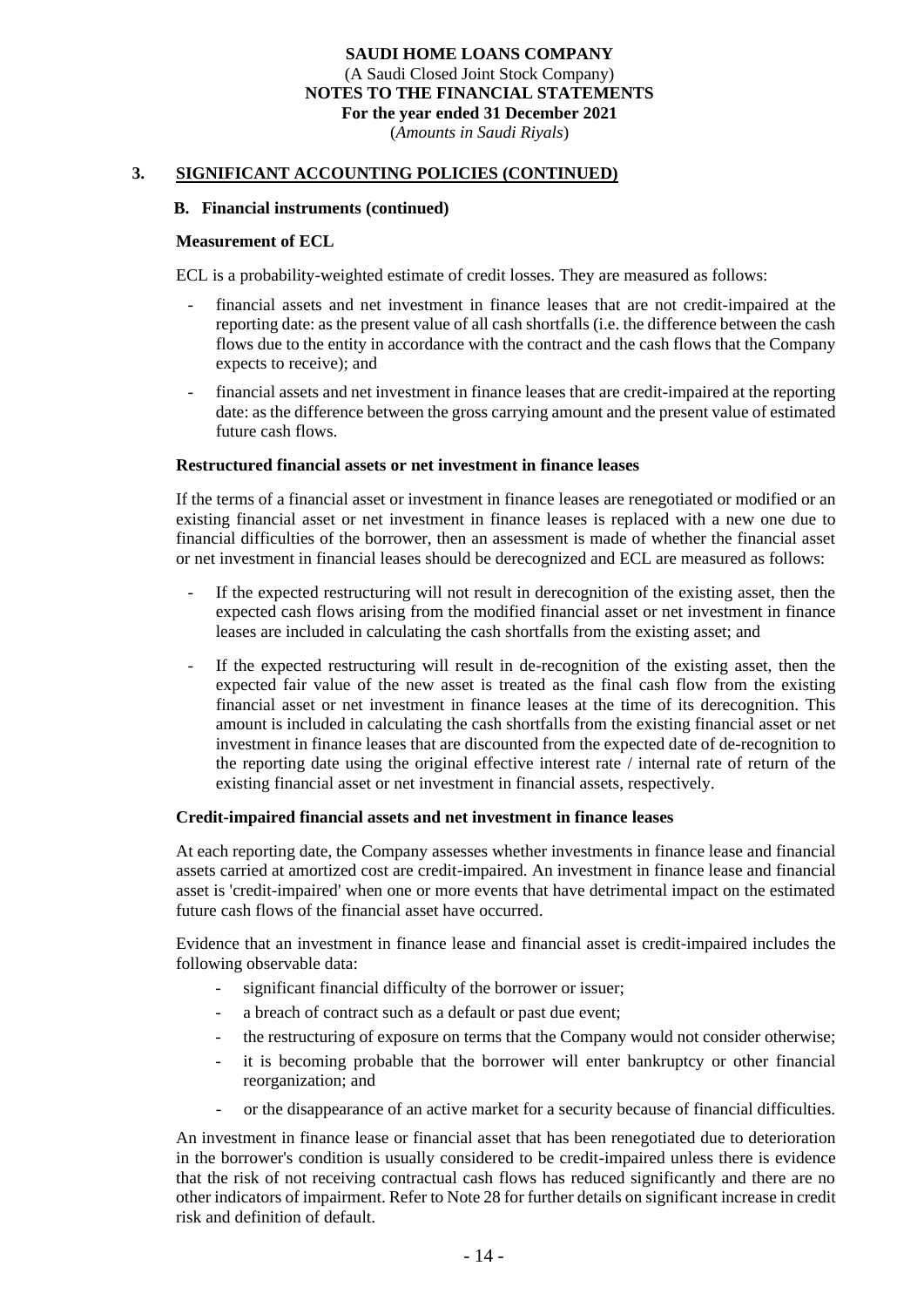## 3. SIGNIFICANT ACCOUNTING POLICIES (CONTINUED)

### B. Financial instruments (continued)

**Measurement of ECL**

ECL is a probability-weighted estimate of credit losses. They are measured as follows:

- financial assets and net investment in finance leases that are not credit-impaired at the reporting date: as the present value of all cash shortfalls (i.e. the difference between the cash flows due to the entity in accordance with the contract and the cash flows that the Company expects to receive); and
- financial assets and net investment in finance leases that are credit-impaired at the reporting date: as the difference between the gross carrying amount and the present value of estimated future cash flows.

**Restructured financial assets or net investment in finance leases**

If the terms of a financial asset or investment in finance leases are renegotiated or modified or an existing financial asset or net investment in finance leases is replaced with a new one due to financial difficulties of the borrower, then an assessment is made of whether the financial asset or net investment in financial leases should be derecognized and ECL are measured as follows:

- If the expected restructuring will not result in derecognition of the existing asset, then the expected cash flows arising from the modified financial asset or net investment in finance leases are included in calculating the cash shortfalls from the existing asset; and
- If the expected restructuring will result in de-recognition of the existing asset, then the expected fair value of the new asset is treated as the final cash flow from the existing financial asset or net investment in finance leases at the time of its derecognition. This amount is included in calculating the cash shortfalls from the existing financial asset or net investment in finance leases that are discounted from the expected date of de-recognition to the reporting date using the original effective interest rate / internal rate of return of the existing financial asset or net investment in financial assets, respectively.

**Credit-impaired financial assets and net investment in finance leases**

At each reporting date, the Company assesses whether investments in finance lease and financial assets carried at amortized cost are credit-impaired. An investment in finance lease and financial asset is 'credit-impaired' when one or more events that have detrimental impact on the estimated future cash flows of the financial asset have occurred.

Evidence that an investment in finance lease and financial asset is credit-impaired includes the following observable data:

- significant financial difficulty of the borrower or issuer;
- a breach of contract such as a default or past due event;
- the restructuring of exposure on terms that the Company would not consider otherwise;
- it is becoming probable that the borrower will enter bankruptcy or other financial reorganization; and
- or the disappearance of an active market for a security because of financial difficulties.

An investment in finance lease or financial asset that has been renegotiated due to deterioration in the borrower's condition is usually considered to be credit-impaired unless there is evidence that the risk of not receiving contractual cash flows has reduced significantly and there are no other indicators of impairment. Refer to Note 28 for further details on significant increase in credit risk and definition of default.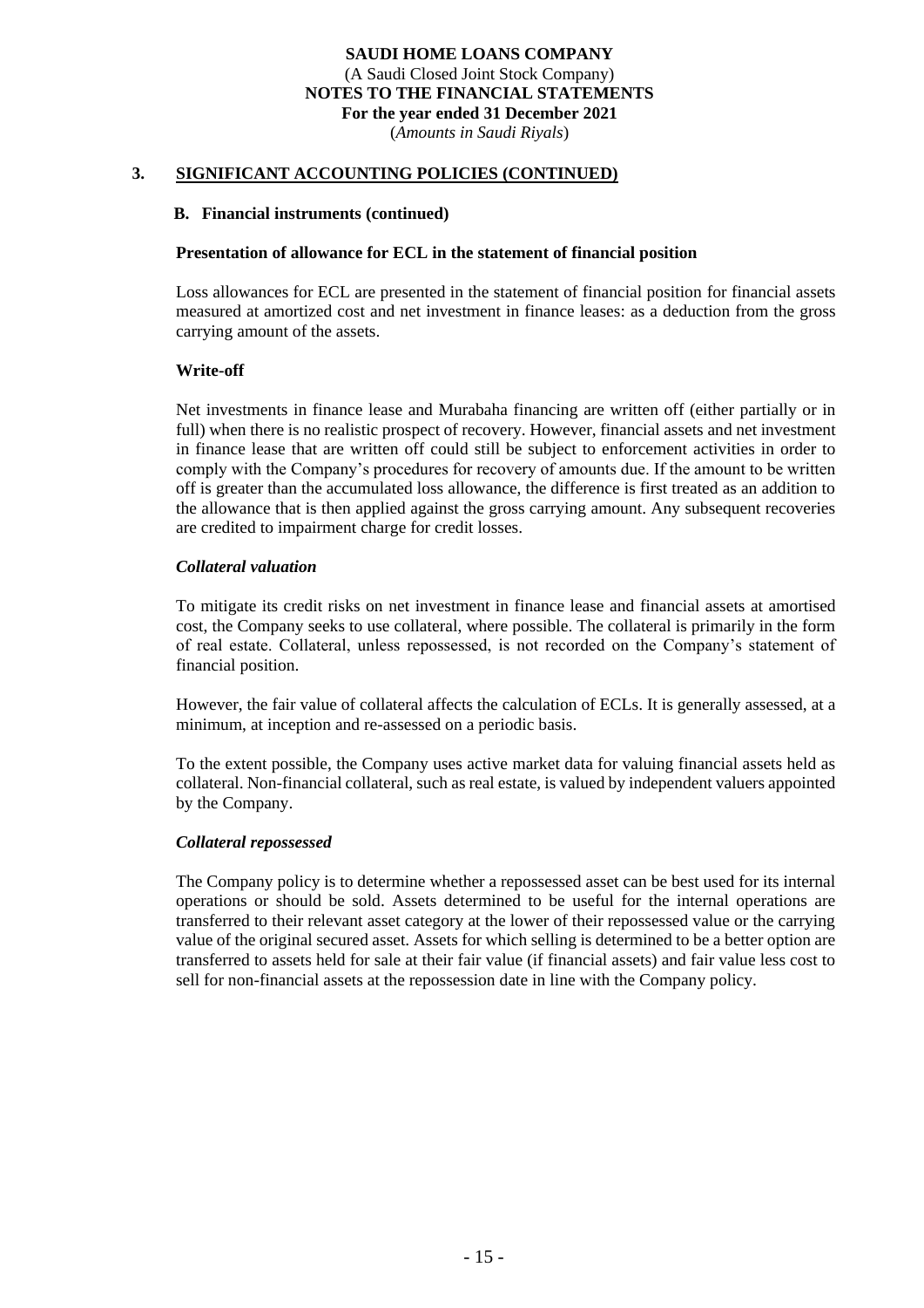## 3. SIGNIFICANT ACCOUNTING POLICIES (CONTINUED)

### B. Financial instruments (continued)

**Presentation of allowance for ECL in the statement of financial position**

Loss allowances for ECL are presented in the statement of financial position for financial assets measured at amortized cost and net investment in finance leases: as a deduction from the gross carrying amount of the assets.

**Write-off**

Net investments in finance lease and Murabaha financing are written off (either partially or in full) when there is no realistic prospect of recovery. However, financial assets and net investment in finance lease that are written off could still be subject to enforcement activities in order to comply with the Company's procedures for recovery of amounts due. If the amount to be written off is greater than the accumulated loss allowance, the difference is first treated as an addition to the allowance that is then applied against the gross carrying amount. Any subsequent recoveries are credited to impairment charge for credit losses.

***Collateral valuation***

To mitigate its credit risks on net investment in finance lease and financial assets at amortised cost, the Company seeks to use collateral, where possible. The collateral is primarily in the form of real estate. Collateral, unless repossessed, is not recorded on the Company's statement of financial position.

However, the fair value of collateral affects the calculation of ECLs. It is generally assessed, at a minimum, at inception and re-assessed on a periodic basis.

To the extent possible, the Company uses active market data for valuing financial assets held as collateral. Non-financial collateral, such as real estate, is valued by independent valuers appointed by the Company.

***Collateral repossessed***

The Company policy is to determine whether a repossessed asset can be best used for its internal operations or should be sold. Assets determined to be useful for the internal operations are transferred to their relevant asset category at the lower of their repossessed value or the carrying value of the original secured asset. Assets for which selling is determined to be a better option are transferred to assets held for sale at their fair value (if financial assets) and fair value less cost to sell for non-financial assets at the repossession date in line with the Company policy.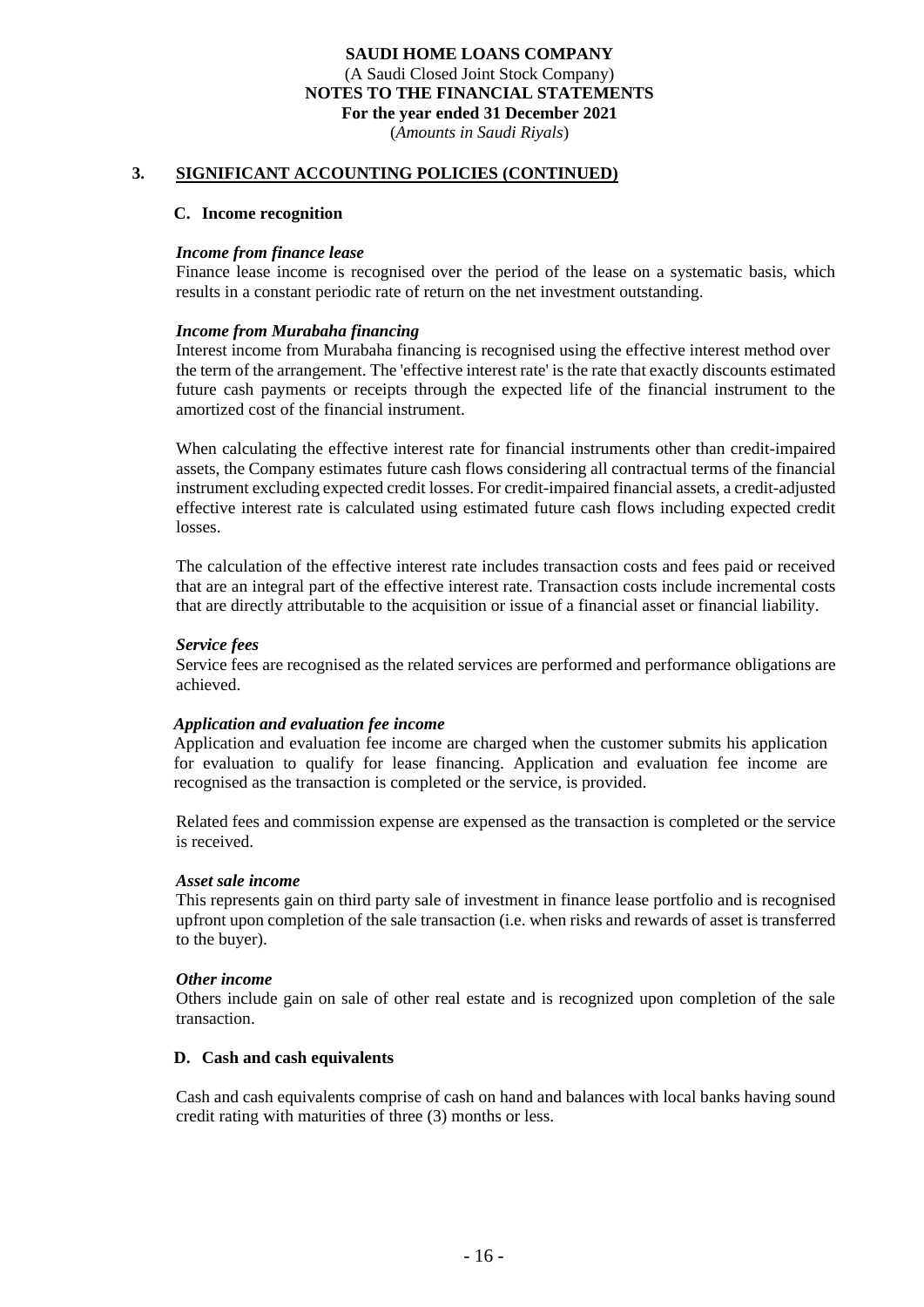## 3. SIGNIFICANT ACCOUNTING POLICIES (CONTINUED)

### C. Income recognition

***Income from finance lease***

Finance lease income is recognised over the period of the lease on a systematic basis, which results in a constant periodic rate of return on the net investment outstanding.

***Income from Murabaha financing***

Interest income from Murabaha financing is recognised using the effective interest method over the term of the arrangement. The 'effective interest rate' is the rate that exactly discounts estimated future cash payments or receipts through the expected life of the financial instrument to the amortized cost of the financial instrument.

When calculating the effective interest rate for financial instruments other than credit-impaired assets, the Company estimates future cash flows considering all contractual terms of the financial instrument excluding expected credit losses. For credit-impaired financial assets, a credit-adjusted effective interest rate is calculated using estimated future cash flows including expected credit losses.

The calculation of the effective interest rate includes transaction costs and fees paid or received that are an integral part of the effective interest rate. Transaction costs include incremental costs that are directly attributable to the acquisition or issue of a financial asset or financial liability.

***Service fees***

Service fees are recognised as the related services are performed and performance obligations are achieved.

***Application and evaluation fee income***

Application and evaluation fee income are charged when the customer submits his application for evaluation to qualify for lease financing. Application and evaluation fee income are recognised as the transaction is completed or the service, is provided.

Related fees and commission expense are expensed as the transaction is completed or the service is received.

***Asset sale income***

This represents gain on third party sale of investment in finance lease portfolio and is recognised upfront upon completion of the sale transaction (i.e. when risks and rewards of asset is transferred to the buyer).

***Other income***

Others include gain on sale of other real estate and is recognized upon completion of the sale transaction.

### D. Cash and cash equivalents

Cash and cash equivalents comprise of cash on hand and balances with local banks having sound credit rating with maturities of three (3) months or less.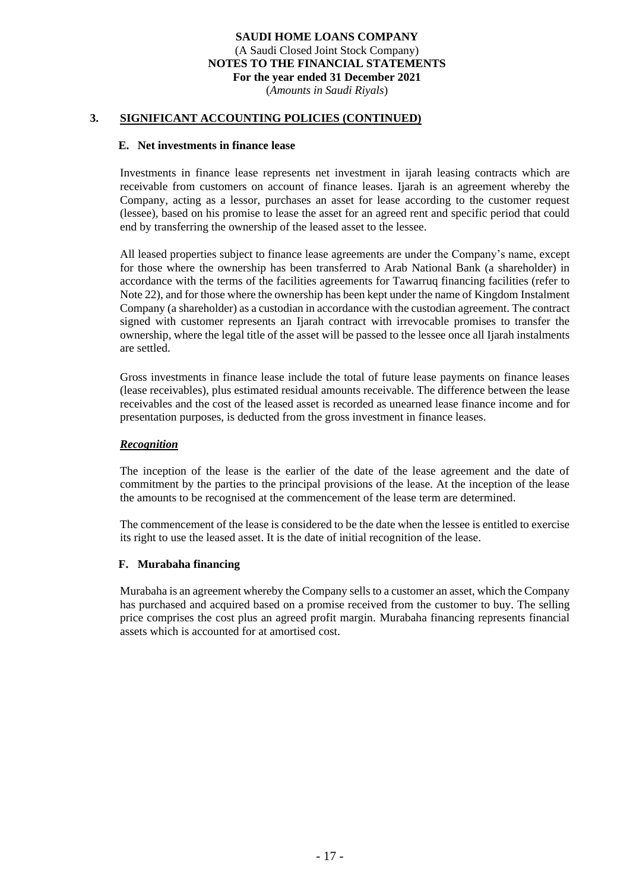## 3. SIGNIFICANT ACCOUNTING POLICIES (CONTINUED)

### E. Net investments in finance lease

Investments in finance lease represents net investment in ijarah leasing contracts which are receivable from customers on account of finance leases. Ijarah is an agreement whereby the Company, acting as a lessor, purchases an asset for lease according to the customer request (lessee), based on his promise to lease the asset for an agreed rent and specific period that could end by transferring the ownership of the leased asset to the lessee.

All leased properties subject to finance lease agreements are under the Company's name, except for those where the ownership has been transferred to Arab National Bank (a shareholder) in accordance with the terms of the facilities agreements for Tawarruq financing facilities (refer to Note 22), and for those where the ownership has been kept under the name of Kingdom Instalment Company (a shareholder) as a custodian in accordance with the custodian agreement. The contract signed with customer represents an Ijarah contract with irrevocable promises to transfer the ownership, where the legal title of the asset will be passed to the lessee once all Ijarah instalments are settled.

Gross investments in finance lease include the total of future lease payments on finance leases (lease receivables), plus estimated residual amounts receivable. The difference between the lease receivables and the cost of the leased asset is recorded as unearned lease finance income and for presentation purposes, is deducted from the gross investment in finance leases.

***Recognition***

The inception of the lease is the earlier of the date of the lease agreement and the date of commitment by the parties to the principal provisions of the lease. At the inception of the lease the amounts to be recognised at the commencement of the lease term are determined.

The commencement of the lease is considered to be the date when the lessee is entitled to exercise its right to use the leased asset. It is the date of initial recognition of the lease.

### F. Murabaha financing

Murabaha is an agreement whereby the Company sells to a customer an asset, which the Company has purchased and acquired based on a promise received from the customer to buy. The selling price comprises the cost plus an agreed profit margin. Murabaha financing represents financial assets which is accounted for at amortised cost.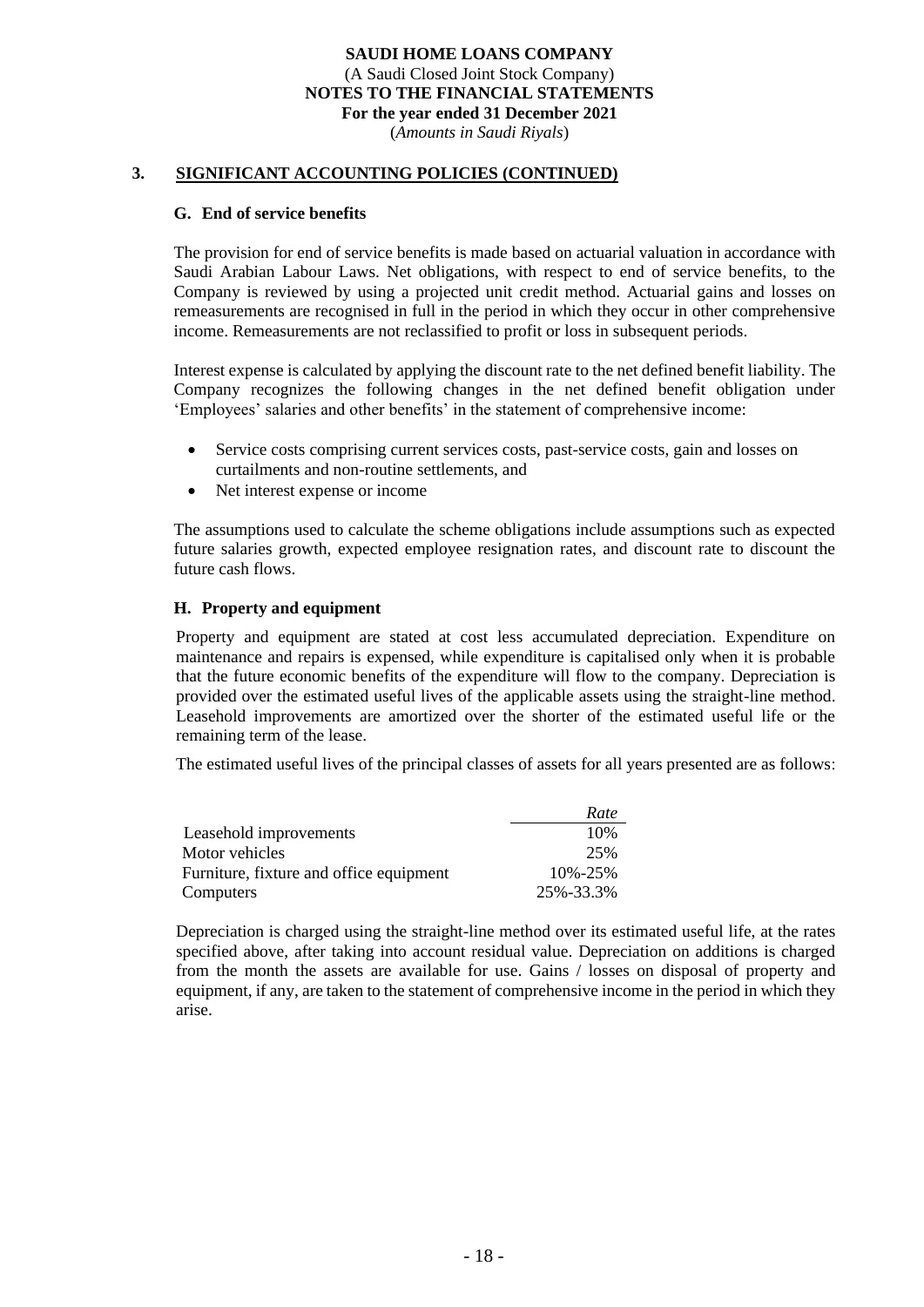## 3. SIGNIFICANT ACCOUNTING POLICIES (CONTINUED)

### G. End of service benefits

The provision for end of service benefits is made based on actuarial valuation in accordance with Saudi Arabian Labour Laws. Net obligations, with respect to end of service benefits, to the Company is reviewed by using a projected unit credit method. Actuarial gains and losses on remeasurements are recognised in full in the period in which they occur in other comprehensive income. Remeasurements are not reclassified to profit or loss in subsequent periods.

Interest expense is calculated by applying the discount rate to the net defined benefit liability. The Company recognizes the following changes in the net defined benefit obligation under 'Employees' salaries and other benefits' in the statement of comprehensive income:

- Service costs comprising current services costs, past-service costs, gain and losses on curtailments and non-routine settlements, and
- Net interest expense or income

The assumptions used to calculate the scheme obligations include assumptions such as expected future salaries growth, expected employee resignation rates, and discount rate to discount the future cash flows.

### H. Property and equipment

Property and equipment are stated at cost less accumulated depreciation. Expenditure on maintenance and repairs is expensed, while expenditure is capitalised only when it is probable that the future economic benefits of the expenditure will flow to the company. Depreciation is provided over the estimated useful lives of the applicable assets using the straight-line method. Leasehold improvements are amortized over the shorter of the estimated useful life or the remaining term of the lease.

The estimated useful lives of the principal classes of assets for all years presented are as follows:

| | *Rate* |
|---|---|
| Leasehold improvements | 10% |
| Motor vehicles | 25% |
| Furniture, fixture and office equipment | 10%-25% |
| Computers | 25%-33.3% |

Depreciation is charged using the straight-line method over its estimated useful life, at the rates specified above, after taking into account residual value. Depreciation on additions is charged from the month the assets are available for use. Gains / losses on disposal of property and equipment, if any, are taken to the statement of comprehensive income in the period in which they arise.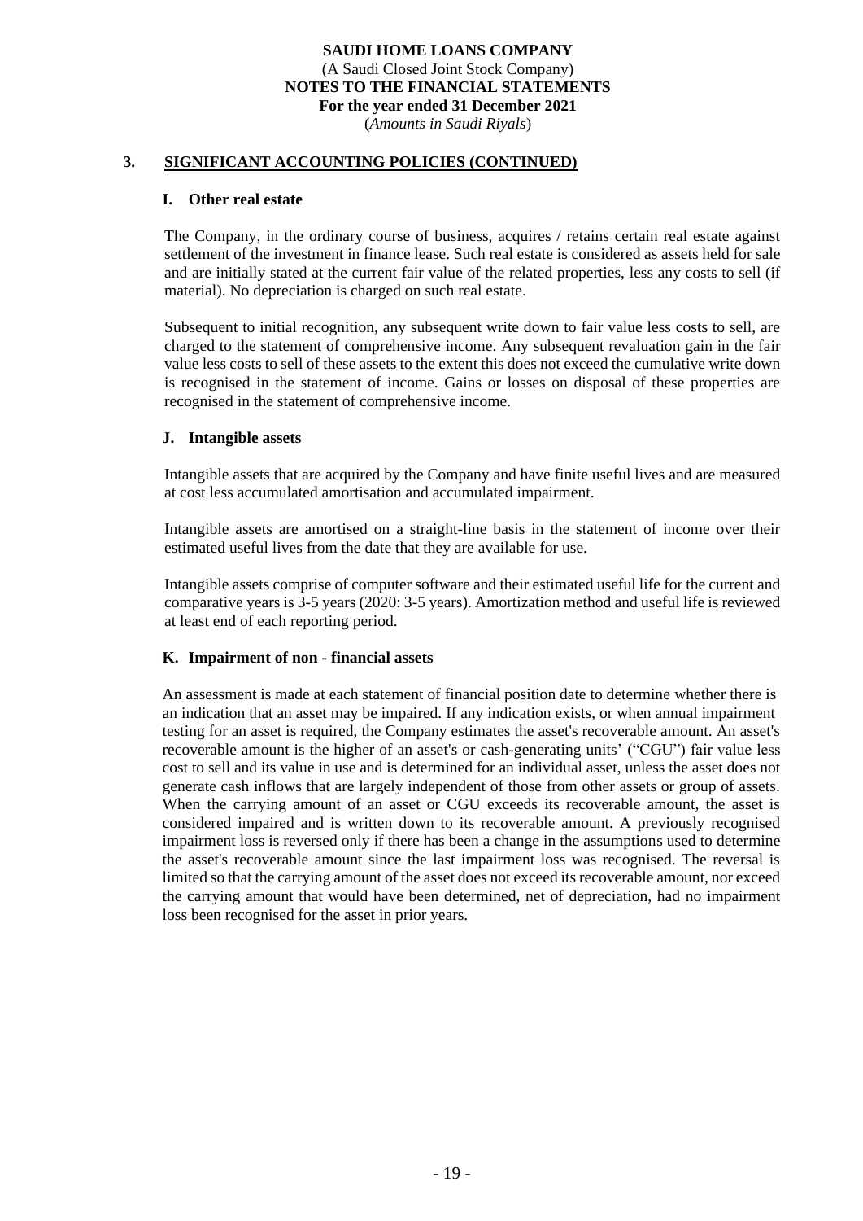## 3. SIGNIFICANT ACCOUNTING POLICIES (CONTINUED)

### I. Other real estate

The Company, in the ordinary course of business, acquires / retains certain real estate against settlement of the investment in finance lease. Such real estate is considered as assets held for sale and are initially stated at the current fair value of the related properties, less any costs to sell (if material). No depreciation is charged on such real estate.

Subsequent to initial recognition, any subsequent write down to fair value less costs to sell, are charged to the statement of comprehensive income. Any subsequent revaluation gain in the fair value less costs to sell of these assets to the extent this does not exceed the cumulative write down is recognised in the statement of income. Gains or losses on disposal of these properties are recognised in the statement of comprehensive income.

### J. Intangible assets

Intangible assets that are acquired by the Company and have finite useful lives and are measured at cost less accumulated amortisation and accumulated impairment.

Intangible assets are amortised on a straight-line basis in the statement of income over their estimated useful lives from the date that they are available for use.

Intangible assets comprise of computer software and their estimated useful life for the current and comparative years is 3-5 years (2020: 3-5 years). Amortization method and useful life is reviewed at least end of each reporting period.

### K. Impairment of non - financial assets

An assessment is made at each statement of financial position date to determine whether there is an indication that an asset may be impaired. If any indication exists, or when annual impairment testing for an asset is required, the Company estimates the asset's recoverable amount. An asset's recoverable amount is the higher of an asset's or cash-generating units' ("CGU") fair value less cost to sell and its value in use and is determined for an individual asset, unless the asset does not generate cash inflows that are largely independent of those from other assets or group of assets. When the carrying amount of an asset or CGU exceeds its recoverable amount, the asset is considered impaired and is written down to its recoverable amount. A previously recognised impairment loss is reversed only if there has been a change in the assumptions used to determine the asset's recoverable amount since the last impairment loss was recognised. The reversal is limited so that the carrying amount of the asset does not exceed its recoverable amount, nor exceed the carrying amount that would have been determined, net of depreciation, had no impairment loss been recognised for the asset in prior years.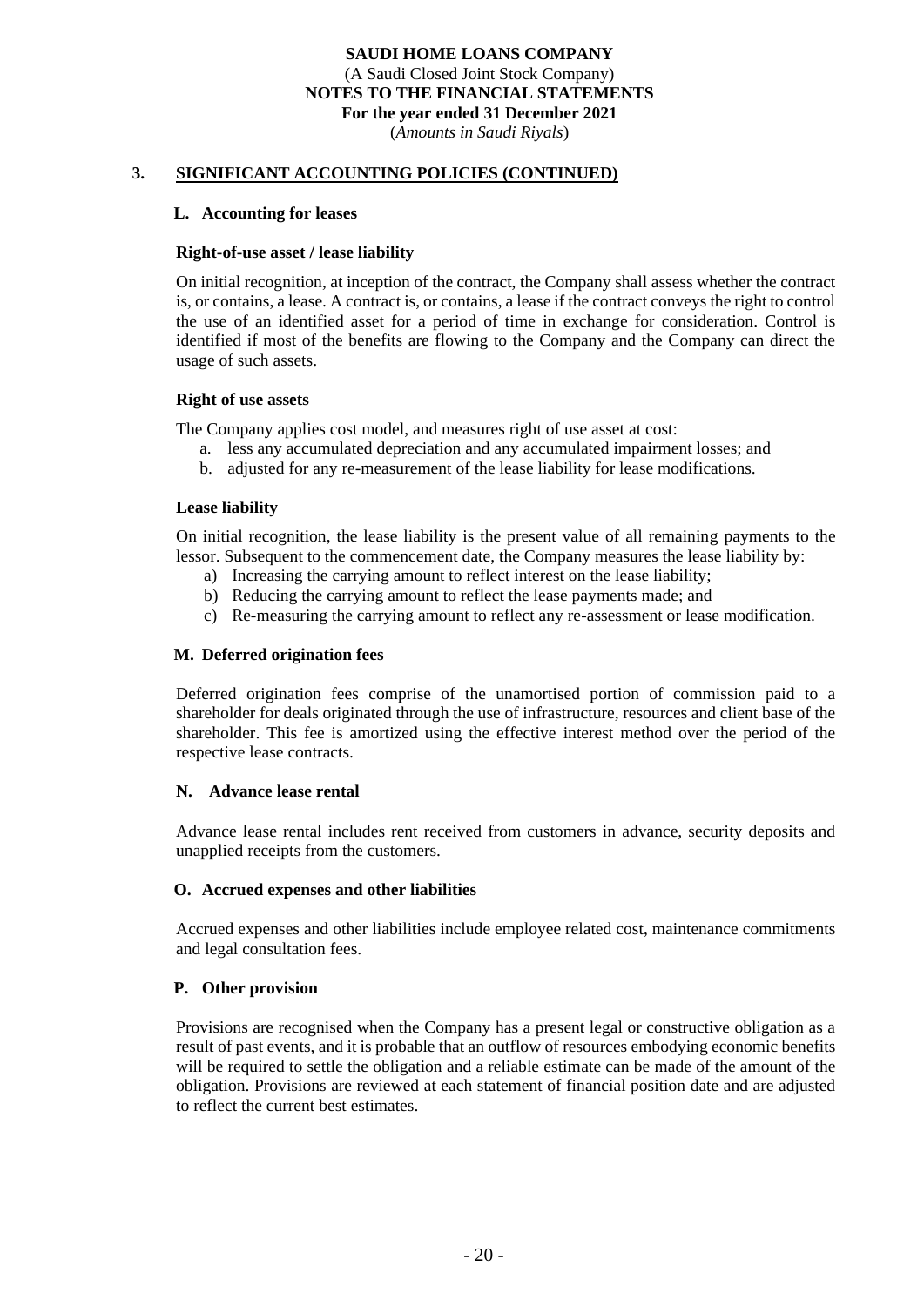## 3. SIGNIFICANT ACCOUNTING POLICIES (CONTINUED)

### L. Accounting for leases

**Right-of-use asset / lease liability**

On initial recognition, at inception of the contract, the Company shall assess whether the contract is, or contains, a lease. A contract is, or contains, a lease if the contract conveys the right to control the use of an identified asset for a period of time in exchange for consideration. Control is identified if most of the benefits are flowing to the Company and the Company can direct the usage of such assets.

**Right of use assets**

The Company applies cost model, and measures right of use asset at cost:

a. less any accumulated depreciation and any accumulated impairment losses; and
b. adjusted for any re-measurement of the lease liability for lease modifications.

**Lease liability**

On initial recognition, the lease liability is the present value of all remaining payments to the lessor. Subsequent to the commencement date, the Company measures the lease liability by:

a) Increasing the carrying amount to reflect interest on the lease liability;
b) Reducing the carrying amount to reflect the lease payments made; and
c) Re-measuring the carrying amount to reflect any re-assessment or lease modification.

### M. Deferred origination fees

Deferred origination fees comprise of the unamortised portion of commission paid to a shareholder for deals originated through the use of infrastructure, resources and client base of the shareholder. This fee is amortized using the effective interest method over the period of the respective lease contracts.

### N. Advance lease rental

Advance lease rental includes rent received from customers in advance, security deposits and unapplied receipts from the customers.

### O. Accrued expenses and other liabilities

Accrued expenses and other liabilities include employee related cost, maintenance commitments and legal consultation fees.

### P. Other provision

Provisions are recognised when the Company has a present legal or constructive obligation as a result of past events, and it is probable that an outflow of resources embodying economic benefits will be required to settle the obligation and a reliable estimate can be made of the amount of the obligation. Provisions are reviewed at each statement of financial position date and are adjusted to reflect the current best estimates.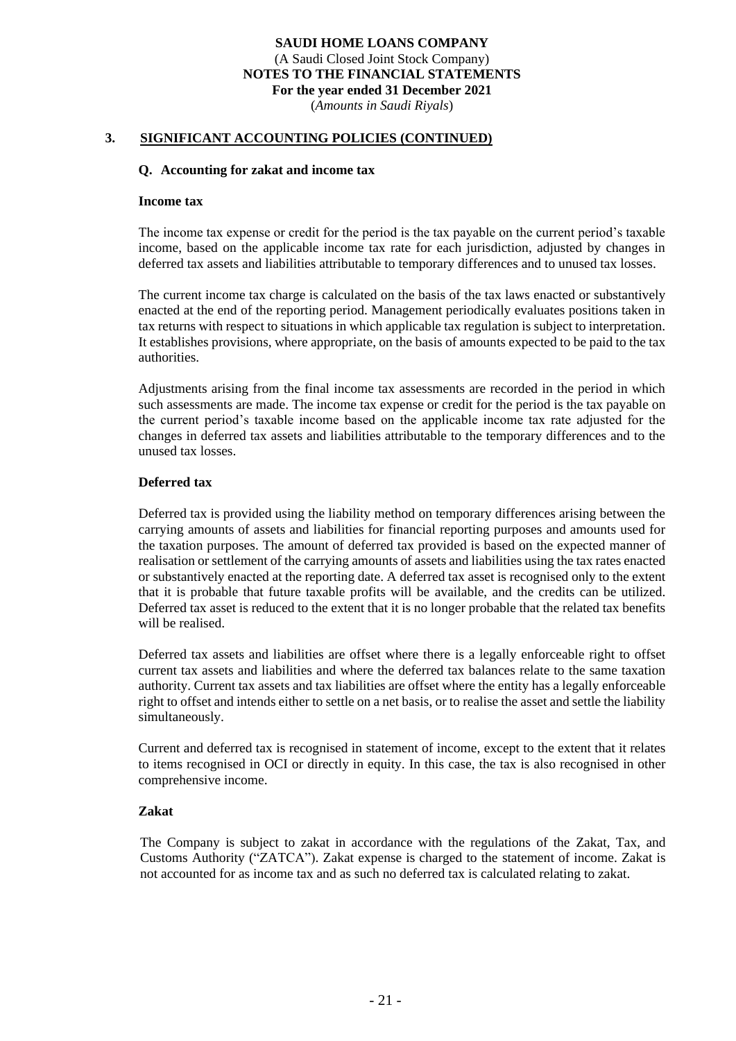## 3. SIGNIFICANT ACCOUNTING POLICIES (CONTINUED)

### Q. Accounting for zakat and income tax

**Income tax**

The income tax expense or credit for the period is the tax payable on the current period's taxable income, based on the applicable income tax rate for each jurisdiction, adjusted by changes in deferred tax assets and liabilities attributable to temporary differences and to unused tax losses.

The current income tax charge is calculated on the basis of the tax laws enacted or substantively enacted at the end of the reporting period. Management periodically evaluates positions taken in tax returns with respect to situations in which applicable tax regulation is subject to interpretation. It establishes provisions, where appropriate, on the basis of amounts expected to be paid to the tax authorities.

Adjustments arising from the final income tax assessments are recorded in the period in which such assessments are made. The income tax expense or credit for the period is the tax payable on the current period's taxable income based on the applicable income tax rate adjusted for the changes in deferred tax assets and liabilities attributable to the temporary differences and to the unused tax losses.

**Deferred tax**

Deferred tax is provided using the liability method on temporary differences arising between the carrying amounts of assets and liabilities for financial reporting purposes and amounts used for the taxation purposes. The amount of deferred tax provided is based on the expected manner of realisation or settlement of the carrying amounts of assets and liabilities using the tax rates enacted or substantively enacted at the reporting date. A deferred tax asset is recognised only to the extent that it is probable that future taxable profits will be available, and the credits can be utilized. Deferred tax asset is reduced to the extent that it is no longer probable that the related tax benefits will be realised.

Deferred tax assets and liabilities are offset where there is a legally enforceable right to offset current tax assets and liabilities and where the deferred tax balances relate to the same taxation authority. Current tax assets and tax liabilities are offset where the entity has a legally enforceable right to offset and intends either to settle on a net basis, or to realise the asset and settle the liability simultaneously.

Current and deferred tax is recognised in statement of income, except to the extent that it relates to items recognised in OCI or directly in equity. In this case, the tax is also recognised in other comprehensive income.

**Zakat**

The Company is subject to zakat in accordance with the regulations of the Zakat, Tax, and Customs Authority ("ZATCA"). Zakat expense is charged to the statement of income. Zakat is not accounted for as income tax and as such no deferred tax is calculated relating to zakat.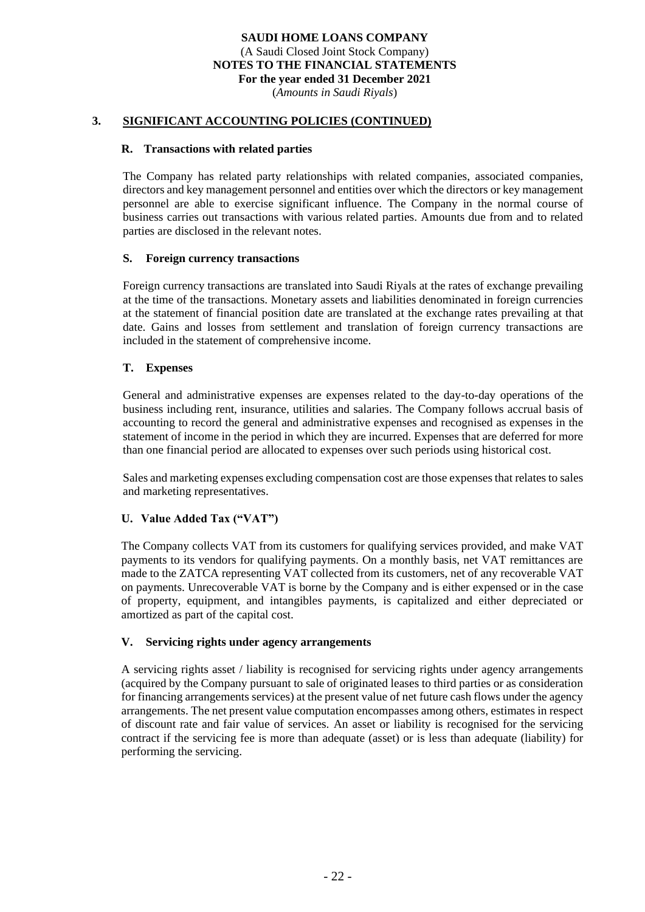## 3. SIGNIFICANT ACCOUNTING POLICIES (CONTINUED)

### R. Transactions with related parties

The Company has related party relationships with related companies, associated companies, directors and key management personnel and entities over which the directors or key management personnel are able to exercise significant influence. The Company in the normal course of business carries out transactions with various related parties. Amounts due from and to related parties are disclosed in the relevant notes.

### S. Foreign currency transactions

Foreign currency transactions are translated into Saudi Riyals at the rates of exchange prevailing at the time of the transactions. Monetary assets and liabilities denominated in foreign currencies at the statement of financial position date are translated at the exchange rates prevailing at that date. Gains and losses from settlement and translation of foreign currency transactions are included in the statement of comprehensive income.

### T. Expenses

General and administrative expenses are expenses related to the day-to-day operations of the business including rent, insurance, utilities and salaries. The Company follows accrual basis of accounting to record the general and administrative expenses and recognised as expenses in the statement of income in the period in which they are incurred. Expenses that are deferred for more than one financial period are allocated to expenses over such periods using historical cost.

Sales and marketing expenses excluding compensation cost are those expenses that relates to sales and marketing representatives.

### U. Value Added Tax ("VAT")

The Company collects VAT from its customers for qualifying services provided, and make VAT payments to its vendors for qualifying payments. On a monthly basis, net VAT remittances are made to the ZATCA representing VAT collected from its customers, net of any recoverable VAT on payments. Unrecoverable VAT is borne by the Company and is either expensed or in the case of property, equipment, and intangibles payments, is capitalized and either depreciated or amortized as part of the capital cost.

### V. Servicing rights under agency arrangements

A servicing rights asset / liability is recognised for servicing rights under agency arrangements (acquired by the Company pursuant to sale of originated leases to third parties or as consideration for financing arrangements services) at the present value of net future cash flows under the agency arrangements. The net present value computation encompasses among others, estimates in respect of discount rate and fair value of services. An asset or liability is recognised for the servicing contract if the servicing fee is more than adequate (asset) or is less than adequate (liability) for performing the servicing.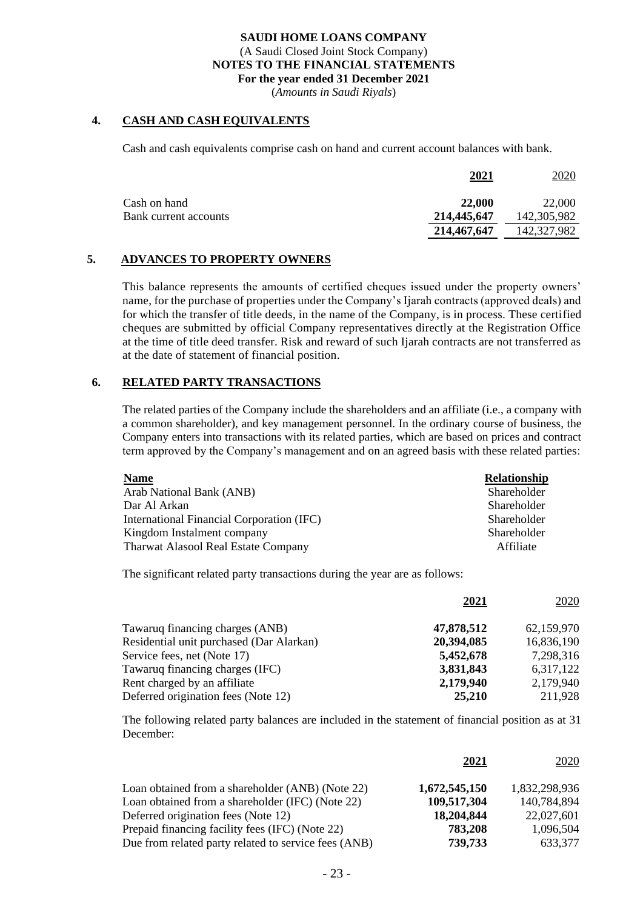## 4. CASH AND CASH EQUIVALENTS

Cash and cash equivalents comprise cash on hand and current account balances with bank.

| | **2021** | 2020 |
|---|---|---|
| Cash on hand | **22,000** | 22,000 |
| Bank current accounts | **214,445,647** | 142,305,982 |
| | **214,467,647** | 142,327,982 |

## 5. ADVANCES TO PROPERTY OWNERS

This balance represents the amounts of certified cheques issued under the property owners' name, for the purchase of properties under the Company's Ijarah contracts (approved deals) and for which the transfer of title deeds, in the name of the Company, is in process. These certified cheques are submitted by official Company representatives directly at the Registration Office at the time of title deed transfer. Risk and reward of such Ijarah contracts are not transferred as at the date of statement of financial position.

## 6. RELATED PARTY TRANSACTIONS

The related parties of the Company include the shareholders and an affiliate (i.e., a company with a common shareholder), and key management personnel. In the ordinary course of business, the Company enters into transactions with its related parties, which are based on prices and contract term approved by the Company's management and on an agreed basis with these related parties:

| **Name** | **Relationship** |
|---|---|
| Arab National Bank (ANB) | Shareholder |
| Dar Al Arkan | Shareholder |
| International Financial Corporation (IFC) | Shareholder |
| Kingdom Instalment company | Shareholder |
| Tharwat Alasool Real Estate Company | Affiliate |

The significant related party transactions during the year are as follows:

| | **2021** | 2020 |
|---|---|---|
| Tawaruq financing charges (ANB) | **47,878,512** | 62,159,970 |
| Residential unit purchased (Dar Alarkan) | **20,394,085** | 16,836,190 |
| Service fees, net (Note 17) | **5,452,678** | 7,298,316 |
| Tawaruq financing charges (IFC) | **3,831,843** | 6,317,122 |
| Rent charged by an affiliate | **2,179,940** | 2,179,940 |
| Deferred origination fees (Note 12) | **25,210** | 211,928 |

The following related party balances are included in the statement of financial position as at 31 December:

| | **2021** | 2020 |
|---|---|---|
| Loan obtained from a shareholder (ANB) (Note 22) | **1,672,545,150** | 1,832,298,936 |
| Loan obtained from a shareholder (IFC) (Note 22) | **109,517,304** | 140,784,894 |
| Deferred origination fees (Note 12) | **18,204,844** | 22,027,601 |
| Prepaid financing facility fees (IFC) (Note 22) | **783,208** | 1,096,504 |
| Due from related party related to service fees (ANB) | **739,733** | 633,377 |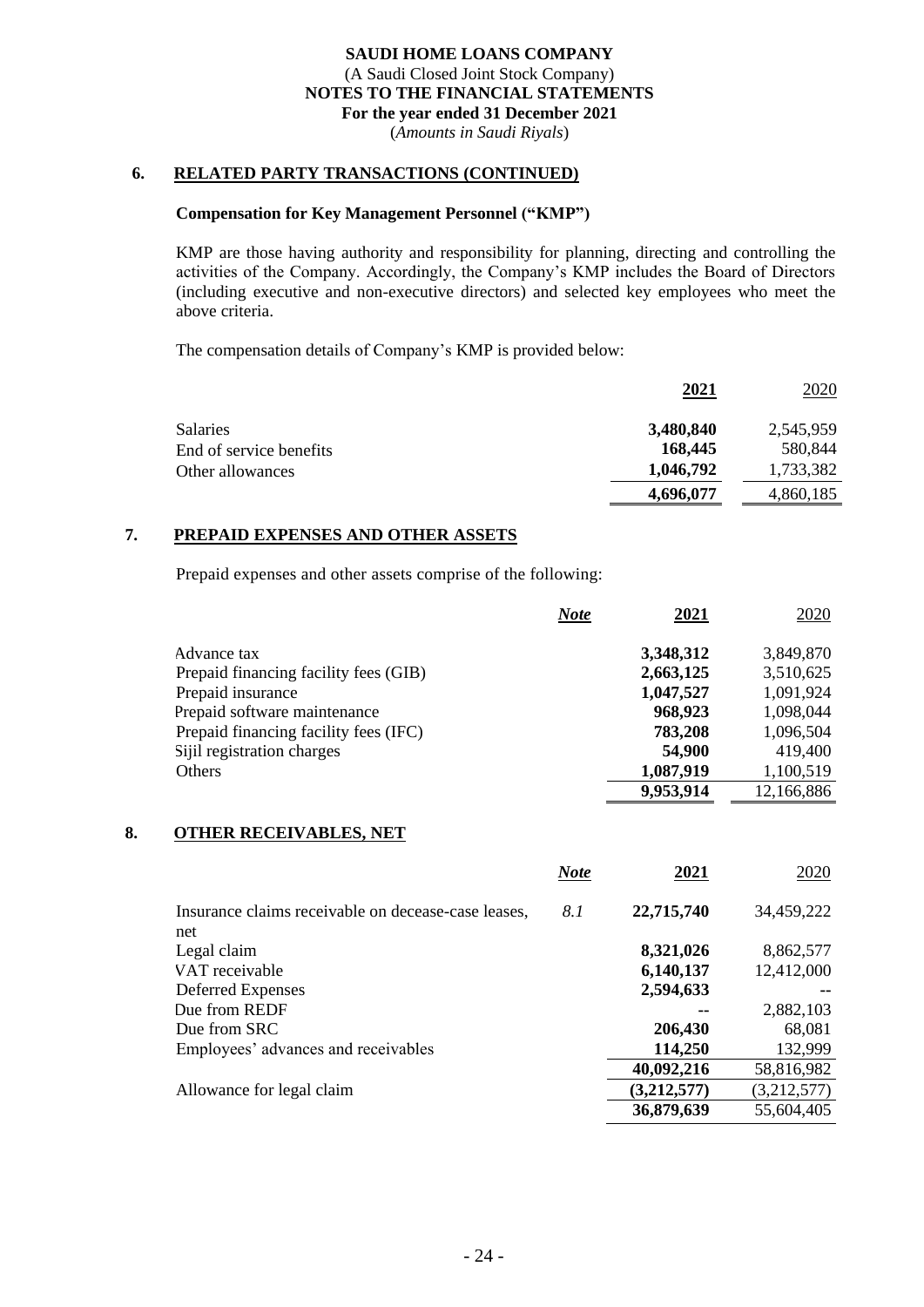# SAUDI HOME LOANS COMPANY
(A Saudi Closed Joint Stock Company)
**NOTES TO THE FINANCIAL STATEMENTS**
**For the year ended 31 December 2021**
(*Amounts in Saudi Riyals*)

## 6. RELATED PARTY TRANSACTIONS (CONTINUED)

### Compensation for Key Management Personnel ("KMP")

KMP are those having authority and responsibility for planning, directing and controlling the activities of the Company. Accordingly, the Company's KMP includes the Board of Directors (including executive and non-executive directors) and selected key employees who meet the above criteria.

The compensation details of Company's KMP is provided below:

| | **2021** | 2020 |
|---|---|---|
| Salaries | **3,480,840** | 2,545,959 |
| End of service benefits | **168,445** | 580,844 |
| Other allowances | **1,046,792** | 1,733,382 |
| | **4,696,077** | 4,860,185 |

## 7. PREPAID EXPENSES AND OTHER ASSETS

Prepaid expenses and other assets comprise of the following:

| | *Note* | **2021** | 2020 |
|---|---|---|---|
| Advance tax | | **3,348,312** | 3,849,870 |
| Prepaid financing facility fees (GIB) | | **2,663,125** | 3,510,625 |
| Prepaid insurance | | **1,047,527** | 1,091,924 |
| Prepaid software maintenance | | **968,923** | 1,098,044 |
| Prepaid financing facility fees (IFC) | | **783,208** | 1,096,504 |
| Sijil registration charges | | **54,900** | 419,400 |
| Others | | **1,087,919** | 1,100,519 |
| | | **9,953,914** | 12,166,886 |

## 8. OTHER RECEIVABLES, NET

| | *Note* | **2021** | 2020 |
|---|---|---|---|
| Insurance claims receivable on decease-case leases, net | *8.1* | **22,715,740** | 34,459,222 |
| Legal claim | | **8,321,026** | 8,862,577 |
| VAT receivable | | **6,140,137** | 12,412,000 |
| Deferred Expenses | | **2,594,633** | -- |
| Due from REDF | | **--** | 2,882,103 |
| Due from SRC | | **206,430** | 68,081 |
| Employees' advances and receivables | | **114,250** | 132,999 |
| | | **40,092,216** | 58,816,982 |
| Allowance for legal claim | | **(3,212,577)** | (3,212,577) |
| | | **36,879,639** | 55,604,405 |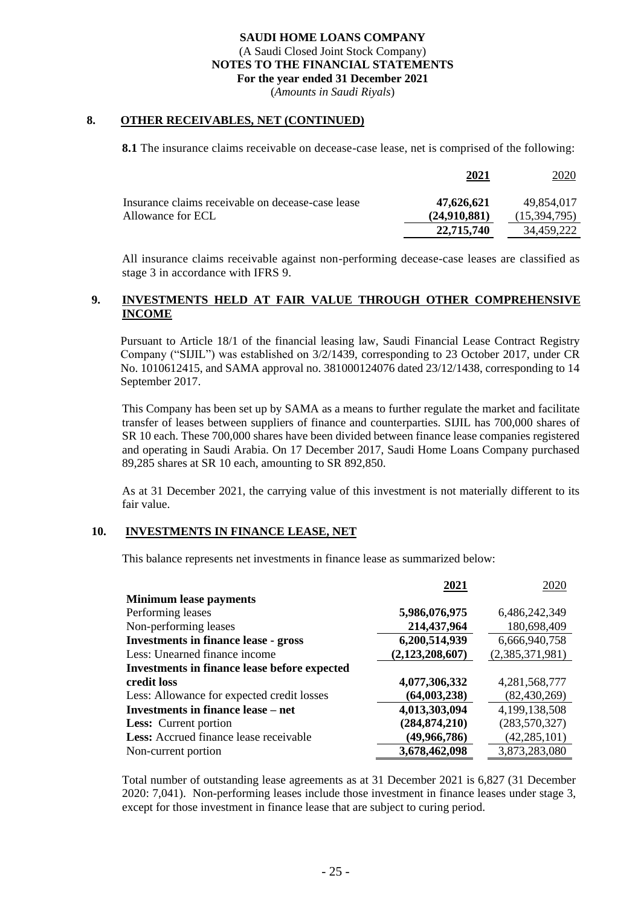**SAUDI HOME LOANS COMPANY**
(A Saudi Closed Joint Stock Company)
**NOTES TO THE FINANCIAL STATEMENTS**
**For the year ended 31 December 2021**
(*Amounts in Saudi Riyals*)

## 8. OTHER RECEIVABLES, NET (CONTINUED)

**8.1** The insurance claims receivable on decease-case lease, net is comprised of the following:

| | **2021** | 2020 |
|---|---|---|
| Insurance claims receivable on decease-case lease | **47,626,621** | 49,854,017 |
| Allowance for ECL | **(24,910,881)** | (15,394,795) |
| | **22,715,740** | 34,459,222 |

All insurance claims receivable against non-performing decease-case leases are classified as stage 3 in accordance with IFRS 9.

## 9. INVESTMENTS HELD AT FAIR VALUE THROUGH OTHER COMPREHENSIVE INCOME

Pursuant to Article 18/1 of the financial leasing law, Saudi Financial Lease Contract Registry Company ("SIJIL") was established on 3/2/1439, corresponding to 23 October 2017, under CR No. 1010612415, and SAMA approval no. 381000124076 dated 23/12/1438, corresponding to 14 September 2017.

This Company has been set up by SAMA as a means to further regulate the market and facilitate transfer of leases between suppliers of finance and counterparties. SIJIL has 700,000 shares of SR 10 each. These 700,000 shares have been divided between finance lease companies registered and operating in Saudi Arabia. On 17 December 2017, Saudi Home Loans Company purchased 89,285 shares at SR 10 each, amounting to SR 892,850.

As at 31 December 2021, the carrying value of this investment is not materially different to its fair value.

## 10. INVESTMENTS IN FINANCE LEASE, NET

This balance represents net investments in finance lease as summarized below:

| | **2021** | 2020 |
|---|---|---|
| **Minimum lease payments** | | |
| Performing leases | **5,986,076,975** | 6,486,242,349 |
| Non-performing leases | **214,437,964** | 180,698,409 |
| **Investments in finance lease - gross** | **6,200,514,939** | 6,666,940,758 |
| Less: Unearned finance income | **(2,123,208,607)** | (2,385,371,981) |
| **Investments in finance lease before expected credit loss** | **4,077,306,332** | 4,281,568,777 |
| Less: Allowance for expected credit losses | **(64,003,238)** | (82,430,269) |
| **Investments in finance lease – net** | **4,013,303,094** | 4,199,138,508 |
| **Less:** Current portion | **(284,874,210)** | (283,570,327) |
| **Less:** Accrued finance lease receivable | **(49,966,786)** | (42,285,101) |
| Non-current portion | **3,678,462,098** | 3,873,283,080 |

Total number of outstanding lease agreements as at 31 December 2021 is 6,827 (31 December 2020: 7,041). Non-performing leases include those investment in finance leases under stage 3, except for those investment in finance lease that are subject to curing period.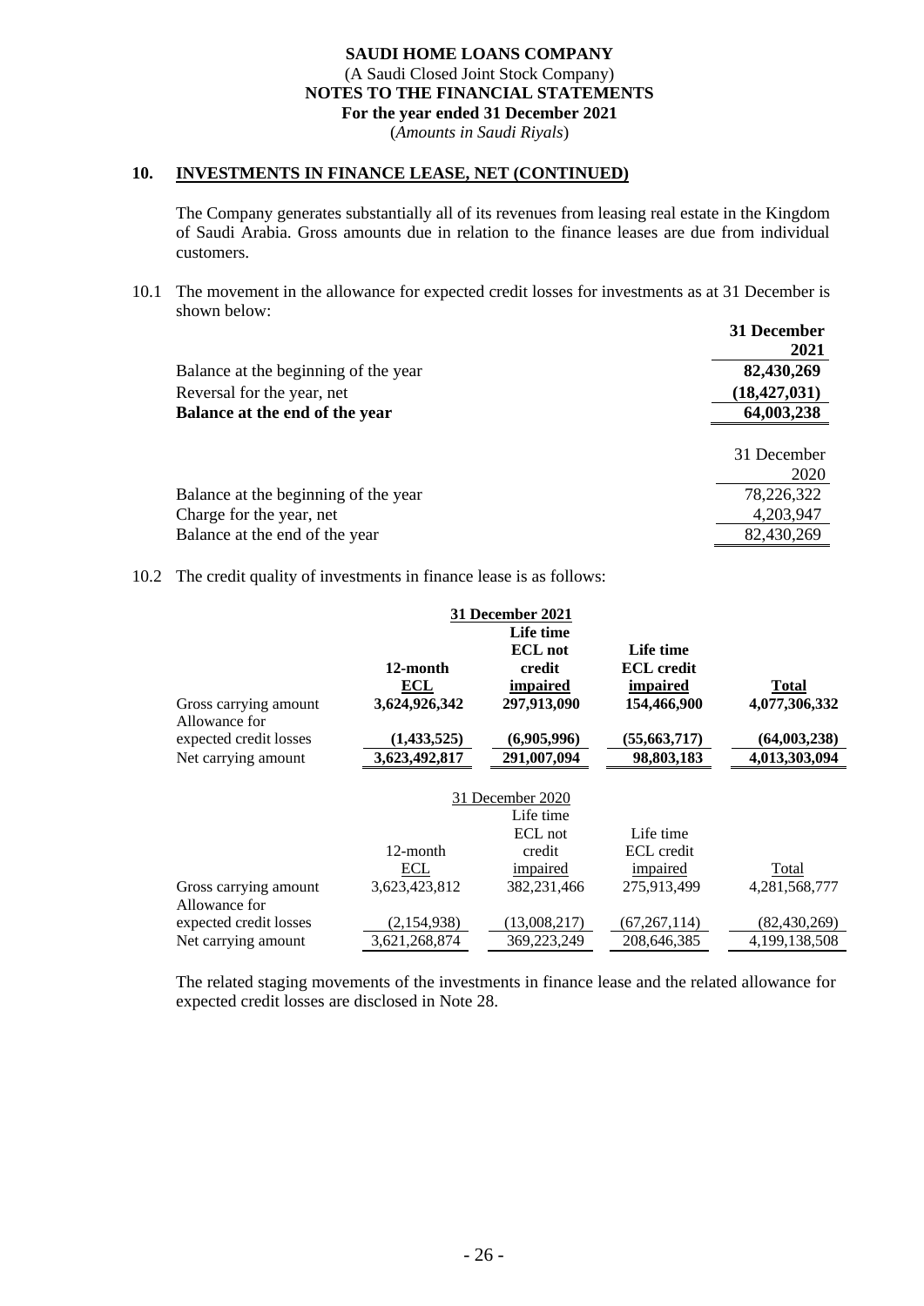**SAUDI HOME LOANS COMPANY**
(A Saudi Closed Joint Stock Company)
**NOTES TO THE FINANCIAL STATEMENTS**
**For the year ended 31 December 2021**
(*Amounts in Saudi Riyals*)

## 10. INVESTMENTS IN FINANCE LEASE, NET (CONTINUED)

The Company generates substantially all of its revenues from leasing real estate in the Kingdom of Saudi Arabia. Gross amounts due in relation to the finance leases are due from individual customers.

10.1 The movement in the allowance for expected credit losses for investments as at 31 December is shown below:

| | **31 December 2021** |
|---|---|
| Balance at the beginning of the year | **82,430,269** |
| Reversal for the year, net | **(18,427,031)** |
| **Balance at the end of the year** | **64,003,238** |

| | 31 December 2020 |
|---|---|
| Balance at the beginning of the year | 78,226,322 |
| Charge for the year, net | 4,203,947 |
| Balance at the end of the year | 82,430,269 |

10.2 The credit quality of investments in finance lease is as follows:

| **31 December 2021** | **12-month ECL** | **Life time ECL not credit impaired** | **Life time ECL credit impaired** | **Total** |
|---|---|---|---|---|
| Gross carrying amount | **3,624,926,342** | **297,913,090** | **154,466,900** | **4,077,306,332** |
| Allowance for expected credit losses | **(1,433,525)** | **(6,905,996)** | **(55,663,717)** | **(64,003,238)** |
| Net carrying amount | **3,623,492,817** | **291,007,094** | **98,803,183** | **4,013,303,094** |

| 31 December 2020 | 12-month ECL | Life time ECL not credit impaired | Life time ECL credit impaired | Total |
|---|---|---|---|---|
| Gross carrying amount | 3,623,423,812 | 382,231,466 | 275,913,499 | 4,281,568,777 |
| Allowance for expected credit losses | (2,154,938) | (13,008,217) | (67,267,114) | (82,430,269) |
| Net carrying amount | 3,621,268,874 | 369,223,249 | 208,646,385 | 4,199,138,508 |

The related staging movements of the investments in finance lease and the related allowance for expected credit losses are disclosed in Note 28.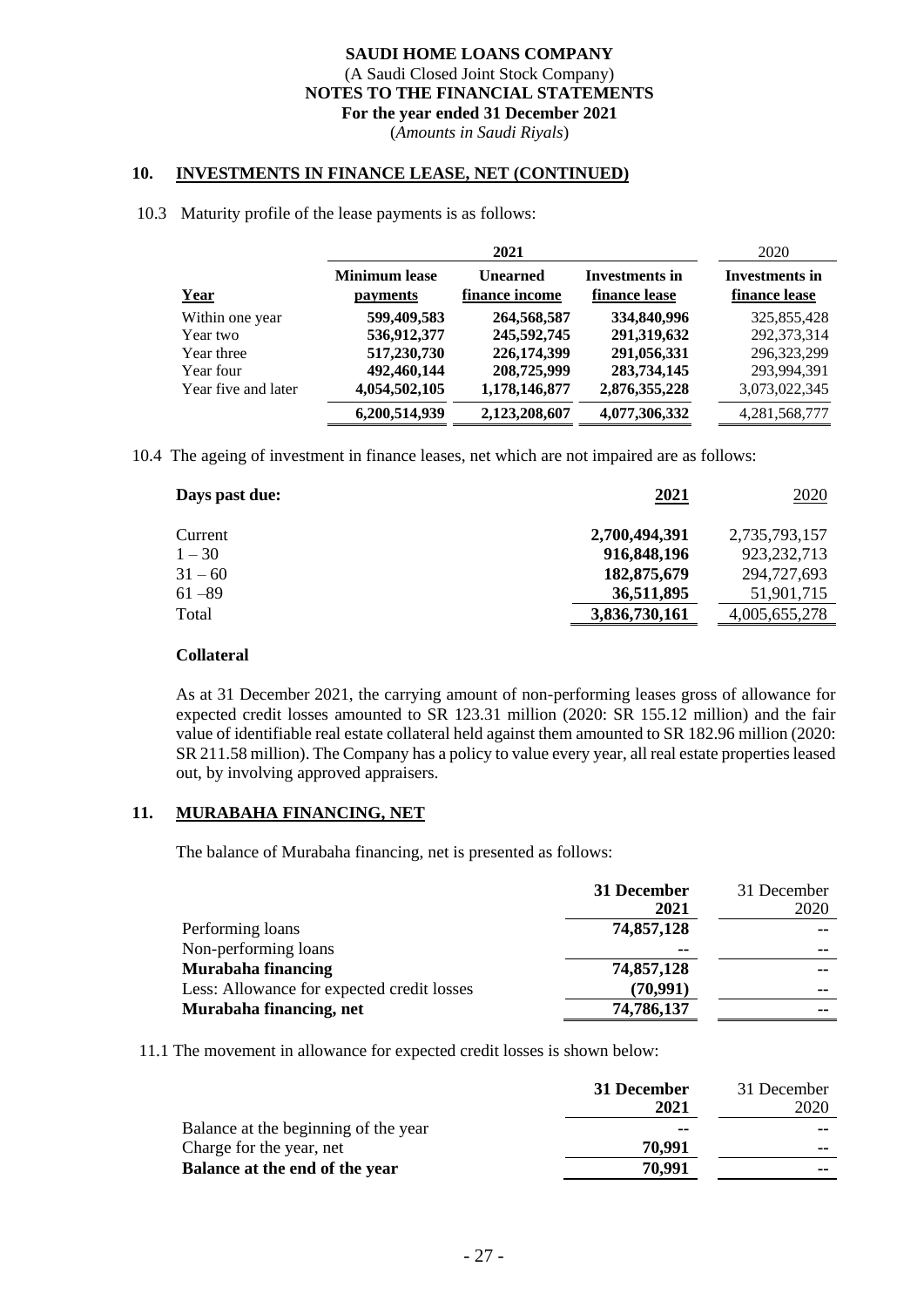## 10. INVESTMENTS IN FINANCE LEASE, NET (CONTINUED)

10.3 Maturity profile of the lease payments is as follows:

| | 2021 | | | 2020 |
|---|---|---|---|---|
| Year | Minimum lease payments | Unearned finance income | Investments in finance lease | Investments in finance lease |
| Within one year | **599,409,583** | **264,568,587** | **334,840,996** | 325,855,428 |
| Year two | **536,912,377** | **245,592,745** | **291,319,632** | 292,373,314 |
| Year three | **517,230,730** | **226,174,399** | **291,056,331** | 296,323,299 |
| Year four | **492,460,144** | **208,725,999** | **283,734,145** | 293,994,391 |
| Year five and later | **4,054,502,105** | **1,178,146,877** | **2,876,355,228** | 3,073,022,345 |
| | **6,200,514,939** | **2,123,208,607** | **4,077,306,332** | 4,281,568,777 |

10.4 The ageing of investment in finance leases, net which are not impaired are as follows:

| Days past due: | 2021 | 2020 |
|---|---|---|
| Current | **2,700,494,391** | 2,735,793,157 |
| 1 – 30 | **916,848,196** | 923,232,713 |
| 31 – 60 | **182,875,679** | 294,727,693 |
| 61 –89 | **36,511,895** | 51,901,715 |
| Total | **3,836,730,161** | 4,005,655,278 |

**Collateral**

As at 31 December 2021, the carrying amount of non-performing leases gross of allowance for expected credit losses amounted to SR 123.31 million (2020: SR 155.12 million) and the fair value of identifiable real estate collateral held against them amounted to SR 182.96 million (2020: SR 211.58 million). The Company has a policy to value every year, all real estate properties leased out, by involving approved appraisers.

## 11. MURABAHA FINANCING, NET

The balance of Murabaha financing, net is presented as follows:

| | 31 December 2021 | 31 December 2020 |
|---|---|---|
| Performing loans | **74,857,128** | -- |
| Non-performing loans | -- | -- |
| **Murabaha financing** | **74,857,128** | -- |
| Less: Allowance for expected credit losses | **(70,991)** | -- |
| **Murabaha financing, net** | **74,786,137** | -- |

11.1 The movement in allowance for expected credit losses is shown below:

| | 31 December 2021 | 31 December 2020 |
|---|---|---|
| Balance at the beginning of the year | -- | -- |
| Charge for the year, net | **70,991** | -- |
| **Balance at the end of the year** | **70,991** | -- |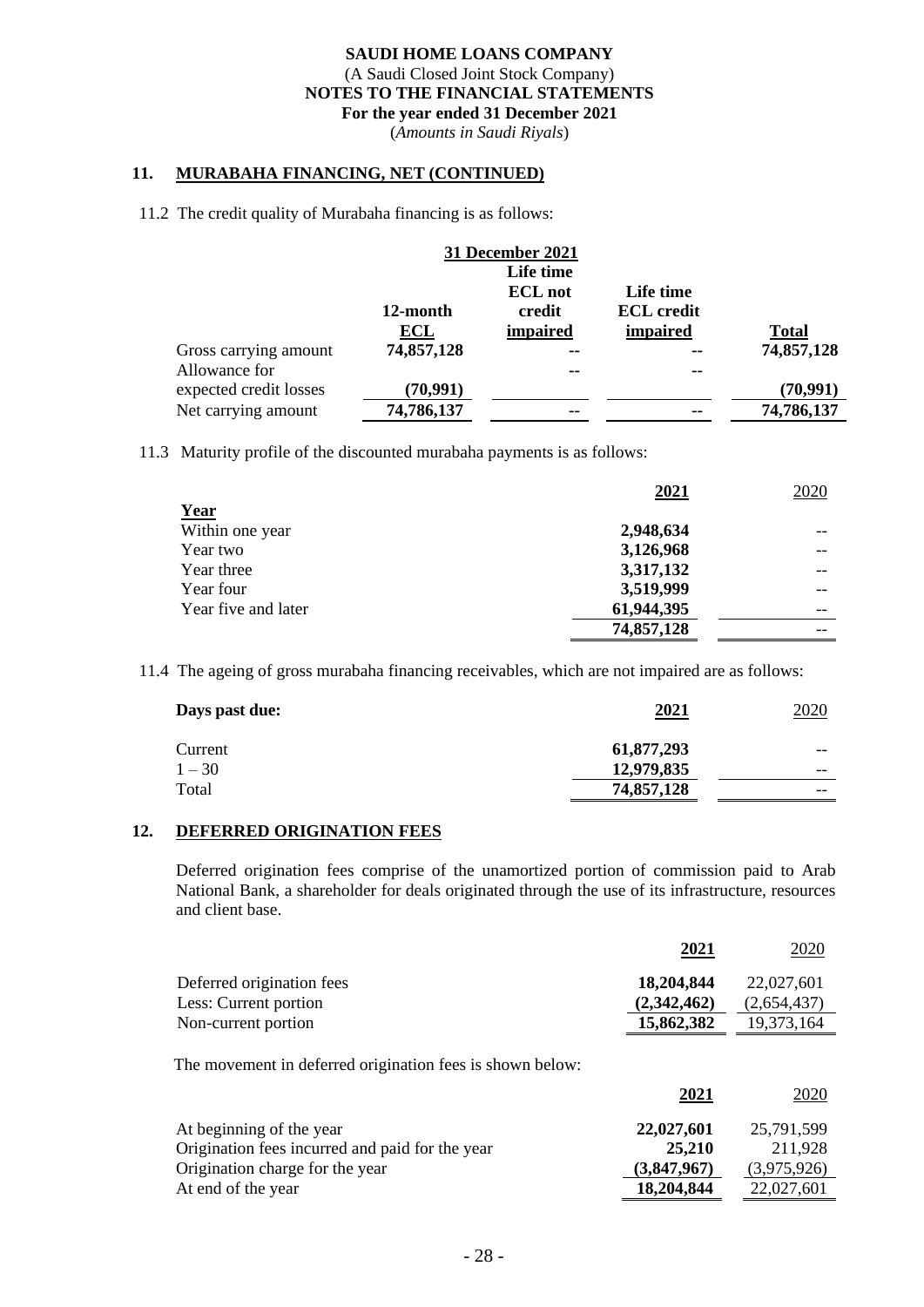**SAUDI HOME LOANS COMPANY**
(A Saudi Closed Joint Stock Company)
**NOTES TO THE FINANCIAL STATEMENTS**
**For the year ended 31 December 2021**
(*Amounts in Saudi Riyals*)

## 11. MURABAHA FINANCING, NET (CONTINUED)

11.2 The credit quality of Murabaha financing is as follows:

| | 31 December 2021 | | | |
|---|---|---|---|---|
| | **12-month ECL** | **Life time ECL not credit impaired** | **Life time ECL credit impaired** | **Total** |
| Gross carrying amount | **74,857,128** | -- | -- | **74,857,128** |
| Allowance for expected credit losses | **(70,991)** | -- | -- | **(70,991)** |
| Net carrying amount | **74,786,137** | -- | -- | **74,786,137** |

11.3 Maturity profile of the discounted murabaha payments is as follows:

| | **2021** | 2020 |
|---|---|---|
| **Year** | | |
| Within one year | **2,948,634** | -- |
| Year two | **3,126,968** | -- |
| Year three | **3,317,132** | -- |
| Year four | **3,519,999** | -- |
| Year five and later | **61,944,395** | -- |
| | **74,857,128** | -- |

11.4 The ageing of gross murabaha financing receivables, which are not impaired are as follows:

| **Days past due:** | **2021** | 2020 |
|---|---|---|
| Current | **61,877,293** | -- |
| 1 – 30 | **12,979,835** | -- |
| Total | **74,857,128** | -- |

## 12. DEFERRED ORIGINATION FEES

Deferred origination fees comprise of the unamortized portion of commission paid to Arab National Bank, a shareholder for deals originated through the use of its infrastructure, resources and client base.

| | **2021** | 2020 |
|---|---|---|
| Deferred origination fees | **18,204,844** | 22,027,601 |
| Less: Current portion | **(2,342,462)** | (2,654,437) |
| Non-current portion | **15,862,382** | 19,373,164 |

The movement in deferred origination fees is shown below:

| | **2021** | 2020 |
|---|---|---|
| At beginning of the year | **22,027,601** | 25,791,599 |
| Origination fees incurred and paid for the year | **25,210** | 211,928 |
| Origination charge for the year | **(3,847,967)** | (3,975,926) |
| At end of the year | **18,204,844** | 22,027,601 |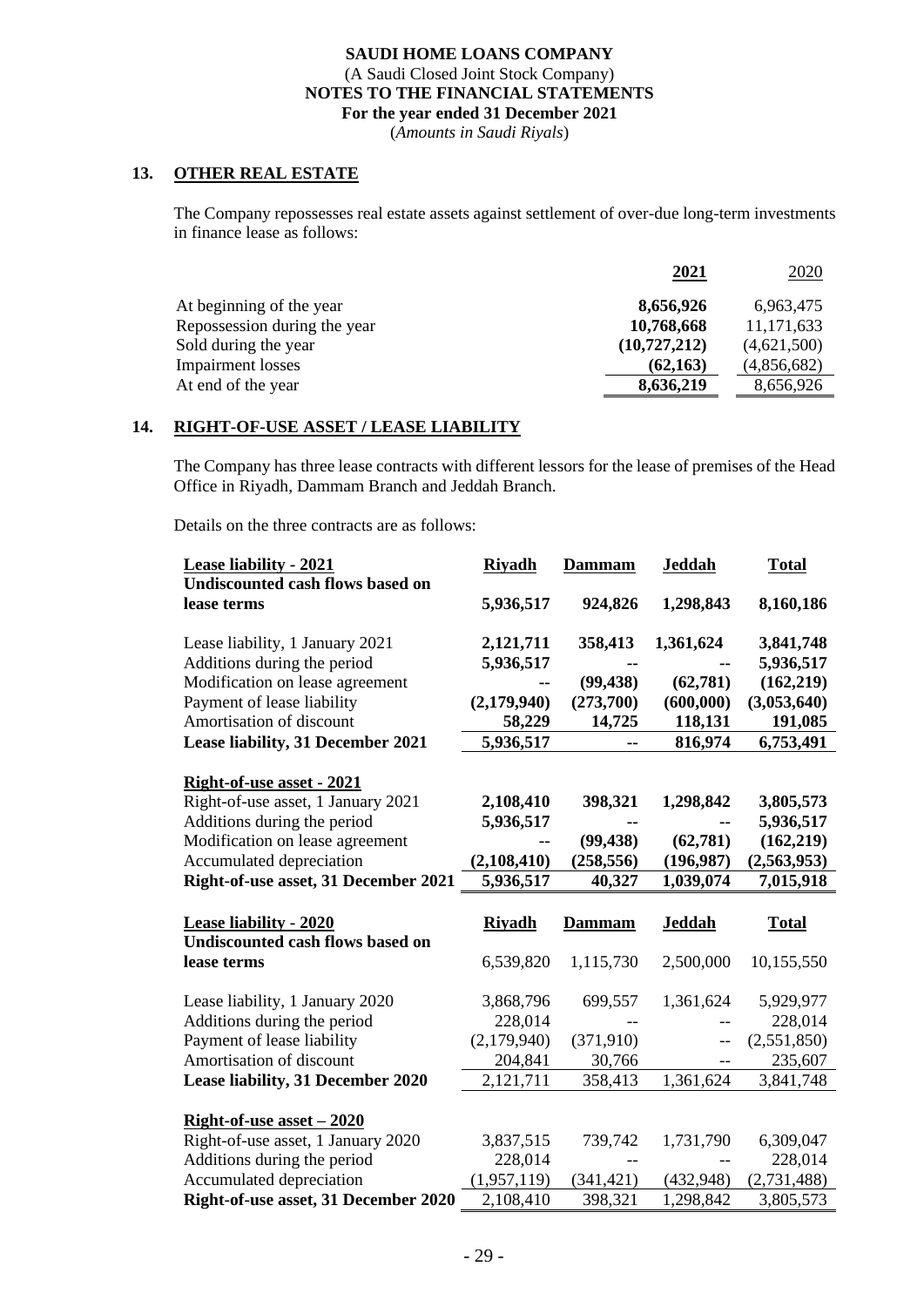## 13. OTHER REAL ESTATE

The Company repossesses real estate assets against settlement of over-due long-term investments in finance lease as follows:

| | **2021** | 2020 |
|---|---|---|
| At beginning of the year | **8,656,926** | 6,963,475 |
| Repossession during the year | **10,768,668** | 11,171,633 |
| Sold during the year | **(10,727,212)** | (4,621,500) |
| Impairment losses | **(62,163)** | (4,856,682) |
| At end of the year | **8,636,219** | 8,656,926 |

## 14. RIGHT-OF-USE ASSET / LEASE LIABILITY

The Company has three lease contracts with different lessors for the lease of premises of the Head Office in Riyadh, Dammam Branch and Jeddah Branch.

Details on the three contracts are as follows:

| **Lease liability - 2021** | **Riyadh** | **Dammam** | **Jeddah** | **Total** |
|---|---|---|---|---|
| **Undiscounted cash flows based on lease terms** | **5,936,517** | **924,826** | **1,298,843** | **8,160,186** |
| Lease liability, 1 January 2021 | **2,121,711** | **358,413** | **1,361,624** | **3,841,748** |
| Additions during the period | **5,936,517** | **--** | **--** | **5,936,517** |
| Modification on lease agreement | **--** | **(99,438)** | **(62,781)** | **(162,219)** |
| Payment of lease liability | **(2,179,940)** | **(273,700)** | **(600,000)** | **(3,053,640)** |
| Amortisation of discount | **58,229** | **14,725** | **118,131** | **191,085** |
| **Lease liability, 31 December 2021** | **5,936,517** | **--** | **816,974** | **6,753,491** |

| **Right-of-use asset - 2021** | | | | |
|---|---|---|---|---|
| Right-of-use asset, 1 January 2021 | **2,108,410** | **398,321** | **1,298,842** | **3,805,573** |
| Additions during the period | **5,936,517** | **--** | **--** | **5,936,517** |
| Modification on lease agreement | **--** | **(99,438)** | **(62,781)** | **(162,219)** |
| Accumulated depreciation | **(2,108,410)** | **(258,556)** | **(196,987)** | **(2,563,953)** |
| **Right-of-use asset, 31 December 2021** | **5,936,517** | **40,327** | **1,039,074** | **7,015,918** |

| **Lease liability - 2020** | **Riyadh** | **Dammam** | **Jeddah** | **Total** |
|---|---|---|---|---|
| **Undiscounted cash flows based on lease terms** | 6,539,820 | 1,115,730 | 2,500,000 | 10,155,550 |
| Lease liability, 1 January 2020 | 3,868,796 | 699,557 | 1,361,624 | 5,929,977 |
| Additions during the period | 228,014 | -- | -- | 228,014 |
| Payment of lease liability | (2,179,940) | (371,910) | -- | (2,551,850) |
| Amortisation of discount | 204,841 | 30,766 | -- | 235,607 |
| **Lease liability, 31 December 2020** | 2,121,711 | 358,413 | 1,361,624 | 3,841,748 |

| **Right-of-use asset – 2020** | | | | |
|---|---|---|---|---|
| Right-of-use asset, 1 January 2020 | 3,837,515 | 739,742 | 1,731,790 | 6,309,047 |
| Additions during the period | 228,014 | -- | -- | 228,014 |
| Accumulated depreciation | (1,957,119) | (341,421) | (432,948) | (2,731,488) |
| **Right-of-use asset, 31 December 2020** | 2,108,410 | 398,321 | 1,298,842 | 3,805,573 |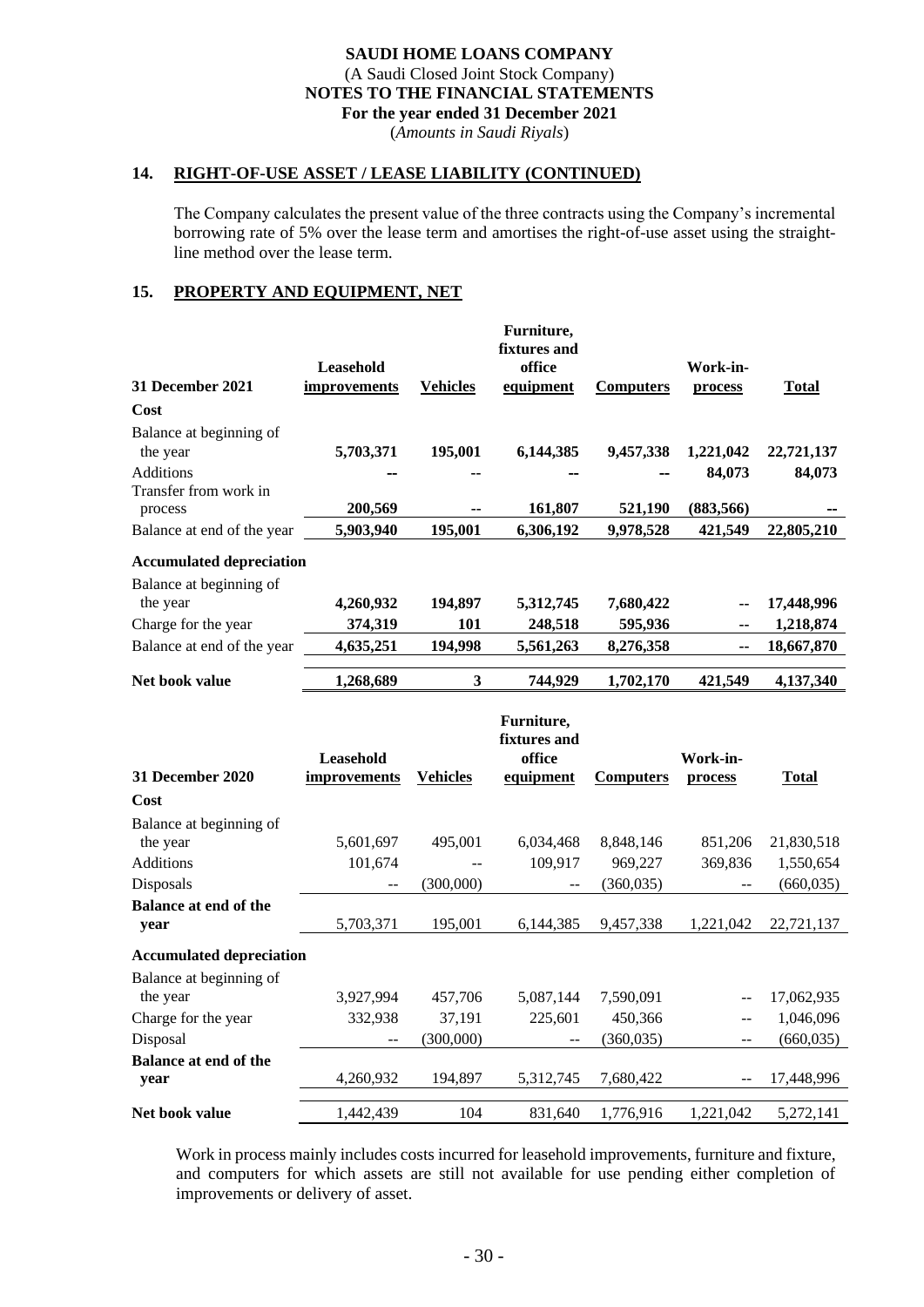## 14. RIGHT-OF-USE ASSET / LEASE LIABILITY (CONTINUED)

The Company calculates the present value of the three contracts using the Company's incremental borrowing rate of 5% over the lease term and amortises the right-of-use asset using the straight-line method over the lease term.

## 15. PROPERTY AND EQUIPMENT, NET

| 31 December 2021 | Leasehold improvements | Vehicles | Furniture, fixtures and office equipment | Computers | Work-in-process | Total |
|---|---|---|---|---|---|---|
| **Cost** | | | | | | |
| Balance at beginning of the year | **5,703,371** | **195,001** | **6,144,385** | **9,457,338** | **1,221,042** | **22,721,137** |
| Additions | **--** | -- | **--** | **--** | **84,073** | **84,073** |
| Transfer from work in process | **200,569** | **--** | **161,807** | **521,190** | **(883,566)** | **--** |
| Balance at end of the year | **5,903,940** | **195,001** | **6,306,192** | **9,978,528** | **421,549** | **22,805,210** |
| **Accumulated depreciation** | | | | | | |
| Balance at beginning of the year | **4,260,932** | **194,897** | **5,312,745** | **7,680,422** | **--** | **17,448,996** |
| Charge for the year | **374,319** | **101** | **248,518** | **595,936** | **--** | **1,218,874** |
| Balance at end of the year | **4,635,251** | **194,998** | **5,561,263** | **8,276,358** | **--** | **18,667,870** |
| **Net book value** | **1,268,689** | **3** | **744,929** | **1,702,170** | **421,549** | **4,137,340** |

| 31 December 2020 | Leasehold improvements | Vehicles | Furniture, fixtures and office equipment | Computers | Work-in-process | Total |
|---|---|---|---|---|---|---|
| **Cost** | | | | | | |
| Balance at beginning of the year | 5,601,697 | 495,001 | 6,034,468 | 8,848,146 | 851,206 | 21,830,518 |
| Additions | 101,674 | -- | 109,917 | 969,227 | 369,836 | 1,550,654 |
| Disposals | -- | (300,000) | -- | (360,035) | -- | (660,035) |
| **Balance at end of the year** | 5,703,371 | 195,001 | 6,144,385 | 9,457,338 | 1,221,042 | 22,721,137 |
| **Accumulated depreciation** | | | | | | |
| Balance at beginning of the year | 3,927,994 | 457,706 | 5,087,144 | 7,590,091 | -- | 17,062,935 |
| Charge for the year | 332,938 | 37,191 | 225,601 | 450,366 | -- | 1,046,096 |
| Disposal | -- | (300,000) | -- | (360,035) | -- | (660,035) |
| **Balance at end of the year** | 4,260,932 | 194,897 | 5,312,745 | 7,680,422 | -- | 17,448,996 |
| **Net book value** | 1,442,439 | 104 | 831,640 | 1,776,916 | 1,221,042 | 5,272,141 |

Work in process mainly includes costs incurred for leasehold improvements, furniture and fixture, and computers for which assets are still not available for use pending either completion of improvements or delivery of asset.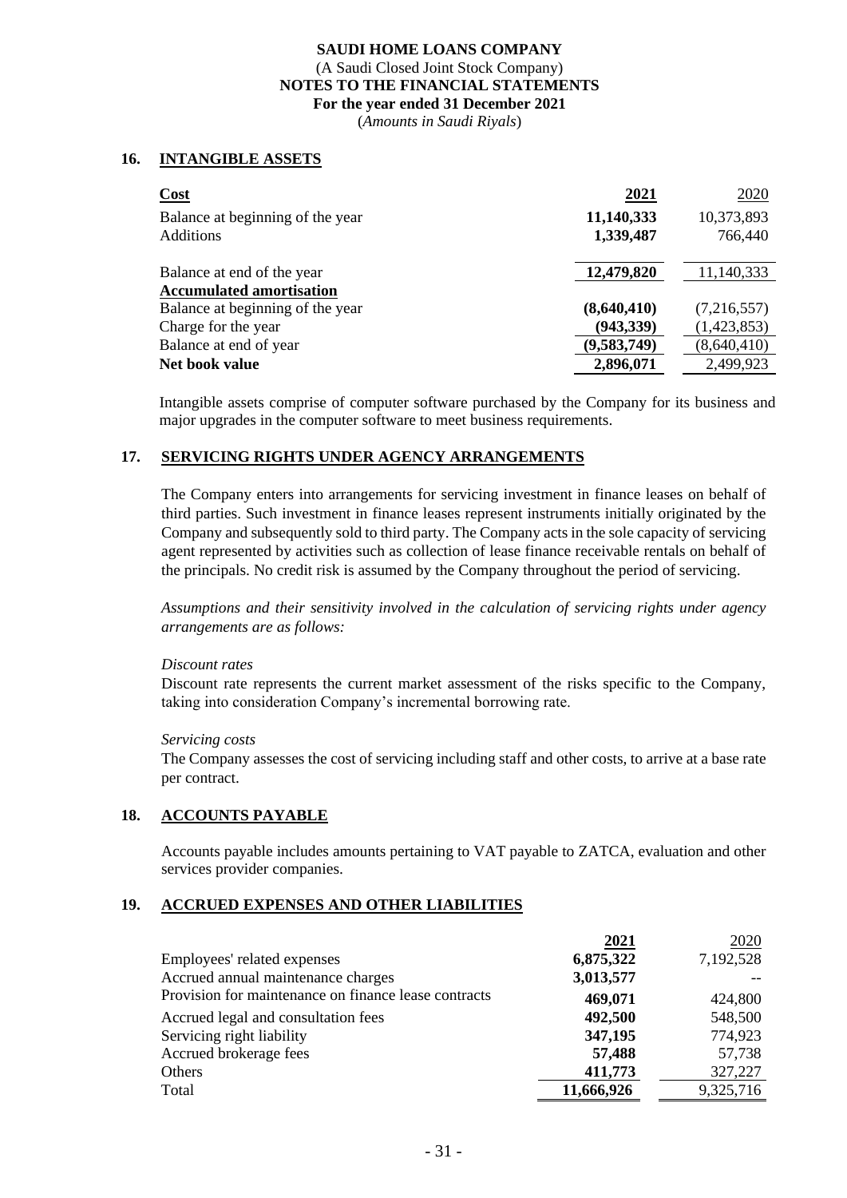## 16. INTANGIBLE ASSETS

| **Cost** | **2021** | 2020 |
|---|---|---|
| Balance at beginning of the year | **11,140,333** | 10,373,893 |
| Additions | **1,339,487** | 766,440 |
| Balance at end of the year | **12,479,820** | 11,140,333 |
| **Accumulated amortisation** | | |
| Balance at beginning of the year | **(8,640,410)** | (7,216,557) |
| Charge for the year | **(943,339)** | (1,423,853) |
| Balance at end of year | **(9,583,749)** | (8,640,410) |
| **Net book value** | **2,896,071** | 2,499,923 |

Intangible assets comprise of computer software purchased by the Company for its business and major upgrades in the computer software to meet business requirements.

## 17. SERVICING RIGHTS UNDER AGENCY ARRANGEMENTS

The Company enters into arrangements for servicing investment in finance leases on behalf of third parties. Such investment in finance leases represent instruments initially originated by the Company and subsequently sold to third party. The Company acts in the sole capacity of servicing agent represented by activities such as collection of lease finance receivable rentals on behalf of the principals. No credit risk is assumed by the Company throughout the period of servicing.

*Assumptions and their sensitivity involved in the calculation of servicing rights under agency arrangements are as follows:*

*Discount rates*

Discount rate represents the current market assessment of the risks specific to the Company, taking into consideration Company's incremental borrowing rate.

*Servicing costs*

The Company assesses the cost of servicing including staff and other costs, to arrive at a base rate per contract.

## 18. ACCOUNTS PAYABLE

Accounts payable includes amounts pertaining to VAT payable to ZATCA, evaluation and other services provider companies.

## 19. ACCRUED EXPENSES AND OTHER LIABILITIES

| | **2021** | 2020 |
|---|---|---|
| Employees' related expenses | **6,875,322** | 7,192,528 |
| Accrued annual maintenance charges | **3,013,577** | -- |
| Provision for maintenance on finance lease contracts | **469,071** | 424,800 |
| Accrued legal and consultation fees | **492,500** | 548,500 |
| Servicing right liability | **347,195** | 774,923 |
| Accrued brokerage fees | **57,488** | 57,738 |
| Others | **411,773** | 327,227 |
| Total | **11,666,926** | 9,325,716 |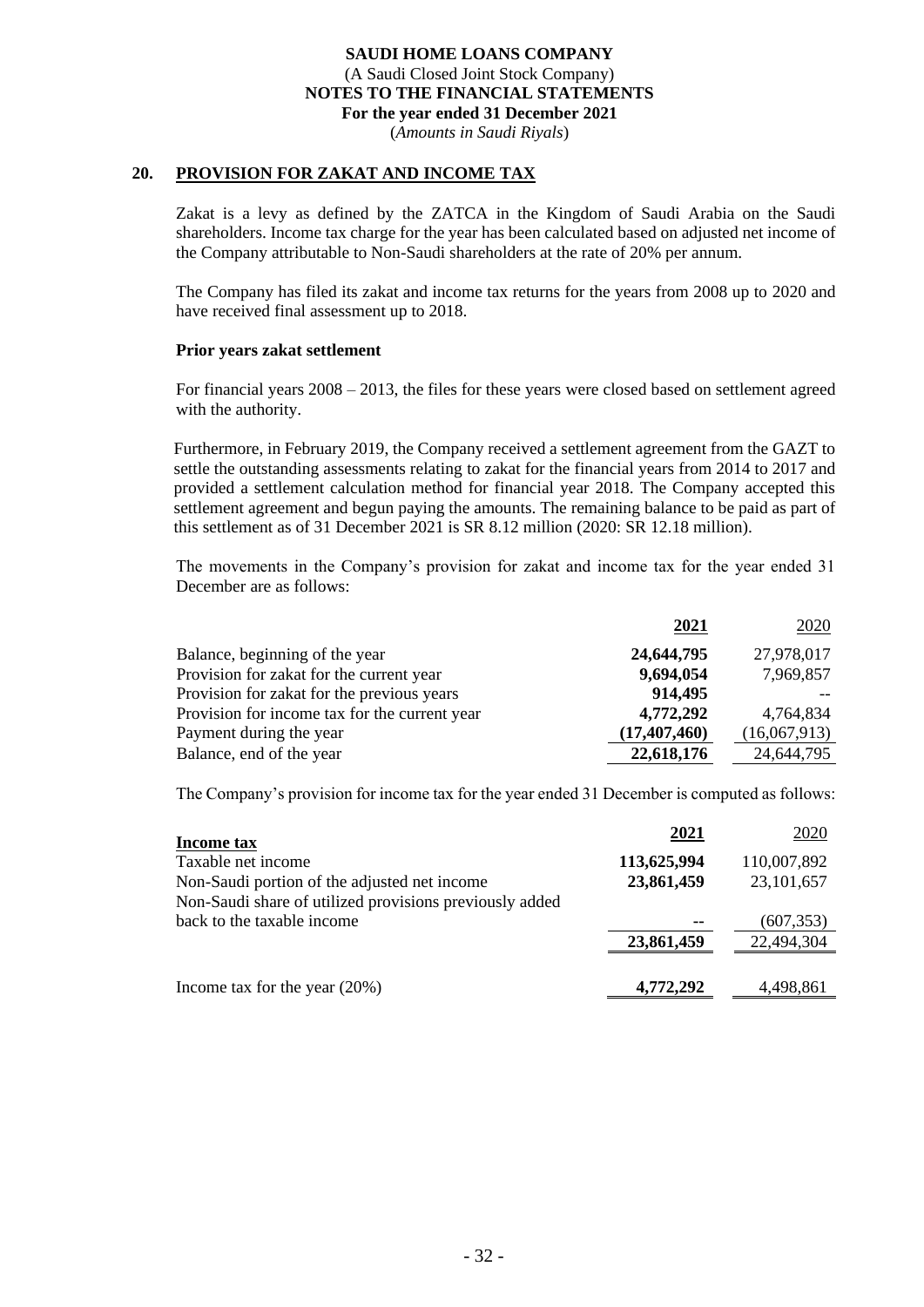SAUDI HOME LOANS COMPANY
(A Saudi Closed Joint Stock Company)
**NOTES TO THE FINANCIAL STATEMENTS**
**For the year ended 31 December 2021**
(*Amounts in Saudi Riyals*)

## 20. PROVISION FOR ZAKAT AND INCOME TAX

Zakat is a levy as defined by the ZATCA in the Kingdom of Saudi Arabia on the Saudi shareholders. Income tax charge for the year has been calculated based on adjusted net income of the Company attributable to Non-Saudi shareholders at the rate of 20% per annum.

The Company has filed its zakat and income tax returns for the years from 2008 up to 2020 and have received final assessment up to 2018.

**Prior years zakat settlement**

For financial years 2008 – 2013, the files for these years were closed based on settlement agreed with the authority.

Furthermore, in February 2019, the Company received a settlement agreement from the GAZT to settle the outstanding assessments relating to zakat for the financial years from 2014 to 2017 and provided a settlement calculation method for financial year 2018. The Company accepted this settlement agreement and begun paying the amounts. The remaining balance to be paid as part of this settlement as of 31 December 2021 is SR 8.12 million (2020: SR 12.18 million).

The movements in the Company's provision for zakat and income tax for the year ended 31 December are as follows:

| | **2021** | 2020 |
|---|---|---|
| Balance, beginning of the year | **24,644,795** | 27,978,017 |
| Provision for zakat for the current year | **9,694,054** | 7,969,857 |
| Provision for zakat for the previous years | **914,495** | -- |
| Provision for income tax for the current year | **4,772,292** | 4,764,834 |
| Payment during the year | **(17,407,460)** | (16,067,913) |
| Balance, end of the year | **22,618,176** | 24,644,795 |

The Company's provision for income tax for the year ended 31 December is computed as follows:

| **Income tax** | **2021** | 2020 |
|---|---|---|
| Taxable net income | **113,625,994** | 110,007,892 |
| Non-Saudi portion of the adjusted net income | **23,861,459** | 23,101,657 |
| Non-Saudi share of utilized provisions previously added back to the taxable income | **--** | (607,353) |
| | **23,861,459** | 22,494,304 |
| Income tax for the year (20%) | **4,772,292** | 4,498,861 |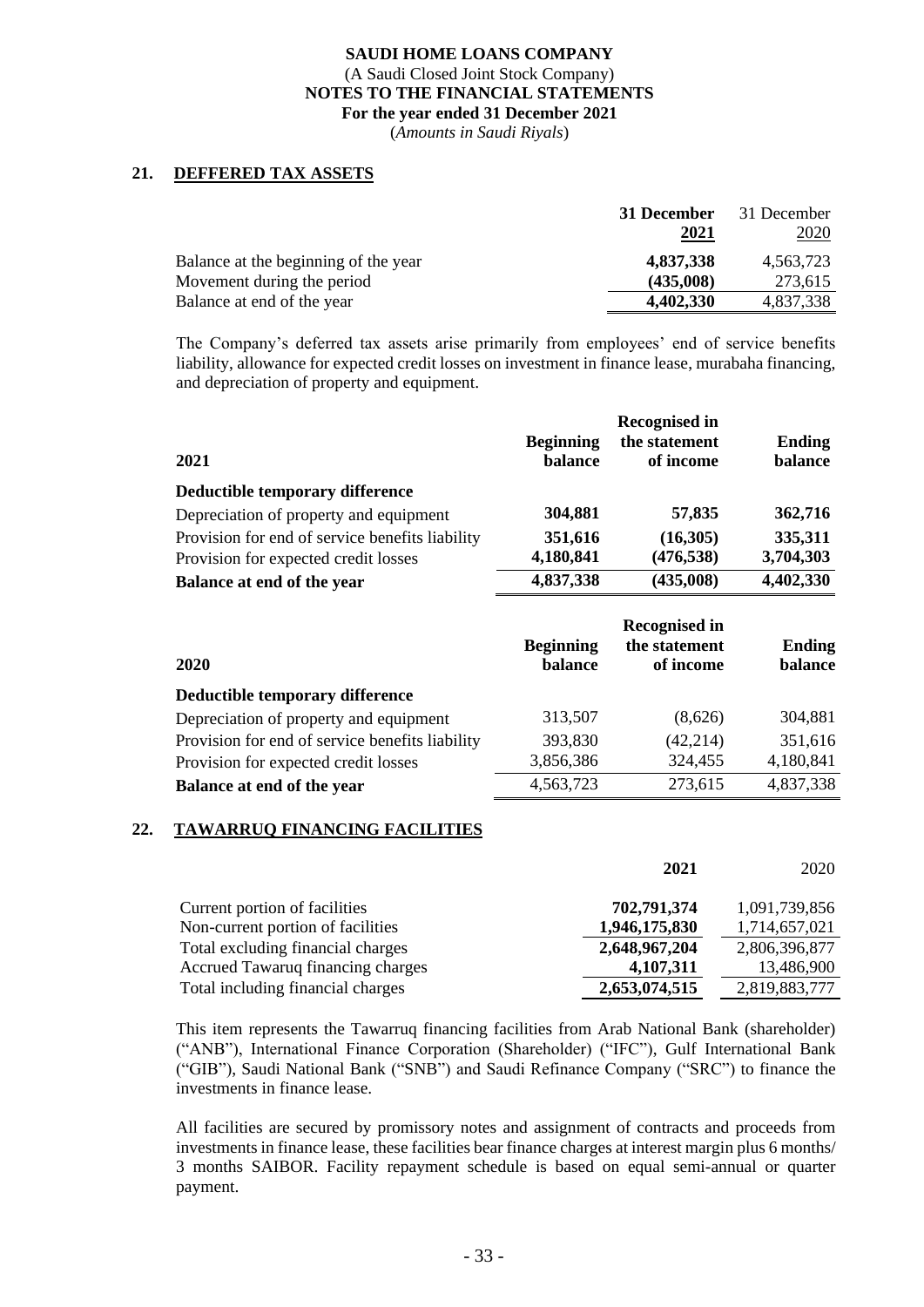**SAUDI HOME LOANS COMPANY**
(A Saudi Closed Joint Stock Company)
**NOTES TO THE FINANCIAL STATEMENTS**
**For the year ended 31 December 2021**
(*Amounts in Saudi Riyals*)

## 21. DEFFERED TAX ASSETS

| | 31 December 2021 | 31 December 2020 |
|---|---|---|
| Balance at the beginning of the year | **4,837,338** | 4,563,723 |
| Movement during the period | **(435,008)** | 273,615 |
| Balance at end of the year | **4,402,330** | 4,837,338 |

The Company's deferred tax assets arise primarily from employees' end of service benefits liability, allowance for expected credit losses on investment in finance lease, murabaha financing, and depreciation of property and equipment.

| 2021 | Beginning balance | Recognised in the statement of income | Ending balance |
|---|---|---|---|
| **Deductible temporary difference** | | | |
| Depreciation of property and equipment | **304,881** | **57,835** | **362,716** |
| Provision for end of service benefits liability | **351,616** | **(16,305)** | **335,311** |
| Provision for expected credit losses | **4,180,841** | **(476,538)** | **3,704,303** |
| **Balance at end of the year** | **4,837,338** | **(435,008)** | **4,402,330** |

| 2020 | Beginning balance | Recognised in the statement of income | Ending balance |
|---|---|---|---|
| **Deductible temporary difference** | | | |
| Depreciation of property and equipment | 313,507 | (8,626) | 304,881 |
| Provision for end of service benefits liability | 393,830 | (42,214) | 351,616 |
| Provision for expected credit losses | 3,856,386 | 324,455 | 4,180,841 |
| **Balance at end of the year** | 4,563,723 | 273,615 | 4,837,338 |

## 22. TAWARRUQ FINANCING FACILITIES

| | 2021 | 2020 |
|---|---|---|
| Current portion of facilities | **702,791,374** | 1,091,739,856 |
| Non-current portion of facilities | **1,946,175,830** | 1,714,657,021 |
| Total excluding financial charges | **2,648,967,204** | 2,806,396,877 |
| Accrued Tawaruq financing charges | **4,107,311** | 13,486,900 |
| Total including financial charges | **2,653,074,515** | 2,819,883,777 |

This item represents the Tawarruq financing facilities from Arab National Bank (shareholder) ("ANB"), International Finance Corporation (Shareholder) ("IFC"), Gulf International Bank ("GIB"), Saudi National Bank ("SNB") and Saudi Refinance Company ("SRC") to finance the investments in finance lease.

All facilities are secured by promissory notes and assignment of contracts and proceeds from investments in finance lease, these facilities bear finance charges at interest margin plus 6 months/ 3 months SAIBOR. Facility repayment schedule is based on equal semi-annual or quarter payment.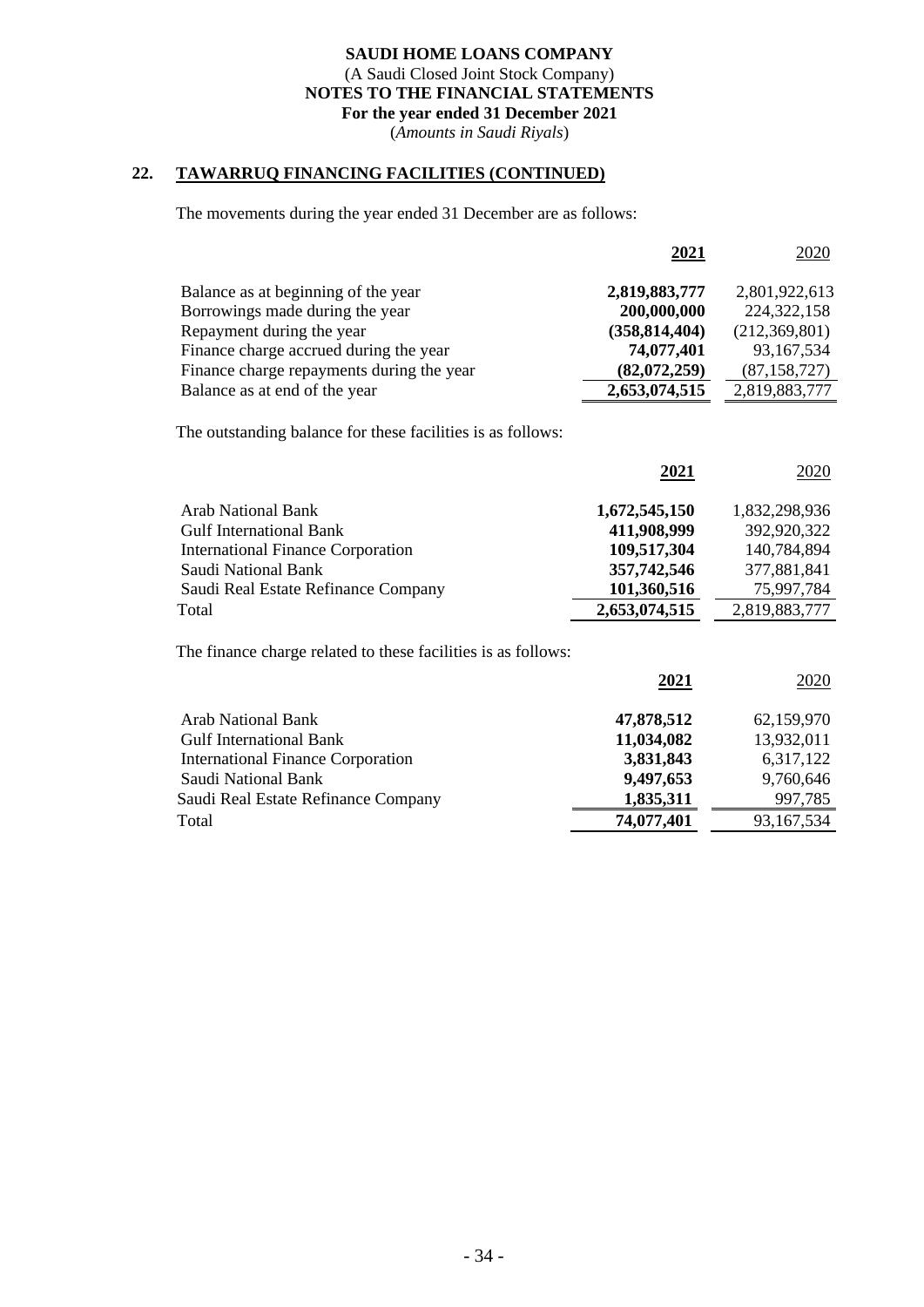**SAUDI HOME LOANS COMPANY**
(A Saudi Closed Joint Stock Company)
**NOTES TO THE FINANCIAL STATEMENTS**
**For the year ended 31 December 2021**
(*Amounts in Saudi Riyals*)

## 22. TAWARRUQ FINANCING FACILITIES (CONTINUED)

The movements during the year ended 31 December are as follows:

| | **2021** | 2020 |
|---|---|---|
| Balance as at beginning of the year | **2,819,883,777** | 2,801,922,613 |
| Borrowings made during the year | **200,000,000** | 224,322,158 |
| Repayment during the year | **(358,814,404)** | (212,369,801) |
| Finance charge accrued during the year | **74,077,401** | 93,167,534 |
| Finance charge repayments during the year | **(82,072,259)** | (87,158,727) |
| Balance as at end of the year | **2,653,074,515** | 2,819,883,777 |

The outstanding balance for these facilities is as follows:

| | **2021** | 2020 |
|---|---|---|
| Arab National Bank | **1,672,545,150** | 1,832,298,936 |
| Gulf International Bank | **411,908,999** | 392,920,322 |
| International Finance Corporation | **109,517,304** | 140,784,894 |
| Saudi National Bank | **357,742,546** | 377,881,841 |
| Saudi Real Estate Refinance Company | **101,360,516** | 75,997,784 |
| Total | **2,653,074,515** | 2,819,883,777 |

The finance charge related to these facilities is as follows:

| | **2021** | 2020 |
|---|---|---|
| Arab National Bank | **47,878,512** | 62,159,970 |
| Gulf International Bank | **11,034,082** | 13,932,011 |
| International Finance Corporation | **3,831,843** | 6,317,122 |
| Saudi National Bank | **9,497,653** | 9,760,646 |
| Saudi Real Estate Refinance Company | **1,835,311** | 997,785 |
| Total | **74,077,401** | 93,167,534 |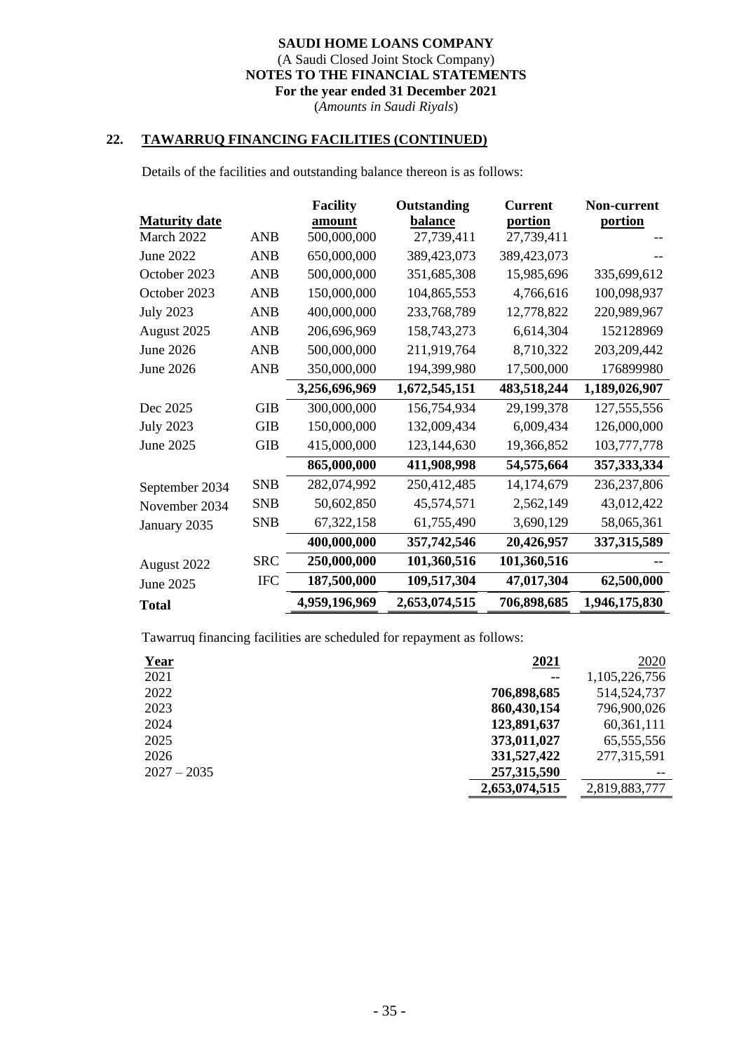**SAUDI HOME LOANS COMPANY**
(A Saudi Closed Joint Stock Company)
**NOTES TO THE FINANCIAL STATEMENTS**
**For the year ended 31 December 2021**
(*Amounts in Saudi Riyals*)

## 22. TAWARRUQ FINANCING FACILITIES (CONTINUED)

Details of the facilities and outstanding balance thereon is as follows:

| Maturity date | | Facility amount | Outstanding balance | Current portion | Non-current portion |
|---|---|---|---|---|---|
| March 2022 | ANB | 500,000,000 | 27,739,411 | 27,739,411 | -- |
| June 2022 | ANB | 650,000,000 | 389,423,073 | 389,423,073 | -- |
| October 2023 | ANB | 500,000,000 | 351,685,308 | 15,985,696 | 335,699,612 |
| October 2023 | ANB | 150,000,000 | 104,865,553 | 4,766,616 | 100,098,937 |
| July 2023 | ANB | 400,000,000 | 233,768,789 | 12,778,822 | 220,989,967 |
| August 2025 | ANB | 206,696,969 | 158,743,273 | 6,614,304 | 152128969 |
| June 2026 | ANB | 500,000,000 | 211,919,764 | 8,710,322 | 203,209,442 |
| June 2026 | ANB | 350,000,000 | 194,399,980 | 17,500,000 | 176899980 |
| | | **3,256,696,969** | **1,672,545,151** | **483,518,244** | **1,189,026,907** |
| Dec 2025 | GIB | 300,000,000 | 156,754,934 | 29,199,378 | 127,555,556 |
| July 2023 | GIB | 150,000,000 | 132,009,434 | 6,009,434 | 126,000,000 |
| June 2025 | GIB | 415,000,000 | 123,144,630 | 19,366,852 | 103,777,778 |
| | | **865,000,000** | **411,908,998** | **54,575,664** | **357,333,334** |
| September 2034 | SNB | 282,074,992 | 250,412,485 | 14,174,679 | 236,237,806 |
| November 2034 | SNB | 50,602,850 | 45,574,571 | 2,562,149 | 43,012,422 |
| January 2035 | SNB | 67,322,158 | 61,755,490 | 3,690,129 | 58,065,361 |
| | | **400,000,000** | **357,742,546** | **20,426,957** | **337,315,589** |
| August 2022 | SRC | **250,000,000** | **101,360,516** | **101,360,516** | **--** |
| June 2025 | IFC | **187,500,000** | **109,517,304** | **47,017,304** | **62,500,000** |
| **Total** | | **4,959,196,969** | **2,653,074,515** | **706,898,685** | **1,946,175,830** |

Tawarruq financing facilities are scheduled for repayment as follows:

| Year | 2021 | 2020 |
|---|---|---|
| 2021 | **--** | 1,105,226,756 |
| 2022 | **706,898,685** | 514,524,737 |
| 2023 | **860,430,154** | 796,900,026 |
| 2024 | **123,891,637** | 60,361,111 |
| 2025 | **373,011,027** | 65,555,556 |
| 2026 | **331,527,422** | 277,315,591 |
| 2027 – 2035 | **257,315,590** | -- |
| | **2,653,074,515** | 2,819,883,777 |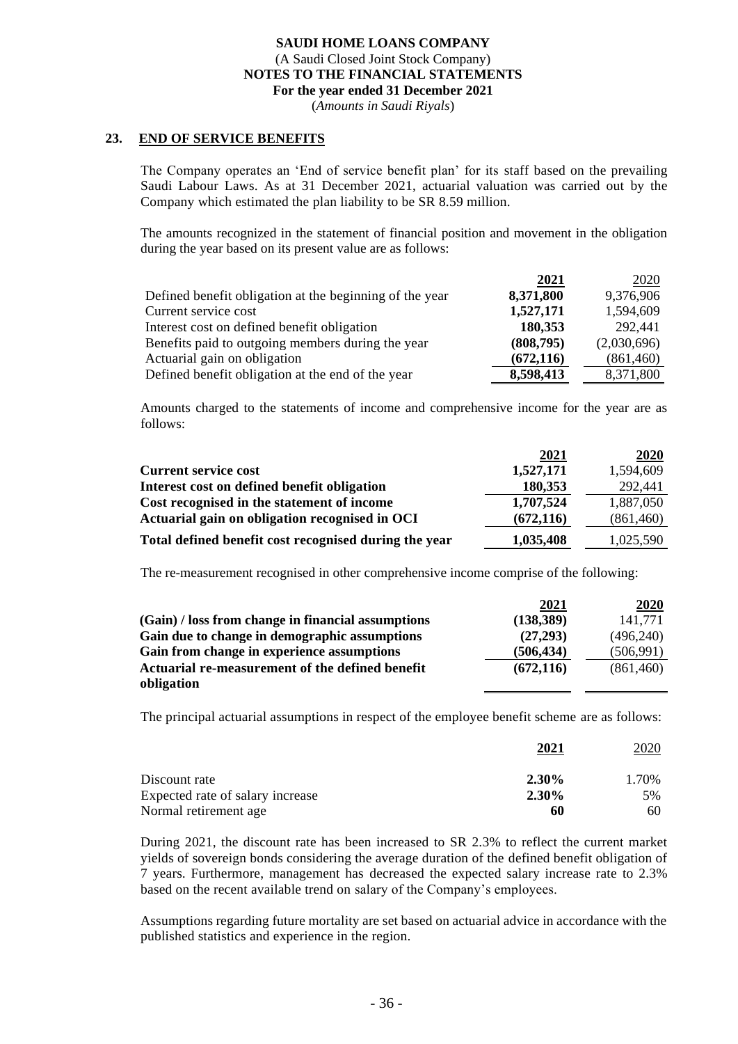**SAUDI HOME LOANS COMPANY**
(A Saudi Closed Joint Stock Company)
**NOTES TO THE FINANCIAL STATEMENTS**
**For the year ended 31 December 2021**
(*Amounts in Saudi Riyals*)

## 23. END OF SERVICE BENEFITS

The Company operates an 'End of service benefit plan' for its staff based on the prevailing Saudi Labour Laws. As at 31 December 2021, actuarial valuation was carried out by the Company which estimated the plan liability to be SR 8.59 million.

The amounts recognized in the statement of financial position and movement in the obligation during the year based on its present value are as follows:

| | **2021** | 2020 |
|---|---|---|
| Defined benefit obligation at the beginning of the year | **8,371,800** | 9,376,906 |
| Current service cost | **1,527,171** | 1,594,609 |
| Interest cost on defined benefit obligation | **180,353** | 292,441 |
| Benefits paid to outgoing members during the year | **(808,795)** | (2,030,696) |
| Actuarial gain on obligation | **(672,116)** | (861,460) |
| Defined benefit obligation at the end of the year | **8,598,413** | 8,371,800 |

Amounts charged to the statements of income and comprehensive income for the year are as follows:

| | **2021** | **2020** |
|---|---|---|
| **Current service cost** | **1,527,171** | 1,594,609 |
| **Interest cost on defined benefit obligation** | **180,353** | 292,441 |
| **Cost recognised in the statement of income** | **1,707,524** | 1,887,050 |
| **Actuarial gain on obligation recognised in OCI** | **(672,116)** | (861,460) |
| **Total defined benefit cost recognised during the year** | **1,035,408** | 1,025,590 |

The re-measurement recognised in other comprehensive income comprise of the following:

| | **2021** | **2020** |
|---|---|---|
| **(Gain) / loss from change in financial assumptions** | **(138,389)** | 141,771 |
| **Gain due to change in demographic assumptions** | **(27,293)** | (496,240) |
| **Gain from change in experience assumptions** | **(506,434)** | (506,991) |
| **Actuarial re-measurement of the defined benefit obligation** | **(672,116)** | (861,460) |

The principal actuarial assumptions in respect of the employee benefit scheme are as follows:

| | **2021** | 2020 |
|---|---|---|
| Discount rate | **2.30%** | 1.70% |
| Expected rate of salary increase | **2.30%** | 5% |
| Normal retirement age | **60** | 60 |

During 2021, the discount rate has been increased to SR 2.3% to reflect the current market yields of sovereign bonds considering the average duration of the defined benefit obligation of 7 years. Furthermore, management has decreased the expected salary increase rate to 2.3% based on the recent available trend on salary of the Company's employees.

Assumptions regarding future mortality are set based on actuarial advice in accordance with the published statistics and experience in the region.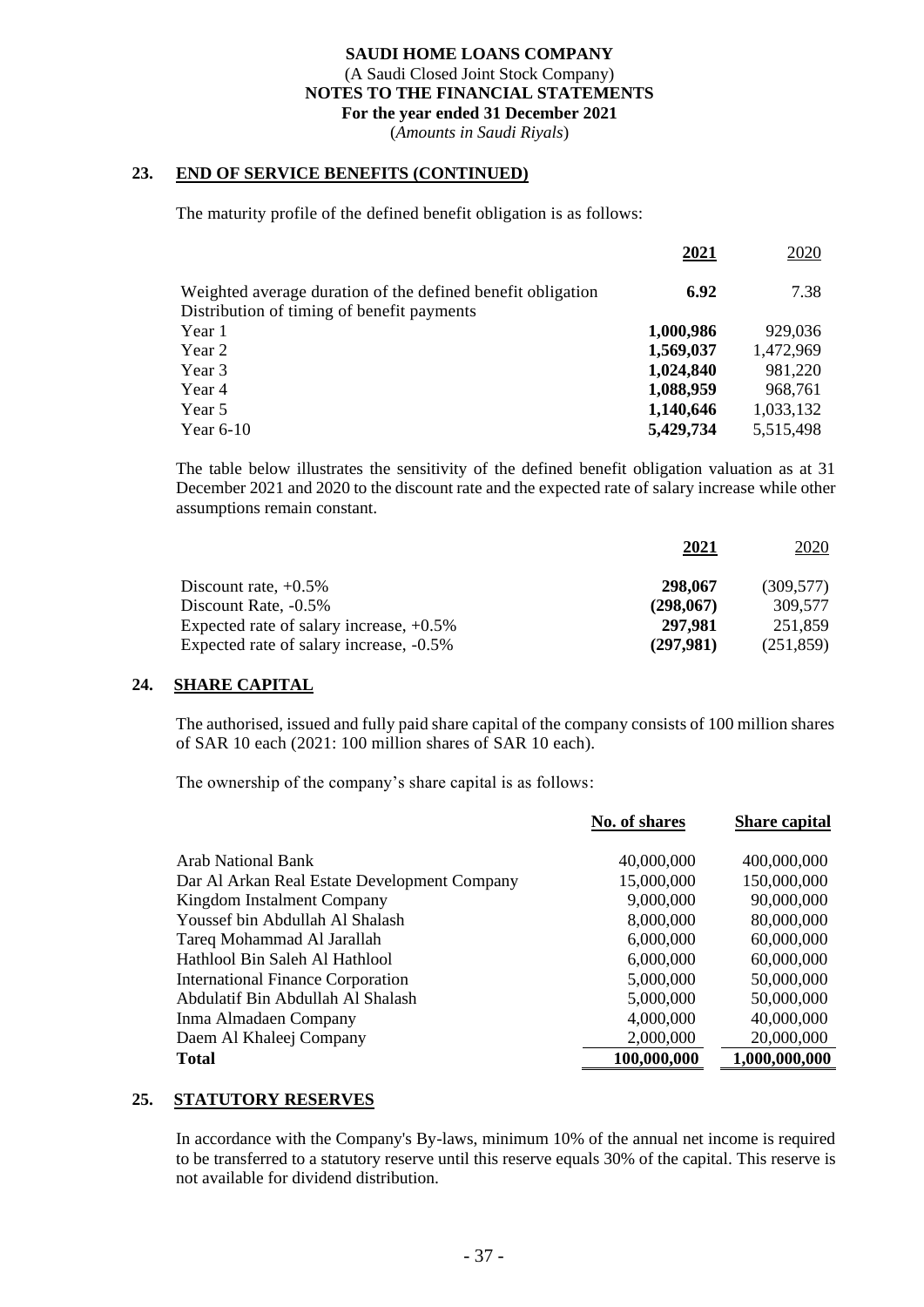**SAUDI HOME LOANS COMPANY**
(A Saudi Closed Joint Stock Company)
**NOTES TO THE FINANCIAL STATEMENTS**
**For the year ended 31 December 2021**
(*Amounts in Saudi Riyals*)

## 23. END OF SERVICE BENEFITS (CONTINUED)

The maturity profile of the defined benefit obligation is as follows:

| | **2021** | 2020 |
|---|---|---|
| Weighted average duration of the defined benefit obligation | **6.92** | 7.38 |
| Distribution of timing of benefit payments | | |
| Year 1 | **1,000,986** | 929,036 |
| Year 2 | **1,569,037** | 1,472,969 |
| Year 3 | **1,024,840** | 981,220 |
| Year 4 | **1,088,959** | 968,761 |
| Year 5 | **1,140,646** | 1,033,132 |
| Year 6-10 | **5,429,734** | 5,515,498 |

The table below illustrates the sensitivity of the defined benefit obligation valuation as at 31 December 2021 and 2020 to the discount rate and the expected rate of salary increase while other assumptions remain constant.

| | **2021** | 2020 |
|---|---|---|
| Discount rate, +0.5% | **298,067** | (309,577) |
| Discount Rate, -0.5% | **(298,067)** | 309,577 |
| Expected rate of salary increase, +0.5% | **297,981** | 251,859 |
| Expected rate of salary increase, -0.5% | **(297,981)** | (251,859) |

## 24. SHARE CAPITAL

The authorised, issued and fully paid share capital of the company consists of 100 million shares of SAR 10 each (2021: 100 million shares of SAR 10 each).

The ownership of the company's share capital is as follows:

| | **No. of shares** | **Share capital** |
|---|---|---|
| Arab National Bank | 40,000,000 | 400,000,000 |
| Dar Al Arkan Real Estate Development Company | 15,000,000 | 150,000,000 |
| Kingdom Instalment Company | 9,000,000 | 90,000,000 |
| Youssef bin Abdullah Al Shalash | 8,000,000 | 80,000,000 |
| Tareq Mohammad Al Jarallah | 6,000,000 | 60,000,000 |
| Hathlool Bin Saleh Al Hathlool | 6,000,000 | 60,000,000 |
| International Finance Corporation | 5,000,000 | 50,000,000 |
| Abdulatif Bin Abdullah Al Shalash | 5,000,000 | 50,000,000 |
| Inma Almadaen Company | 4,000,000 | 40,000,000 |
| Daem Al Khaleej Company | 2,000,000 | 20,000,000 |
| **Total** | **100,000,000** | **1,000,000,000** |

## 25. STATUTORY RESERVES

In accordance with the Company's By-laws, minimum 10% of the annual net income is required to be transferred to a statutory reserve until this reserve equals 30% of the capital. This reserve is not available for dividend distribution.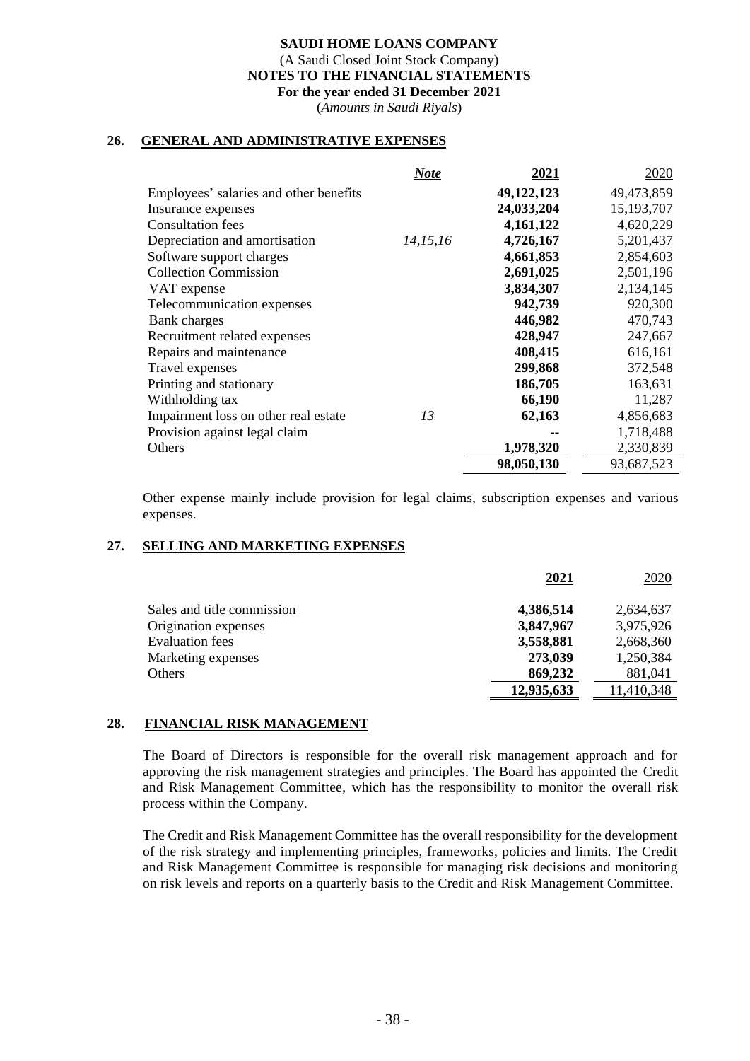**SAUDI HOME LOANS COMPANY**
(A Saudi Closed Joint Stock Company)
**NOTES TO THE FINANCIAL STATEMENTS**
**For the year ended 31 December 2021**
*(Amounts in Saudi Riyals)*

## 26. GENERAL AND ADMINISTRATIVE EXPENSES

| | *Note* | **2021** | 2020 |
|---|---|---|---|
| Employees' salaries and other benefits | | **49,122,123** | 49,473,859 |
| Insurance expenses | | **24,033,204** | 15,193,707 |
| Consultation fees | | **4,161,122** | 4,620,229 |
| Depreciation and amortisation | *14,15,16* | **4,726,167** | 5,201,437 |
| Software support charges | | **4,661,853** | 2,854,603 |
| Collection Commission | | **2,691,025** | 2,501,196 |
| VAT expense | | **3,834,307** | 2,134,145 |
| Telecommunication expenses | | **942,739** | 920,300 |
| Bank charges | | **446,982** | 470,743 |
| Recruitment related expenses | | **428,947** | 247,667 |
| Repairs and maintenance | | **408,415** | 616,161 |
| Travel expenses | | **299,868** | 372,548 |
| Printing and stationary | | **186,705** | 163,631 |
| Withholding tax | | **66,190** | 11,287 |
| Impairment loss on other real estate | *13* | **62,163** | 4,856,683 |
| Provision against legal claim | | **--** | 1,718,488 |
| Others | | **1,978,320** | 2,330,839 |
| | | **98,050,130** | 93,687,523 |

Other expense mainly include provision for legal claims, subscription expenses and various expenses.

## 27. SELLING AND MARKETING EXPENSES

| | **2021** | 2020 |
|---|---|---|
| Sales and title commission | **4,386,514** | 2,634,637 |
| Origination expenses | **3,847,967** | 3,975,926 |
| Evaluation fees | **3,558,881** | 2,668,360 |
| Marketing expenses | **273,039** | 1,250,384 |
| Others | **869,232** | 881,041 |
| | **12,935,633** | 11,410,348 |

## 28. FINANCIAL RISK MANAGEMENT

The Board of Directors is responsible for the overall risk management approach and for approving the risk management strategies and principles. The Board has appointed the Credit and Risk Management Committee, which has the responsibility to monitor the overall risk process within the Company.

The Credit and Risk Management Committee has the overall responsibility for the development of the risk strategy and implementing principles, frameworks, policies and limits. The Credit and Risk Management Committee is responsible for managing risk decisions and monitoring on risk levels and reports on a quarterly basis to the Credit and Risk Management Committee.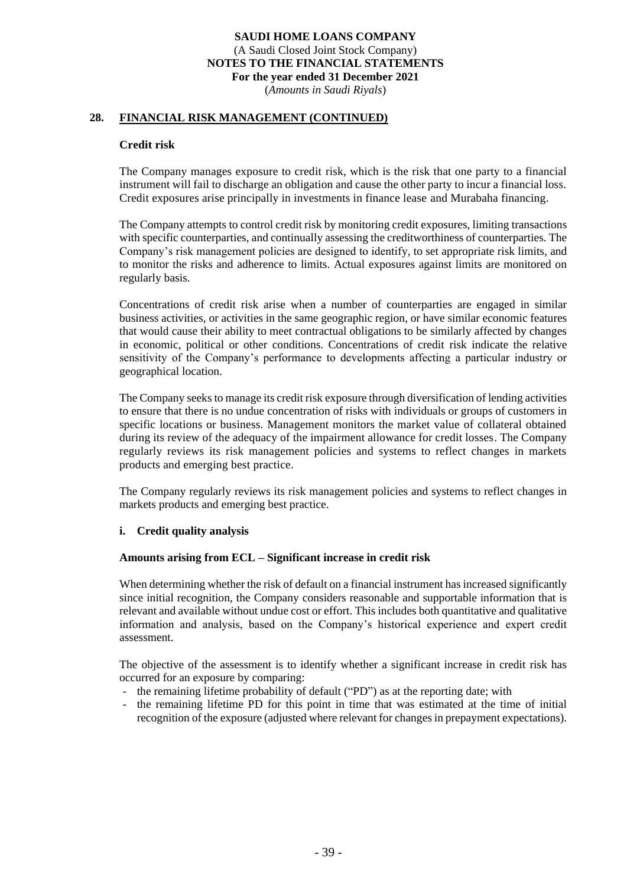## 28. FINANCIAL RISK MANAGEMENT (CONTINUED)

### Credit risk

The Company manages exposure to credit risk, which is the risk that one party to a financial instrument will fail to discharge an obligation and cause the other party to incur a financial loss. Credit exposures arise principally in investments in finance lease and Murabaha financing.

The Company attempts to control credit risk by monitoring credit exposures, limiting transactions with specific counterparties, and continually assessing the creditworthiness of counterparties. The Company's risk management policies are designed to identify, to set appropriate risk limits, and to monitor the risks and adherence to limits. Actual exposures against limits are monitored on regularly basis.

Concentrations of credit risk arise when a number of counterparties are engaged in similar business activities, or activities in the same geographic region, or have similar economic features that would cause their ability to meet contractual obligations to be similarly affected by changes in economic, political or other conditions. Concentrations of credit risk indicate the relative sensitivity of the Company's performance to developments affecting a particular industry or geographical location.

The Company seeks to manage its credit risk exposure through diversification of lending activities to ensure that there is no undue concentration of risks with individuals or groups of customers in specific locations or business. Management monitors the market value of collateral obtained during its review of the adequacy of the impairment allowance for credit losses. The Company regularly reviews its risk management policies and systems to reflect changes in markets products and emerging best practice.

The Company regularly reviews its risk management policies and systems to reflect changes in markets products and emerging best practice.

#### i. Credit quality analysis

**Amounts arising from ECL – Significant increase in credit risk**

When determining whether the risk of default on a financial instrument has increased significantly since initial recognition, the Company considers reasonable and supportable information that is relevant and available without undue cost or effort. This includes both quantitative and qualitative information and analysis, based on the Company's historical experience and expert credit assessment.

The objective of the assessment is to identify whether a significant increase in credit risk has occurred for an exposure by comparing:

- the remaining lifetime probability of default ("PD") as at the reporting date; with
- the remaining lifetime PD for this point in time that was estimated at the time of initial recognition of the exposure (adjusted where relevant for changes in prepayment expectations).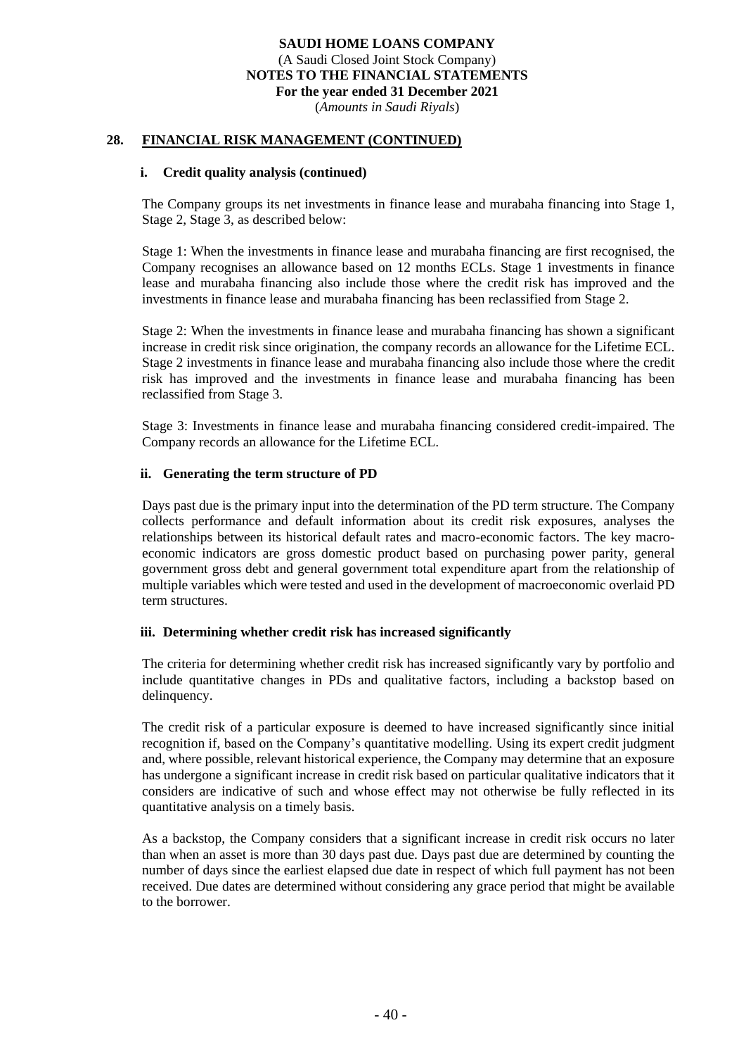## 28. FINANCIAL RISK MANAGEMENT (CONTINUED)

### i. Credit quality analysis (continued)

The Company groups its net investments in finance lease and murabaha financing into Stage 1, Stage 2, Stage 3, as described below:

Stage 1: When the investments in finance lease and murabaha financing are first recognised, the Company recognises an allowance based on 12 months ECLs. Stage 1 investments in finance lease and murabaha financing also include those where the credit risk has improved and the investments in finance lease and murabaha financing has been reclassified from Stage 2.

Stage 2: When the investments in finance lease and murabaha financing has shown a significant increase in credit risk since origination, the company records an allowance for the Lifetime ECL. Stage 2 investments in finance lease and murabaha financing also include those where the credit risk has improved and the investments in finance lease and murabaha financing has been reclassified from Stage 3.

Stage 3: Investments in finance lease and murabaha financing considered credit-impaired. The Company records an allowance for the Lifetime ECL.

### ii. Generating the term structure of PD

Days past due is the primary input into the determination of the PD term structure. The Company collects performance and default information about its credit risk exposures, analyses the relationships between its historical default rates and macro-economic factors. The key macro-economic indicators are gross domestic product based on purchasing power parity, general government gross debt and general government total expenditure apart from the relationship of multiple variables which were tested and used in the development of macroeconomic overlaid PD term structures.

### iii. Determining whether credit risk has increased significantly

The criteria for determining whether credit risk has increased significantly vary by portfolio and include quantitative changes in PDs and qualitative factors, including a backstop based on delinquency.

The credit risk of a particular exposure is deemed to have increased significantly since initial recognition if, based on the Company's quantitative modelling. Using its expert credit judgment and, where possible, relevant historical experience, the Company may determine that an exposure has undergone a significant increase in credit risk based on particular qualitative indicators that it considers are indicative of such and whose effect may not otherwise be fully reflected in its quantitative analysis on a timely basis.

As a backstop, the Company considers that a significant increase in credit risk occurs no later than when an asset is more than 30 days past due. Days past due are determined by counting the number of days since the earliest elapsed due date in respect of which full payment has not been received. Due dates are determined without considering any grace period that might be available to the borrower.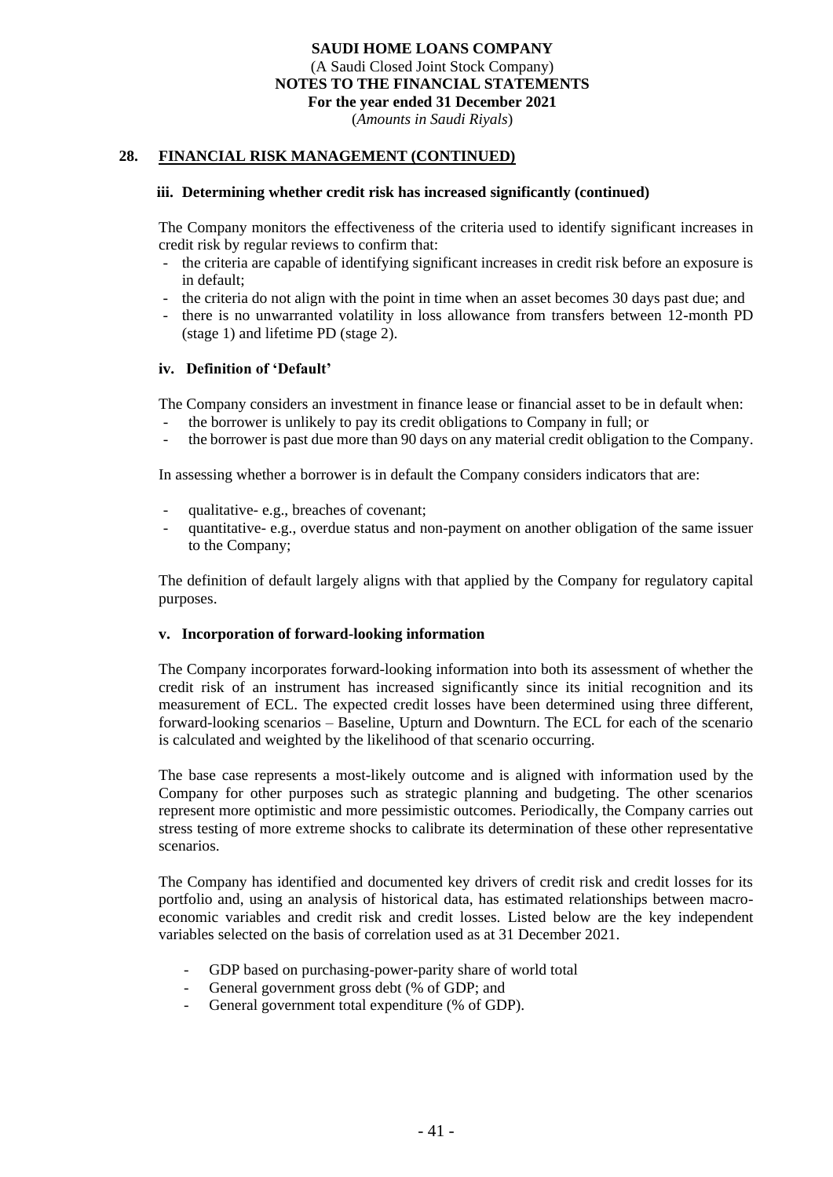## 28. FINANCIAL RISK MANAGEMENT (CONTINUED)

### iii. Determining whether credit risk has increased significantly (continued)

The Company monitors the effectiveness of the criteria used to identify significant increases in credit risk by regular reviews to confirm that:

- the criteria are capable of identifying significant increases in credit risk before an exposure is in default;
- the criteria do not align with the point in time when an asset becomes 30 days past due; and
- there is no unwarranted volatility in loss allowance from transfers between 12-month PD (stage 1) and lifetime PD (stage 2).

### iv. Definition of 'Default'

The Company considers an investment in finance lease or financial asset to be in default when:

- the borrower is unlikely to pay its credit obligations to Company in full; or
- the borrower is past due more than 90 days on any material credit obligation to the Company.

In assessing whether a borrower is in default the Company considers indicators that are:

- qualitative- e.g., breaches of covenant;
- quantitative- e.g., overdue status and non-payment on another obligation of the same issuer to the Company;

The definition of default largely aligns with that applied by the Company for regulatory capital purposes.

### v. Incorporation of forward-looking information

The Company incorporates forward-looking information into both its assessment of whether the credit risk of an instrument has increased significantly since its initial recognition and its measurement of ECL. The expected credit losses have been determined using three different, forward-looking scenarios – Baseline, Upturn and Downturn. The ECL for each of the scenario is calculated and weighted by the likelihood of that scenario occurring.

The base case represents a most-likely outcome and is aligned with information used by the Company for other purposes such as strategic planning and budgeting. The other scenarios represent more optimistic and more pessimistic outcomes. Periodically, the Company carries out stress testing of more extreme shocks to calibrate its determination of these other representative scenarios.

The Company has identified and documented key drivers of credit risk and credit losses for its portfolio and, using an analysis of historical data, has estimated relationships between macro-economic variables and credit risk and credit losses. Listed below are the key independent variables selected on the basis of correlation used as at 31 December 2021.

- GDP based on purchasing-power-parity share of world total
- General government gross debt (% of GDP; and
- General government total expenditure (% of GDP).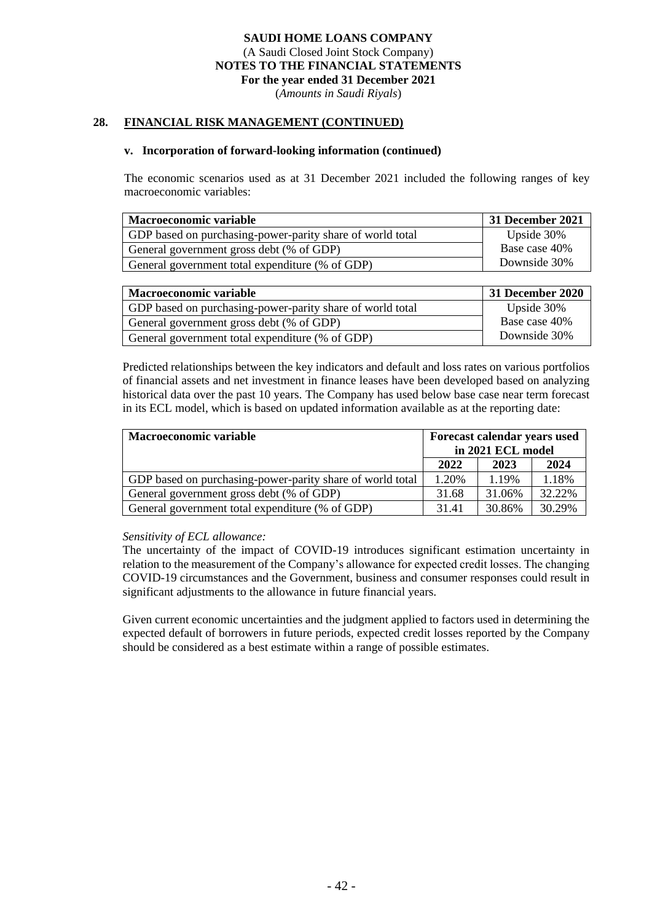## 28. FINANCIAL RISK MANAGEMENT (CONTINUED)

### v. Incorporation of forward-looking information (continued)

The economic scenarios used as at 31 December 2021 included the following ranges of key macroeconomic variables:

| Macroeconomic variable | 31 December 2021 |
|---|---|
| GDP based on purchasing-power-parity share of world total | Upside 30% |
| General government gross debt (% of GDP) | Base case 40% |
| General government total expenditure (% of GDP) | Downside 30% |

| Macroeconomic variable | 31 December 2020 |
|---|---|
| GDP based on purchasing-power-parity share of world total | Upside 30% |
| General government gross debt (% of GDP) | Base case 40% |
| General government total expenditure (% of GDP) | Downside 30% |

Predicted relationships between the key indicators and default and loss rates on various portfolios of financial assets and net investment in finance leases have been developed based on analyzing historical data over the past 10 years. The Company has used below base case near term forecast in its ECL model, which is based on updated information available as at the reporting date:

| Macroeconomic variable | Forecast calendar years used in 2021 ECL model | | |
|---|---|---|---|
| | 2022 | 2023 | 2024 |
| GDP based on purchasing-power-parity share of world total | 1.20% | 1.19% | 1.18% |
| General government gross debt (% of GDP) | 31.68 | 31.06% | 32.22% |
| General government total expenditure (% of GDP) | 31.41 | 30.86% | 30.29% |

*Sensitivity of ECL allowance:*

The uncertainty of the impact of COVID-19 introduces significant estimation uncertainty in relation to the measurement of the Company's allowance for expected credit losses. The changing COVID-19 circumstances and the Government, business and consumer responses could result in significant adjustments to the allowance in future financial years.

Given current economic uncertainties and the judgment applied to factors used in determining the expected default of borrowers in future periods, expected credit losses reported by the Company should be considered as a best estimate within a range of possible estimates.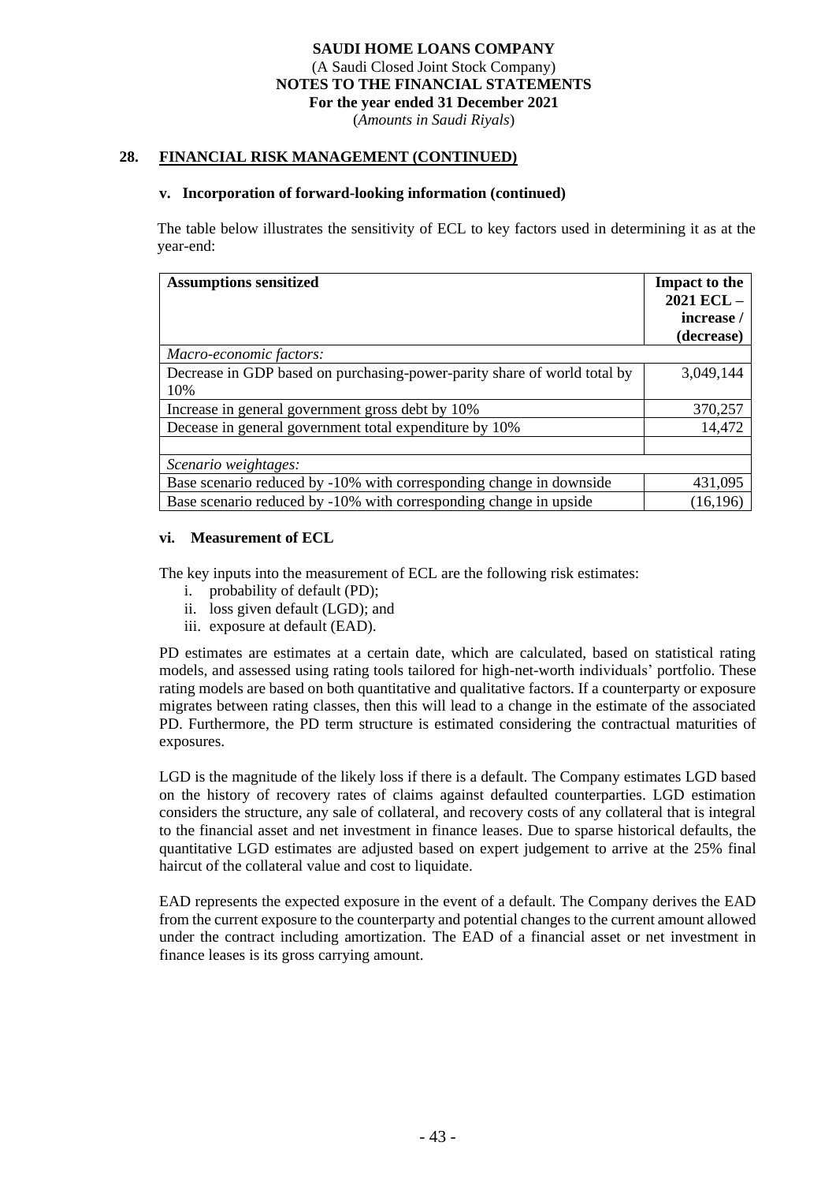## 28. FINANCIAL RISK MANAGEMENT (CONTINUED)

### v. Incorporation of forward-looking information (continued)

The table below illustrates the sensitivity of ECL to key factors used in determining it as at the year-end:

| Assumptions sensitized | Impact to the 2021 ECL – increase / (decrease) |
|---|---|
| *Macro-economic factors:* | |
| Decrease in GDP based on purchasing-power-parity share of world total by 10% | 3,049,144 |
| Increase in general government gross debt by 10% | 370,257 |
| Decease in general government total expenditure by 10% | 14,472 |
| | |
| *Scenario weightages:* | |
| Base scenario reduced by -10% with corresponding change in downside | 431,095 |
| Base scenario reduced by -10% with corresponding change in upside | (16,196) |

### vi. Measurement of ECL

The key inputs into the measurement of ECL are the following risk estimates:

i. probability of default (PD);
ii. loss given default (LGD); and
iii. exposure at default (EAD).

PD estimates are estimates at a certain date, which are calculated, based on statistical rating models, and assessed using rating tools tailored for high-net-worth individuals' portfolio. These rating models are based on both quantitative and qualitative factors. If a counterparty or exposure migrates between rating classes, then this will lead to a change in the estimate of the associated PD. Furthermore, the PD term structure is estimated considering the contractual maturities of exposures.

LGD is the magnitude of the likely loss if there is a default. The Company estimates LGD based on the history of recovery rates of claims against defaulted counterparties. LGD estimation considers the structure, any sale of collateral, and recovery costs of any collateral that is integral to the financial asset and net investment in finance leases. Due to sparse historical defaults, the quantitative LGD estimates are adjusted based on expert judgement to arrive at the 25% final haircut of the collateral value and cost to liquidate.

EAD represents the expected exposure in the event of a default. The Company derives the EAD from the current exposure to the counterparty and potential changes to the current amount allowed under the contract including amortization. The EAD of a financial asset or net investment in finance leases is its gross carrying amount.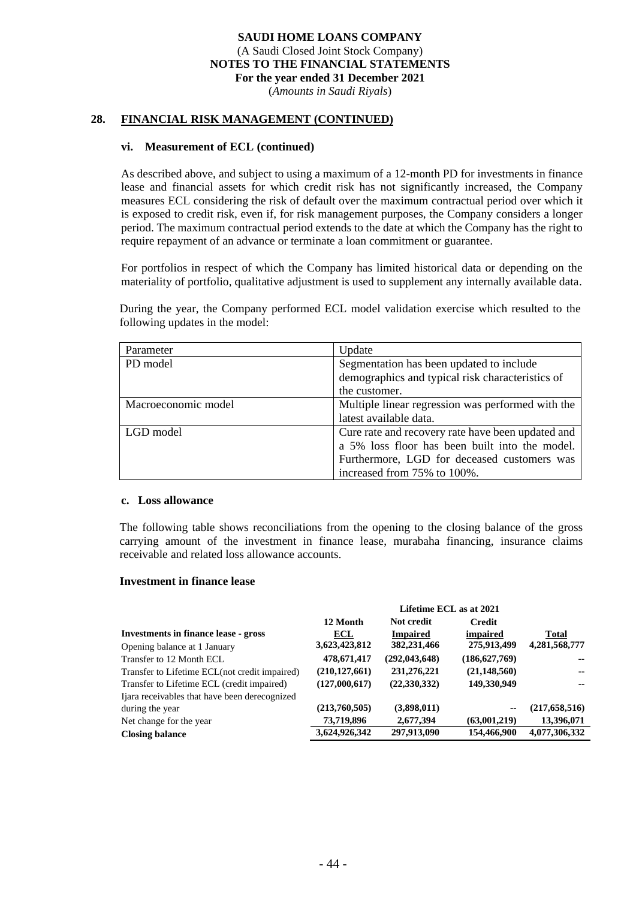# SAUDI HOME LOANS COMPANY

(A Saudi Closed Joint Stock Company)

**NOTES TO THE FINANCIAL STATEMENTS**

**For the year ended 31 December 2021**

(*Amounts in Saudi Riyals*)

## 28. FINANCIAL RISK MANAGEMENT (CONTINUED)

### vi. Measurement of ECL (continued)

As described above, and subject to using a maximum of a 12-month PD for investments in finance lease and financial assets for which credit risk has not significantly increased, the Company measures ECL considering the risk of default over the maximum contractual period over which it is exposed to credit risk, even if, for risk management purposes, the Company considers a longer period. The maximum contractual period extends to the date at which the Company has the right to require repayment of an advance or terminate a loan commitment or guarantee.

For portfolios in respect of which the Company has limited historical data or depending on the materiality of portfolio, qualitative adjustment is used to supplement any internally available data.

During the year, the Company performed ECL model validation exercise which resulted to the following updates in the model:

| Parameter | Update |
|---|---|
| PD model | Segmentation has been updated to include demographics and typical risk characteristics of the customer. |
| Macroeconomic model | Multiple linear regression was performed with the latest available data. |
| LGD model | Cure rate and recovery rate have been updated and a 5% loss floor has been built into the model. Furthermore, LGD for deceased customers was increased from 75% to 100%. |

### c. Loss allowance

The following table shows reconciliations from the opening to the closing balance of the gross carrying amount of the investment in finance lease, murabaha financing, insurance claims receivable and related loss allowance accounts.

**Investment in finance lease**

| | Lifetime ECL as at 2021 | | | |
|---|---|---|---|---|
| **Investments in finance lease - gross** | **12 Month ECL** | **Not credit Impaired** | **Credit impaired** | **Total** |
| Opening balance at 1 January | 3,623,423,812 | 382,231,466 | 275,913,499 | 4,281,568,777 |
| Transfer to 12 Month ECL | 478,671,417 | (292,043,648) | (186,627,769) | -- |
| Transfer to Lifetime ECL(not credit impaired) | (210,127,661) | 231,276,221 | (21,148,560) | -- |
| Transfer to Lifetime ECL (credit impaired) | (127,000,617) | (22,330,332) | 149,330,949 | -- |
| Ijara receivables that have been derecognized during the year | (213,760,505) | (3,898,011) | -- | (217,658,516) |
| Net change for the year | 73,719,896 | 2,677,394 | (63,001,219) | 13,396,071 |
| **Closing balance** | **3,624,926,342** | **297,913,090** | **154,466,900** | **4,077,306,332** |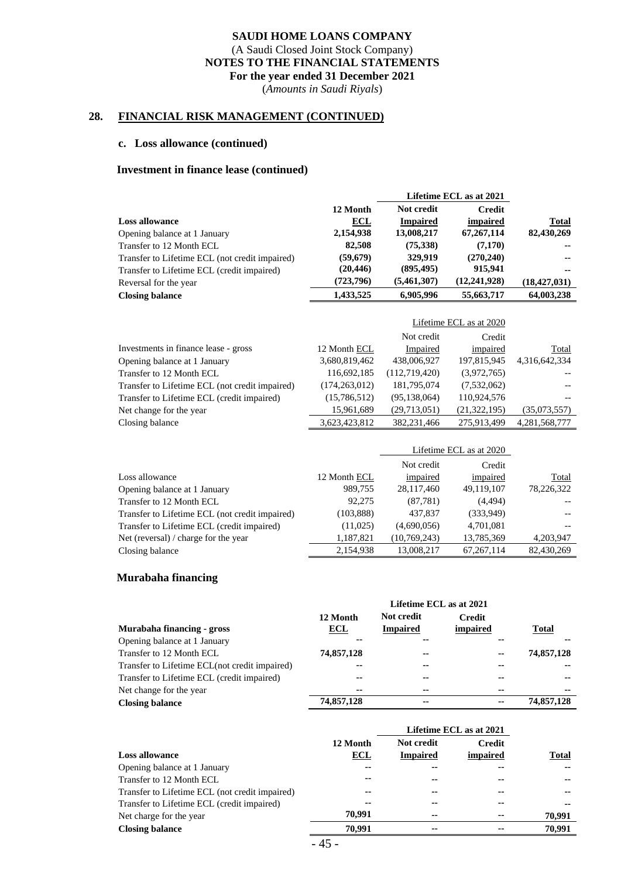**SAUDI HOME LOANS COMPANY**
(A Saudi Closed Joint Stock Company)
**NOTES TO THE FINANCIAL STATEMENTS**
**For the year ended 31 December 2021**
(*Amounts in Saudi Riyals*)

## 28. FINANCIAL RISK MANAGEMENT (CONTINUED)

### c. Loss allowance (continued)

#### Investment in finance lease (continued)

| | | Lifetime ECL as at 2021 | | |
|---|---|---|---|---|
| **Loss allowance** | **12 Month ECL** | **Not credit Impaired** | **Credit impaired** | **Total** |
| Opening balance at 1 January | **2,154,938** | **13,008,217** | **67,267,114** | **82,430,269** |
| Transfer to 12 Month ECL | **82,508** | **(75,338)** | **(7,170)** | **--** |
| Transfer to Lifetime ECL (not credit impaired) | **(59,679)** | **329,919** | **(270,240)** | **--** |
| Transfer to Lifetime ECL (credit impaired) | **(20,446)** | **(895,495)** | **915,941** | **--** |
| Reversal for the year | **(723,796)** | **(5,461,307)** | **(12,241,928)** | **(18,427,031)** |
| **Closing balance** | **1,433,525** | **6,905,996** | **55,663,717** | **64,003,238** |

| | | Lifetime ECL as at 2020 | | |
|---|---|---|---|---|
| Investments in finance lease - gross | 12 Month ECL | Not credit Impaired | Credit impaired | Total |
| Opening balance at 1 January | 3,680,819,462 | 438,006,927 | 197,815,945 | 4,316,642,334 |
| Transfer to 12 Month ECL | 116,692,185 | (112,719,420) | (3,972,765) | -- |
| Transfer to Lifetime ECL (not credit impaired) | (174,263,012) | 181,795,074 | (7,532,062) | -- |
| Transfer to Lifetime ECL (credit impaired) | (15,786,512) | (95,138,064) | 110,924,576 | -- |
| Net change for the year | 15,961,689 | (29,713,051) | (21,322,195) | (35,073,557) |
| Closing balance | 3,623,423,812 | 382,231,466 | 275,913,499 | 4,281,568,777 |

| | | Lifetime ECL as at 2020 | | |
|---|---|---|---|---|
| Loss allowance | 12 Month ECL | Not credit impaired | Credit impaired | Total |
| Opening balance at 1 January | 989,755 | 28,117,460 | 49,119,107 | 78,226,322 |
| Transfer to 12 Month ECL | 92,275 | (87,781) | (4,494) | -- |
| Transfer to Lifetime ECL (not credit impaired) | (103,888) | 437,837 | (333,949) | -- |
| Transfer to Lifetime ECL (credit impaired) | (11,025) | (4,690,056) | 4,701,081 | -- |
| Net (reversal) / charge for the year | 1,187,821 | (10,769,243) | 13,785,369 | 4,203,947 |
| Closing balance | 2,154,938 | 13,008,217 | 67,267,114 | 82,430,269 |

#### Murabaha financing

| | | Lifetime ECL as at 2021 | | |
|---|---|---|---|---|
| **Murabaha financing - gross** | **12 Month ECL** | **Not credit Impaired** | **Credit impaired** | **Total** |
| Opening balance at 1 January | -- | -- | -- | -- |
| Transfer to 12 Month ECL | **74,857,128** | -- | -- | **74,857,128** |
| Transfer to Lifetime ECL(not credit impaired) | -- | -- | -- | -- |
| Transfer to Lifetime ECL (credit impaired) | -- | -- | -- | -- |
| Net change for the year | -- | -- | -- | -- |
| **Closing balance** | **74,857,128** | -- | -- | **74,857,128** |

| | | Lifetime ECL as at 2021 | | |
|---|---|---|---|---|
| **Loss allowance** | **12 Month ECL** | **Not credit Impaired** | **Credit impaired** | **Total** |
| Opening balance at 1 January | -- | -- | -- | -- |
| Transfer to 12 Month ECL | -- | -- | -- | -- |
| Transfer to Lifetime ECL (not credit impaired) | -- | -- | -- | -- |
| Transfer to Lifetime ECL (credit impaired) | -- | -- | -- | -- |
| Net charge for the year | **70,991** | -- | -- | **70,991** |
| **Closing balance** | **70,991** | -- | -- | **70,991** |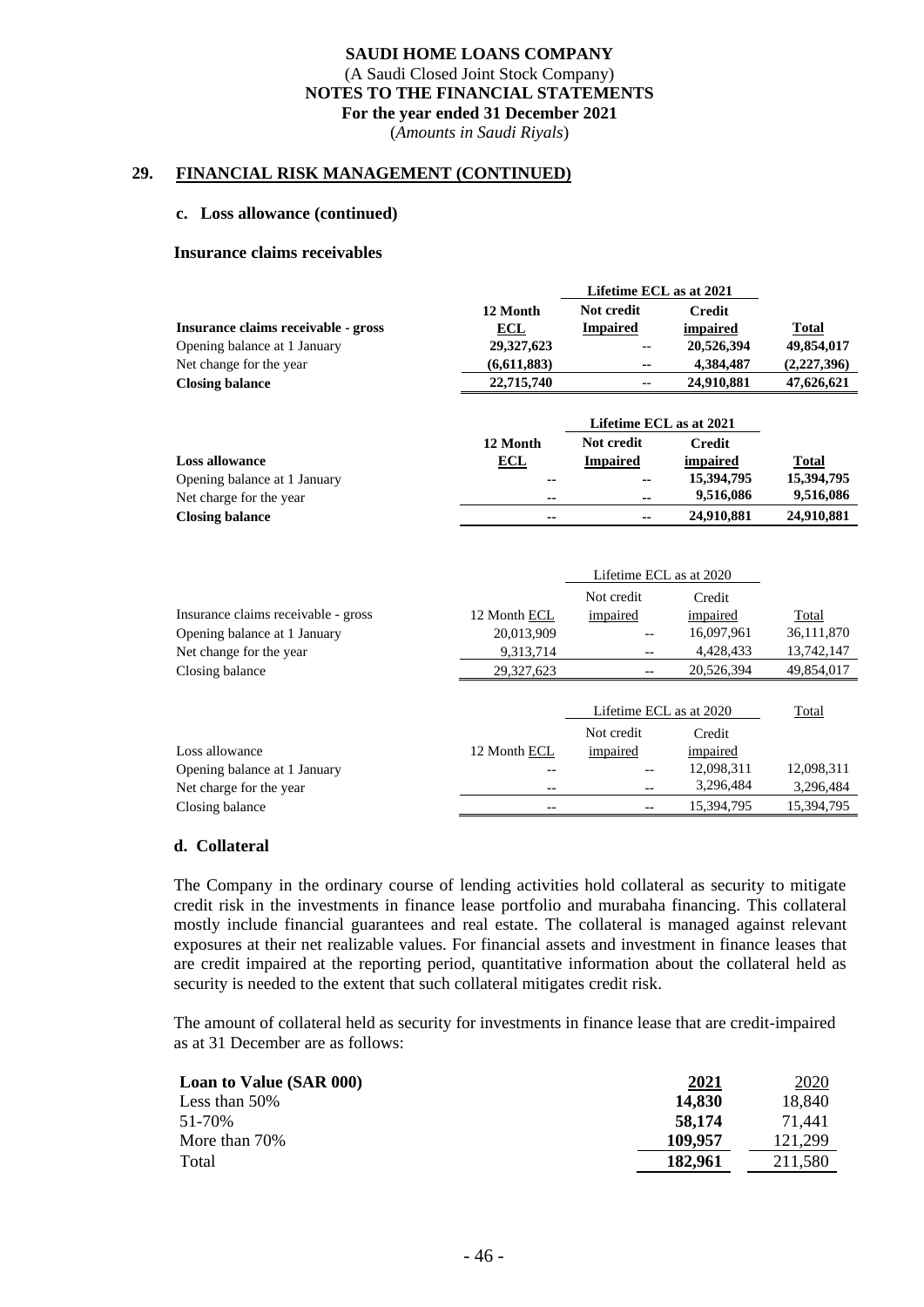## 29. FINANCIAL RISK MANAGEMENT (CONTINUED)

### c. Loss allowance (continued)

**Insurance claims receivables**

| | | Lifetime ECL as at 2021 | | |
|---|---|---|---|---|
| **Insurance claims receivable - gross** | **12 Month ECL** | **Not credit Impaired** | **Credit impaired** | **Total** |
| Opening balance at 1 January | **29,327,623** | -- | **20,526,394** | **49,854,017** |
| Net change for the year | **(6,611,883)** | -- | **4,384,487** | **(2,227,396)** |
| **Closing balance** | **22,715,740** | -- | **24,910,881** | **47,626,621** |

| | | Lifetime ECL as at 2021 | | |
|---|---|---|---|---|
| **Loss allowance** | **12 Month ECL** | **Not credit Impaired** | **Credit impaired** | **Total** |
| Opening balance at 1 January | -- | -- | **15,394,795** | **15,394,795** |
| Net charge for the year | -- | -- | **9,516,086** | **9,516,086** |
| **Closing balance** | -- | -- | **24,910,881** | **24,910,881** |

| | | Lifetime ECL as at 2020 | | |
|---|---|---|---|---|
| Insurance claims receivable - gross | 12 Month ECL | Not credit impaired | Credit impaired | Total |
| Opening balance at 1 January | 20,013,909 | -- | 16,097,961 | 36,111,870 |
| Net change for the year | 9,313,714 | -- | 4,428,433 | 13,742,147 |
| Closing balance | 29,327,623 | -- | 20,526,394 | 49,854,017 |

| | | Lifetime ECL as at 2020 | | Total |
|---|---|---|---|---|
| Loss allowance | 12 Month ECL | Not credit impaired | Credit impaired | |
| Opening balance at 1 January | -- | -- | 12,098,311 | 12,098,311 |
| Net charge for the year | -- | -- | 3,296,484 | 3,296,484 |
| Closing balance | -- | -- | 15,394,795 | 15,394,795 |

### d. Collateral

The Company in the ordinary course of lending activities hold collateral as security to mitigate credit risk in the investments in finance lease portfolio and murabaha financing. This collateral mostly include financial guarantees and real estate. The collateral is managed against relevant exposures at their net realizable values. For financial assets and investment in finance leases that are credit impaired at the reporting period, quantitative information about the collateral held as security is needed to the extent that such collateral mitigates credit risk.

The amount of collateral held as security for investments in finance lease that are credit-impaired as at 31 December are as follows:

| **Loan to Value (SAR 000)** | **2021** | 2020 |
|---|---|---|
| Less than 50% | **14,830** | 18,840 |
| 51-70% | **58,174** | 71,441 |
| More than 70% | **109,957** | 121,299 |
| Total | **182,961** | 211,580 |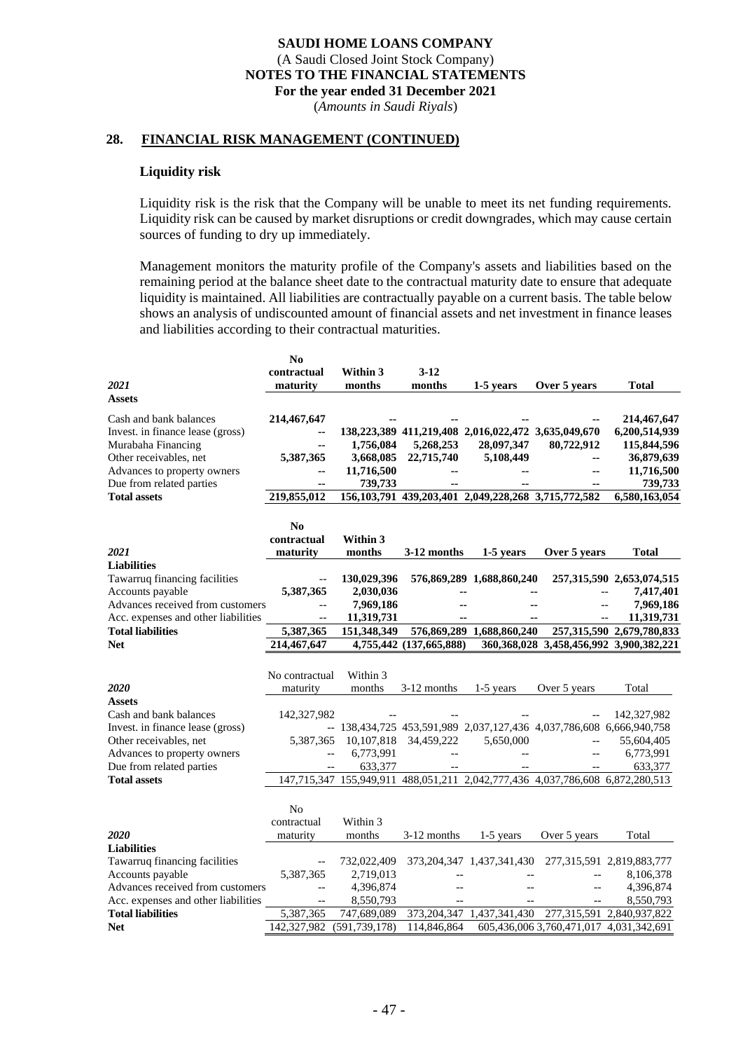## 28. FINANCIAL RISK MANAGEMENT (CONTINUED)

### Liquidity risk

Liquidity risk is the risk that the Company will be unable to meet its net funding requirements. Liquidity risk can be caused by market disruptions or credit downgrades, which may cause certain sources of funding to dry up immediately.

Management monitors the maturity profile of the Company's assets and liabilities based on the remaining period at the balance sheet date to the contractual maturity date to ensure that adequate liquidity is maintained. All liabilities are contractually payable on a current basis. The table below shows an analysis of undiscounted amount of financial assets and net investment in finance leases and liabilities according to their contractual maturities.

| ***2021*** | **No contractual maturity** | **Within 3 months** | **3-12 months** | **1-5 years** | **Over 5 years** | **Total** |
|---|---|---|---|---|---|---|
| **Assets** | | | | | | |
| Cash and bank balances | **214,467,647** | **--** | **--** | **--** | **--** | **214,467,647** |
| Invest. in finance lease (gross) | **--** | **138,223,389** | **411,219,408** | **2,016,022,472** | **3,635,049,670** | **6,200,514,939** |
| Murabaha Financing | **--** | **1,756,084** | **5,268,253** | **28,097,347** | **80,722,912** | **115,844,596** |
| Other receivables, net | **5,387,365** | **3,668,085** | **22,715,740** | **5,108,449** | **--** | **36,879,639** |
| Advances to property owners | **--** | **11,716,500** | **--** | **--** | **--** | **11,716,500** |
| Due from related parties | **--** | **739,733** | **--** | **--** | **--** | **739,733** |
| **Total assets** | **219,855,012** | **156,103,791** | **439,203,401** | **2,049,228,268** | **3,715,772,582** | **6,580,163,054** |

| ***2021*** | **No contractual maturity** | **Within 3 months** | **3-12 months** | **1-5 years** | **Over 5 years** | **Total** |
|---|---|---|---|---|---|---|
| **Liabilities** | | | | | | |
| Tawarruq financing facilities | -- | **130,029,396** | **576,869,289** | **1,688,860,240** | **257,315,590** | **2,653,074,515** |
| Accounts payable | **5,387,365** | **2,030,036** | **--** | **--** | -- | **7,417,401** |
| Advances received from customers | -- | **7,969,186** | **--** | **--** | -- | **7,969,186** |
| Acc. expenses and other liabilities | -- | **11,319,731** | **--** | **--** | -- | **11,319,731** |
| **Total liabilities** | **5,387,365** | **151,348,349** | **576,869,289** | **1,688,860,240** | **257,315,590** | **2,679,780,833** |
| **Net** | **214,467,647** | **4,755,442** | **(137,665,888)** | **360,368,028** | **3,458,456,992** | **3,900,382,221** |

| ***2020*** | No contractual maturity | Within 3 months | 3-12 months | 1-5 years | Over 5 years | Total |
|---|---|---|---|---|---|---|
| **Assets** | | | | | | |
| Cash and bank balances | 142,327,982 | -- | -- | -- | -- | 142,327,982 |
| Invest. in finance lease (gross) | -- | 138,434,725 | 453,591,989 | 2,037,127,436 | 4,037,786,608 | 6,666,940,758 |
| Other receivables, net | 5,387,365 | 10,107,818 | 34,459,222 | 5,650,000 | -- | 55,604,405 |
| Advances to property owners | -- | 6,773,991 | -- | -- | -- | 6,773,991 |
| Due from related parties | -- | 633,377 | -- | -- | -- | 633,377 |
| **Total assets** | 147,715,347 | 155,949,911 | 488,051,211 | 2,042,777,436 | 4,037,786,608 | 6,872,280,513 |

| ***2020*** | No contractual maturity | Within 3 months | 3-12 months | 1-5 years | Over 5 years | Total |
|---|---|---|---|---|---|---|
| **Liabilities** | | | | | | |
| Tawarruq financing facilities | -- | 732,022,409 | 373,204,347 | 1,437,341,430 | 277,315,591 | 2,819,883,777 |
| Accounts payable | 5,387,365 | 2,719,013 | -- | -- | -- | 8,106,378 |
| Advances received from customers | -- | 4,396,874 | -- | -- | -- | 4,396,874 |
| Acc. expenses and other liabilities | -- | 8,550,793 | -- | -- | -- | 8,550,793 |
| **Total liabilities** | 5,387,365 | 747,689,089 | 373,204,347 | 1,437,341,430 | 277,315,591 | 2,840,937,822 |
| **Net** | 142,327,982 | (591,739,178) | 114,846,864 | 605,436,006 | 3,760,471,017 | 4,031,342,691 |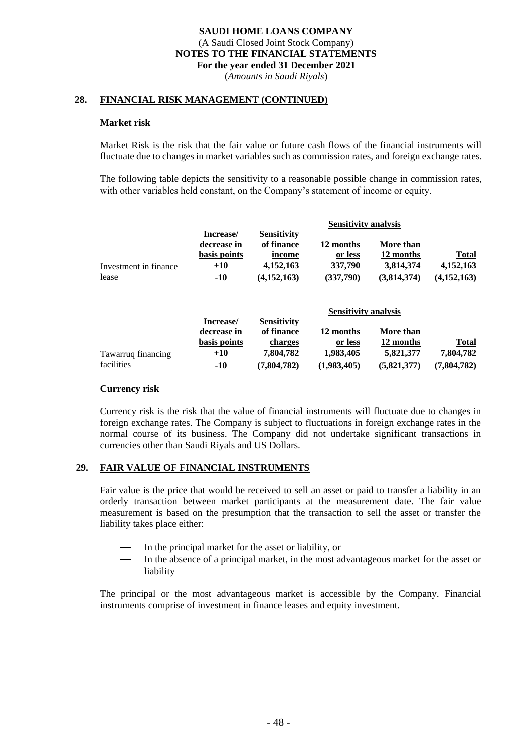## 28. FINANCIAL RISK MANAGEMENT (CONTINUED)

### Market risk

Market Risk is the risk that the fair value or future cash flows of the financial instruments will fluctuate due to changes in market variables such as commission rates, and foreign exchange rates.

The following table depicts the sensitivity to a reasonable possible change in commission rates, with other variables held constant, on the Company's statement of income or equity.

| | Increase/ decrease in basis points | Sensitivity of finance income | Sensitivity analysis | | |
|---|---|---|---|---|---|
| | | | 12 months or less | More than 12 months | Total |
| Investment in finance lease | +10 | 4,152,163 | 337,790 | 3,814,374 | 4,152,163 |
| | -10 | (4,152,163) | (337,790) | (3,814,374) | (4,152,163) |

| | Increase/ decrease in basis points | Sensitivity of finance charges | Sensitivity analysis | | |
|---|---|---|---|---|---|
| | | | 12 months or less | More than 12 months | Total |
| Tawarruq financing facilities | +10 | 7,804,782 | 1,983,405 | 5,821,377 | 7,804,782 |
| | -10 | (7,804,782) | (1,983,405) | (5,821,377) | (7,804,782) |

### Currency risk

Currency risk is the risk that the value of financial instruments will fluctuate due to changes in foreign exchange rates. The Company is subject to fluctuations in foreign exchange rates in the normal course of its business. The Company did not undertake significant transactions in currencies other than Saudi Riyals and US Dollars.

## 29. FAIR VALUE OF FINANCIAL INSTRUMENTS

Fair value is the price that would be received to sell an asset or paid to transfer a liability in an orderly transaction between market participants at the measurement date. The fair value measurement is based on the presumption that the transaction to sell the asset or transfer the liability takes place either:

- In the principal market for the asset or liability, or
- In the absence of a principal market, in the most advantageous market for the asset or liability

The principal or the most advantageous market is accessible by the Company. Financial instruments comprise of investment in finance leases and equity investment.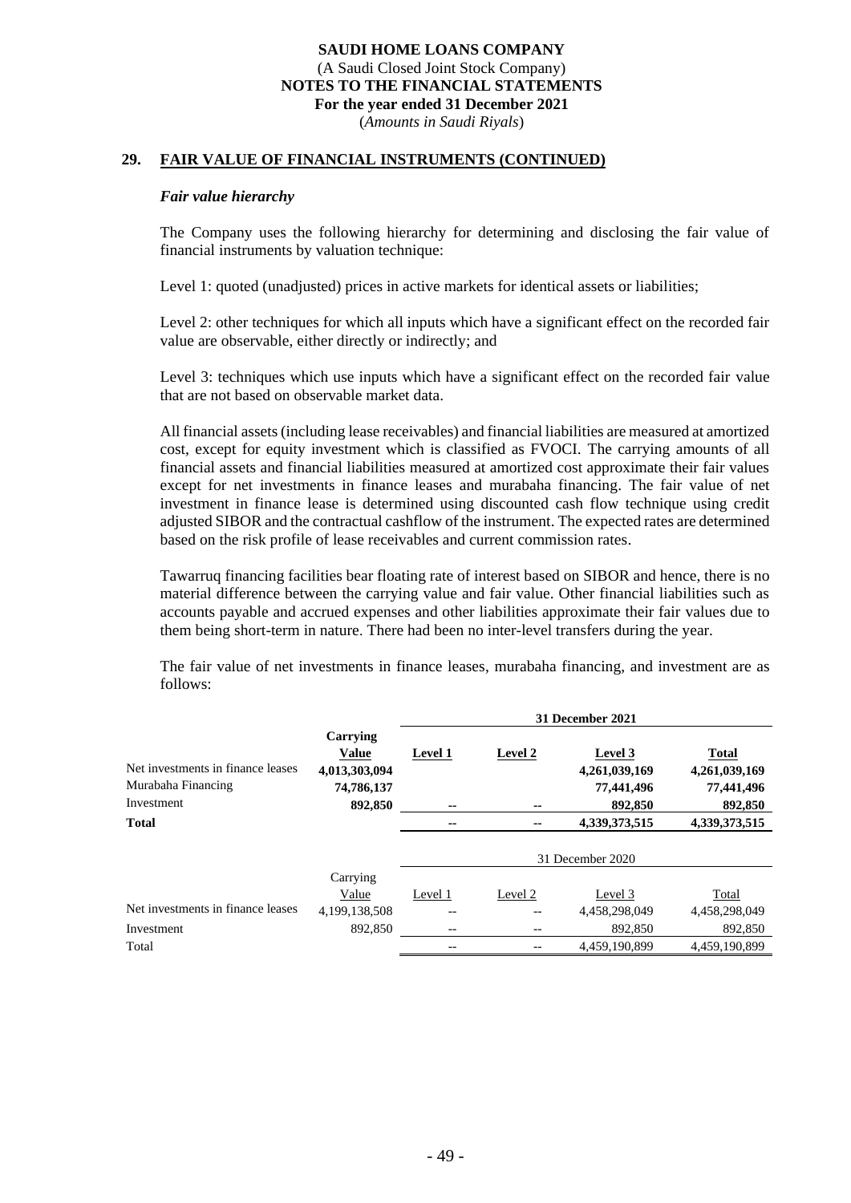## 29. FAIR VALUE OF FINANCIAL INSTRUMENTS (CONTINUED)

### *Fair value hierarchy*

The Company uses the following hierarchy for determining and disclosing the fair value of financial instruments by valuation technique:

Level 1: quoted (unadjusted) prices in active markets for identical assets or liabilities;

Level 2: other techniques for which all inputs which have a significant effect on the recorded fair value are observable, either directly or indirectly; and

Level 3: techniques which use inputs which have a significant effect on the recorded fair value that are not based on observable market data.

All financial assets (including lease receivables) and financial liabilities are measured at amortized cost, except for equity investment which is classified as FVOCI. The carrying amounts of all financial assets and financial liabilities measured at amortized cost approximate their fair values except for net investments in finance leases and murabaha financing. The fair value of net investment in finance lease is determined using discounted cash flow technique using credit adjusted SIBOR and the contractual cashflow of the instrument. The expected rates are determined based on the risk profile of lease receivables and current commission rates.

Tawarruq financing facilities bear floating rate of interest based on SIBOR and hence, there is no material difference between the carrying value and fair value. Other financial liabilities such as accounts payable and accrued expenses and other liabilities approximate their fair values due to them being short-term in nature. There had been no inter-level transfers during the year.

The fair value of net investments in finance leases, murabaha financing, and investment are as follows:

| | | **31 December 2021** | | | |
|---|---|---|---|---|---|
| | **Carrying Value** | **Level 1** | **Level 2** | **Level 3** | **Total** |
| Net investments in finance leases | **4,013,303,094** | | | **4,261,039,169** | **4,261,039,169** |
| Murabaha Financing | **74,786,137** | | | **77,441,496** | **77,441,496** |
| Investment | **892,850** | **--** | **--** | **892,850** | **892,850** |
| **Total** | | **--** | **--** | **4,339,373,515** | **4,339,373,515** |

| | | 31 December 2020 | | | |
|---|---|---|---|---|---|
| | Carrying Value | Level 1 | Level 2 | Level 3 | Total |
| Net investments in finance leases | 4,199,138,508 | -- | -- | 4,458,298,049 | 4,458,298,049 |
| Investment | 892,850 | -- | -- | 892,850 | 892,850 |
| Total | | -- | -- | 4,459,190,899 | 4,459,190,899 |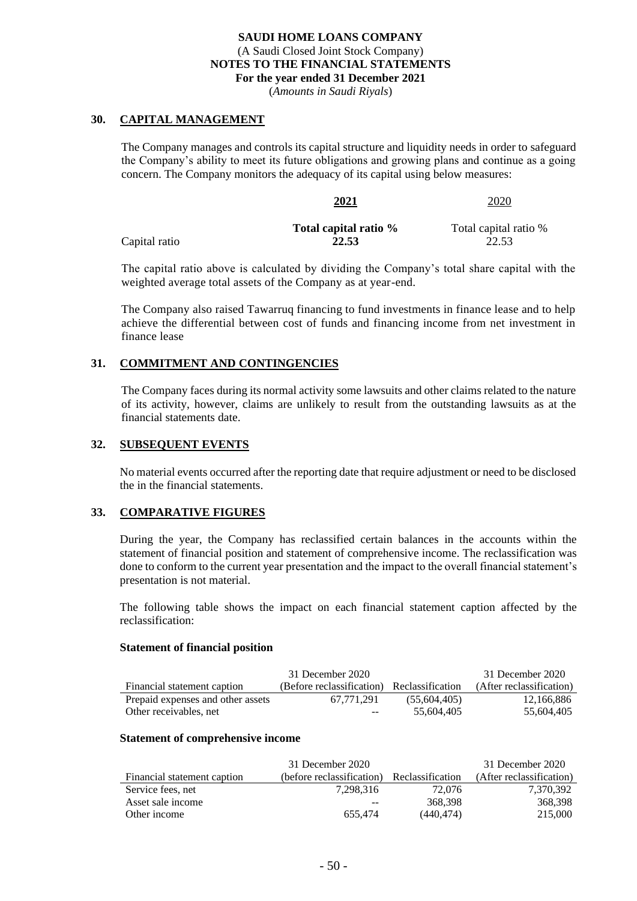## 30. CAPITAL MANAGEMENT

The Company manages and controls its capital structure and liquidity needs in order to safeguard the Company's ability to meet its future obligations and growing plans and continue as a going concern. The Company monitors the adequacy of its capital using below measures:

| | **2021** | 2020 |
|---|---|---|
| | **Total capital ratio %** | Total capital ratio % |
| Capital ratio | **22.53** | 22.53 |

The capital ratio above is calculated by dividing the Company's total share capital with the weighted average total assets of the Company as at year-end.

The Company also raised Tawarruq financing to fund investments in finance lease and to help achieve the differential between cost of funds and financing income from net investment in finance lease

## 31. COMMITMENT AND CONTINGENCIES

The Company faces during its normal activity some lawsuits and other claims related to the nature of its activity, however, claims are unlikely to result from the outstanding lawsuits as at the financial statements date.

## 32. SUBSEQUENT EVENTS

No material events occurred after the reporting date that require adjustment or need to be disclosed the in the financial statements.

## 33. COMPARATIVE FIGURES

During the year, the Company has reclassified certain balances in the accounts within the statement of financial position and statement of comprehensive income. The reclassification was done to conform to the current year presentation and the impact to the overall financial statement's presentation is not material.

The following table shows the impact on each financial statement caption affected by the reclassification:

**Statement of financial position**

| Financial statement caption | 31 December 2020 (Before reclassification) | Reclassification | 31 December 2020 (After reclassification) |
|---|---|---|---|
| Prepaid expenses and other assets | 67,771,291 | (55,604,405) | 12,166,886 |
| Other receivables, net | -- | 55,604,405 | 55,604,405 |

**Statement of comprehensive income**

| Financial statement caption | 31 December 2020 (before reclassification) | Reclassification | 31 December 2020 (After reclassification) |
|---|---|---|---|
| Service fees, net | 7,298,316 | 72,076 | 7,370,392 |
| Asset sale income | -- | 368,398 | 368,398 |
| Other income | 655,474 | (440,474) | 215,000 |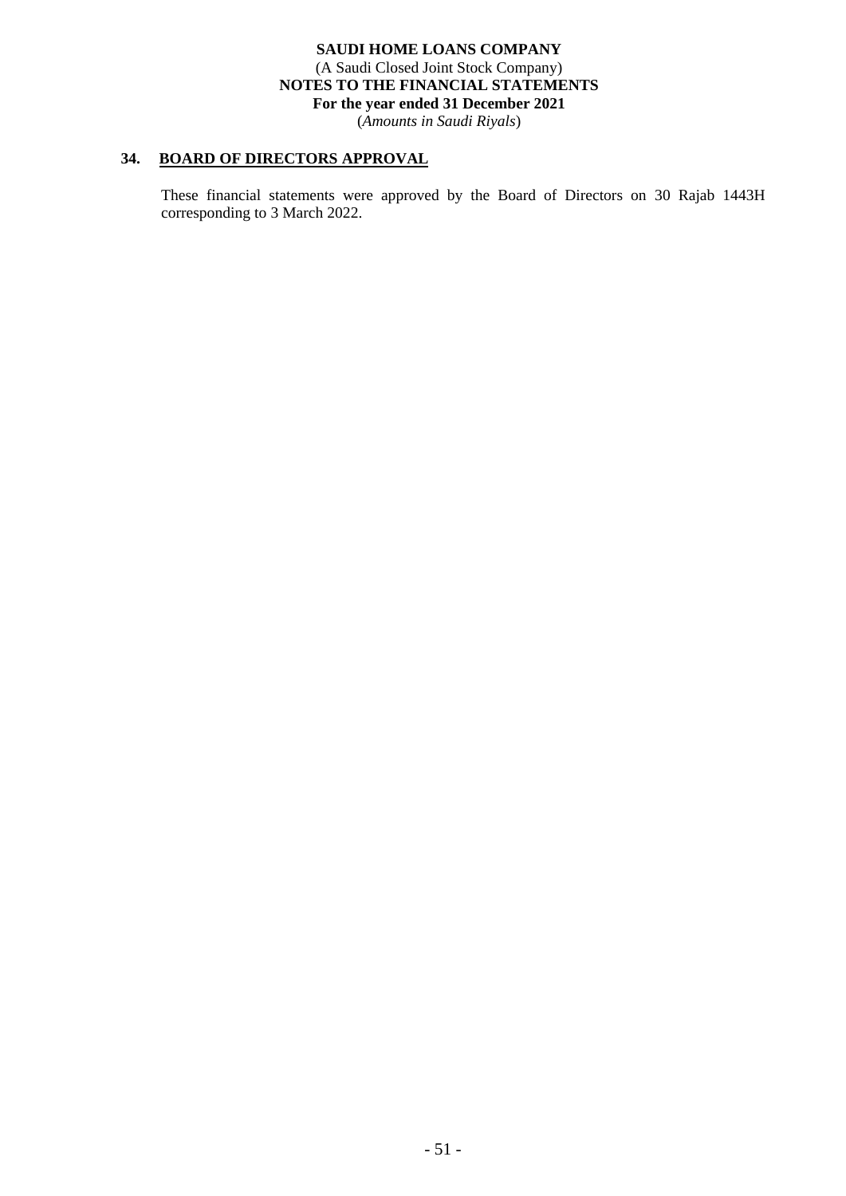## 34. BOARD OF DIRECTORS APPROVAL

These financial statements were approved by the Board of Directors on 30 Rajab 1443H corresponding to 3 March 2022.